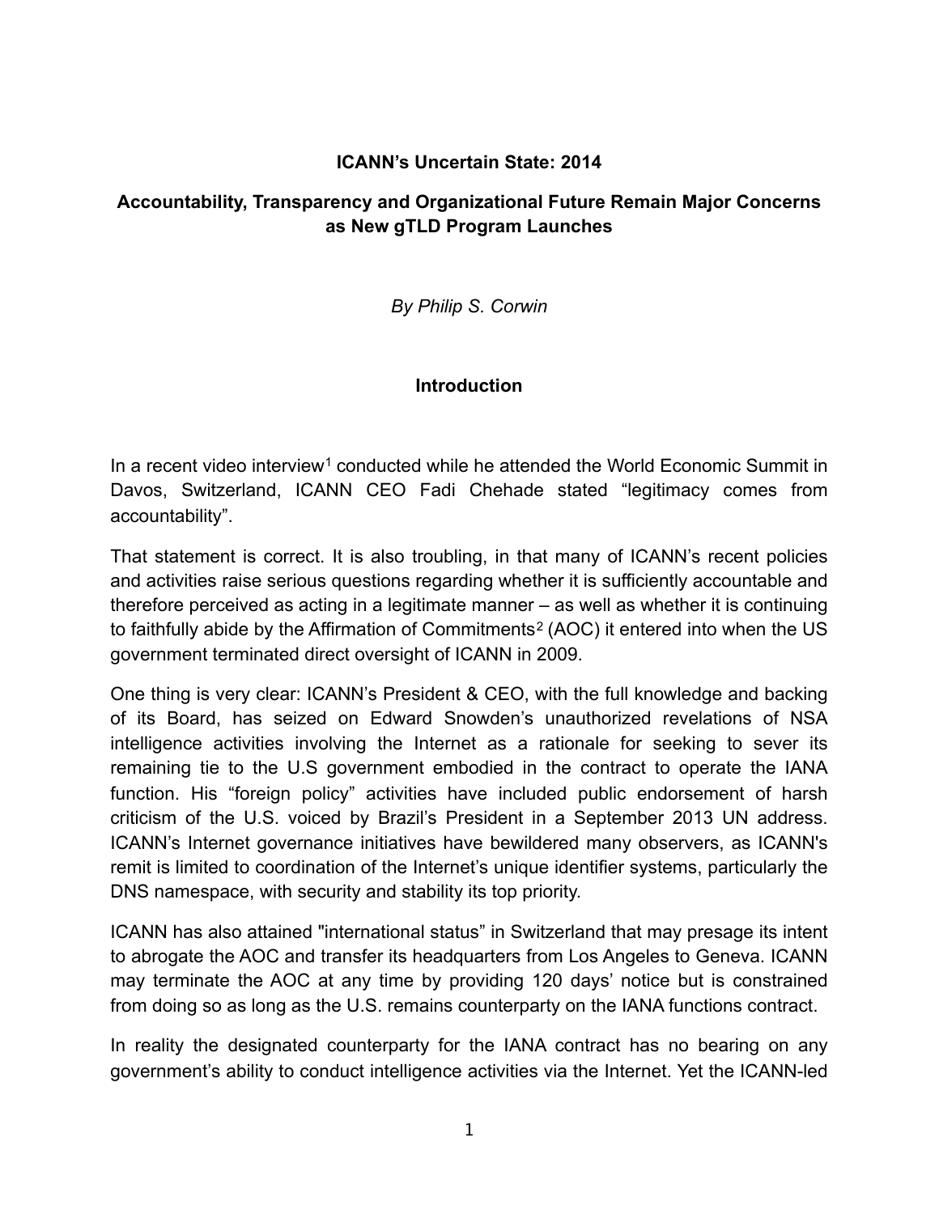# ICANN's Uncertain State: 2014

## Accountability, Transparency and Organizational Future Remain Major Concerns as New gTLD Program Launches

*By Philip S. Corwin*

### Introduction

In a recent video interview[1] conducted while he attended the World Economic Summit in Davos, Switzerland, ICANN CEO Fadi Chehade stated "legitimacy comes from accountability".

That statement is correct. It is also troubling, in that many of ICANN's recent policies and activities raise serious questions regarding whether it is sufficiently accountable and therefore perceived as acting in a legitimate manner – as well as whether it is continuing to faithfully abide by the Affirmation of Commitments[2] (AOC) it entered into when the US government terminated direct oversight of ICANN in 2009.

One thing is very clear: ICANN's President & CEO, with the full knowledge and backing of its Board, has seized on Edward Snowden's unauthorized revelations of NSA intelligence activities involving the Internet as a rationale for seeking to sever its remaining tie to the U.S government embodied in the contract to operate the IANA function. His "foreign policy" activities have included public endorsement of harsh criticism of the U.S. voiced by Brazil's President in a September 2013 UN address. ICANN's Internet governance initiatives have bewildered many observers, as ICANN's remit is limited to coordination of the Internet's unique identifier systems, particularly the DNS namespace, with security and stability its top priority.

ICANN has also attained "international status" in Switzerland that may presage its intent to abrogate the AOC and transfer its headquarters from Los Angeles to Geneva. ICANN may terminate the AOC at any time by providing 120 days' notice but is constrained from doing so as long as the U.S. remains counterparty on the IANA functions contract.

In reality the designated counterparty for the IANA contract has no bearing on any government's ability to conduct intelligence activities via the Internet. Yet the ICANN-led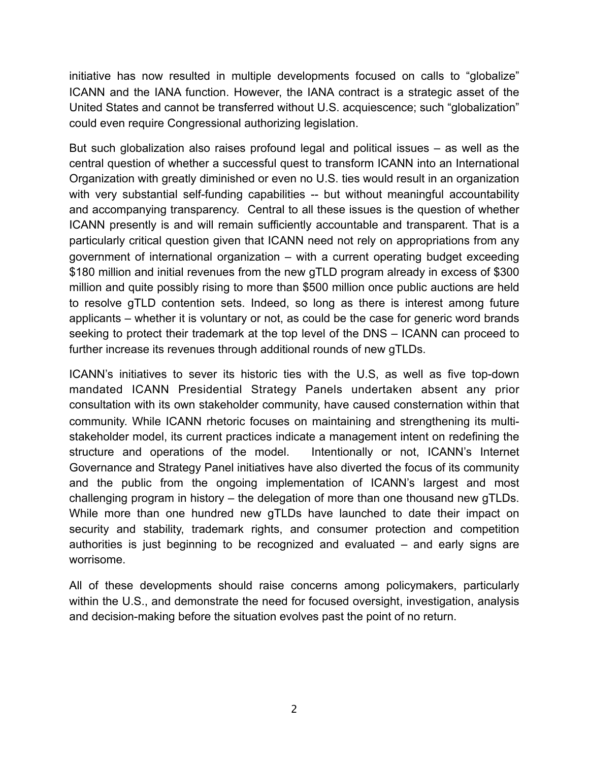initiative has now resulted in multiple developments focused on calls to "globalize" ICANN and the IANA function. However, the IANA contract is a strategic asset of the United States and cannot be transferred without U.S. acquiescence; such "globalization" could even require Congressional authorizing legislation.

But such globalization also raises profound legal and political issues – as well as the central question of whether a successful quest to transform ICANN into an International Organization with greatly diminished or even no U.S. ties would result in an organization with very substantial self-funding capabilities -- but without meaningful accountability and accompanying transparency. Central to all these issues is the question of whether ICANN presently is and will remain sufficiently accountable and transparent. That is a particularly critical question given that ICANN need not rely on appropriations from any government of international organization – with a current operating budget exceeding \$180 million and initial revenues from the new gTLD program already in excess of \$300 million and quite possibly rising to more than \$500 million once public auctions are held to resolve gTLD contention sets. Indeed, so long as there is interest among future applicants – whether it is voluntary or not, as could be the case for generic word brands seeking to protect their trademark at the top level of the DNS – ICANN can proceed to further increase its revenues through additional rounds of new gTLDs.

ICANN's initiatives to sever its historic ties with the U.S, as well as five top-down mandated ICANN Presidential Strategy Panels undertaken absent any prior consultation with its own stakeholder community, have caused consternation within that community. While ICANN rhetoric focuses on maintaining and strengthening its multi-stakeholder model, its current practices indicate a management intent on redefining the structure and operations of the model. Intentionally or not, ICANN's Internet Governance and Strategy Panel initiatives have also diverted the focus of its community and the public from the ongoing implementation of ICANN's largest and most challenging program in history – the delegation of more than one thousand new gTLDs. While more than one hundred new gTLDs have launched to date their impact on security and stability, trademark rights, and consumer protection and competition authorities is just beginning to be recognized and evaluated – and early signs are worrisome.

All of these developments should raise concerns among policymakers, particularly within the U.S., and demonstrate the need for focused oversight, investigation, analysis and decision-making before the situation evolves past the point of no return.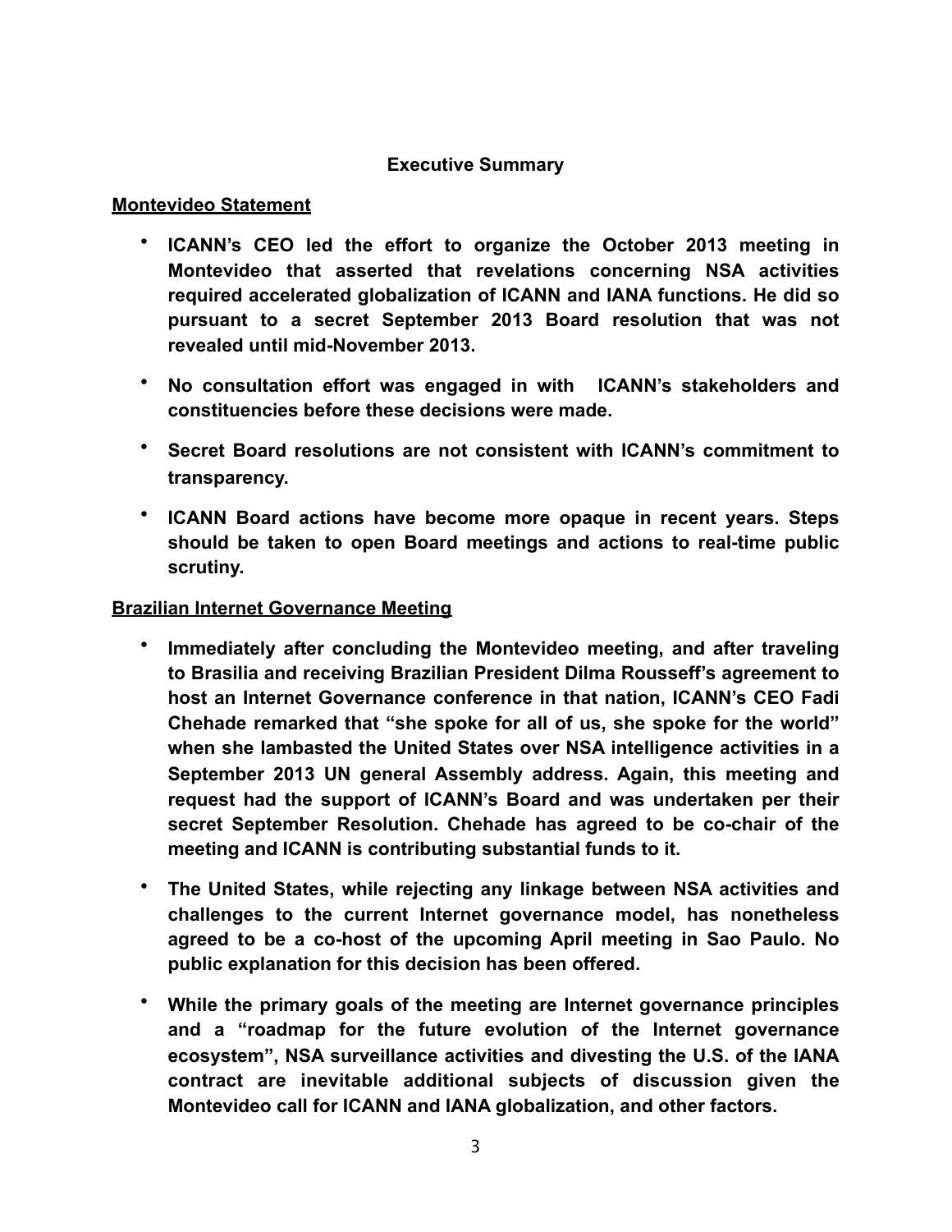## Executive Summary

**Montevideo Statement**

- **ICANN's CEO led the effort to organize the October 2013 meeting in Montevideo that asserted that revelations concerning NSA activities required accelerated globalization of ICANN and IANA functions. He did so pursuant to a secret September 2013 Board resolution that was not revealed until mid-November 2013.**

- **No consultation effort was engaged in with ICANN's stakeholders and constituencies before these decisions were made.**

- **Secret Board resolutions are not consistent with ICANN's commitment to transparency.**

- **ICANN Board actions have become more opaque in recent years. Steps should be taken to open Board meetings and actions to real-time public scrutiny.**

**Brazilian Internet Governance Meeting**

- **Immediately after concluding the Montevideo meeting, and after traveling to Brasilia and receiving Brazilian President Dilma Rousseff's agreement to host an Internet Governance conference in that nation, ICANN's CEO Fadi Chehade remarked that "she spoke for all of us, she spoke for the world" when she lambasted the United States over NSA intelligence activities in a September 2013 UN general Assembly address. Again, this meeting and request had the support of ICANN's Board and was undertaken per their secret September Resolution. Chehade has agreed to be co-chair of the meeting and ICANN is contributing substantial funds to it.**

- **The United States, while rejecting any linkage between NSA activities and challenges to the current Internet governance model, has nonetheless agreed to be a co-host of the upcoming April meeting in Sao Paulo. No public explanation for this decision has been offered.**

- **While the primary goals of the meeting are Internet governance principles and a "roadmap for the future evolution of the Internet governance ecosystem", NSA surveillance activities and divesting the U.S. of the IANA contract are inevitable additional subjects of discussion given the Montevideo call for ICANN and IANA globalization, and other factors.**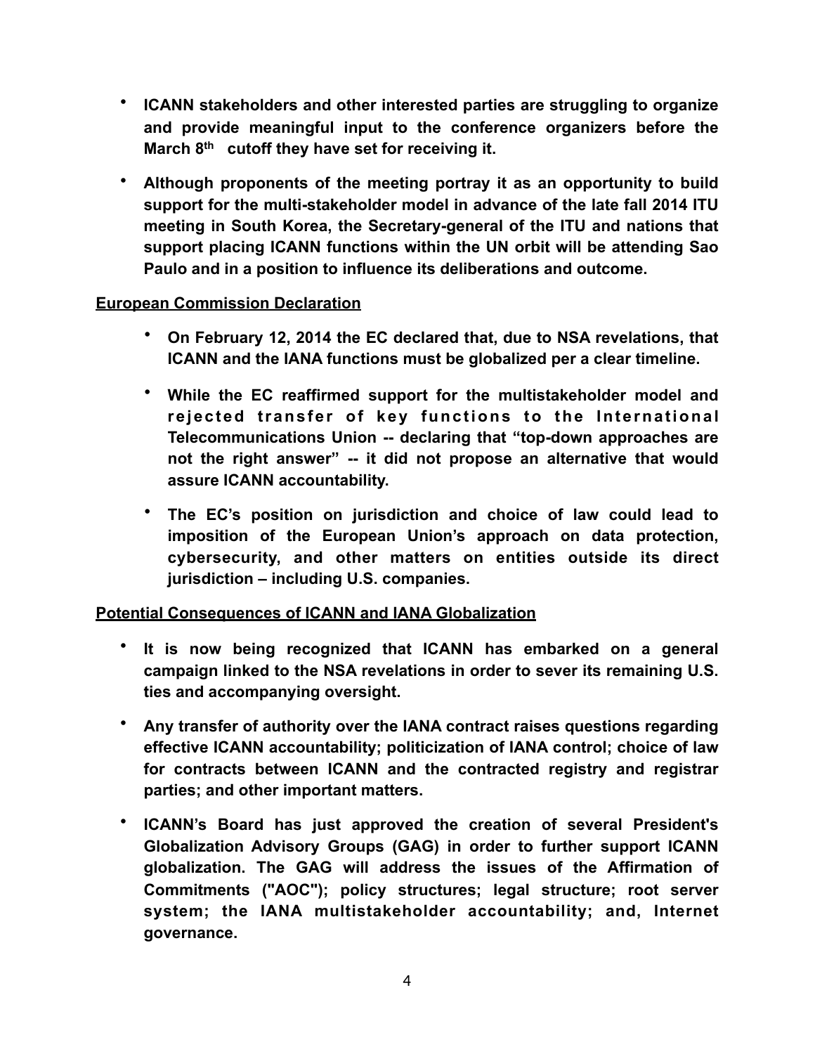- **ICANN stakeholders and other interested parties are struggling to organize and provide meaningful input to the conference organizers before the March 8th cutoff they have set for receiving it.**

- **Although proponents of the meeting portray it as an opportunity to build support for the multi-stakeholder model in advance of the late fall 2014 ITU meeting in South Korea, the Secretary-general of the ITU and nations that support placing ICANN functions within the UN orbit will be attending Sao Paulo and in a position to influence its deliberations and outcome.**

**<u>European Commission Declaration</u>**

- **On February 12, 2014 the EC declared that, due to NSA revelations, that ICANN and the IANA functions must be globalized per a clear timeline.**

- **While the EC reaffirmed support for the multistakeholder model and rejected transfer of key functions to the International Telecommunications Union -- declaring that "top-down approaches are not the right answer" -- it did not propose an alternative that would assure ICANN accountability.**

- **The EC's position on jurisdiction and choice of law could lead to imposition of the European Union's approach on data protection, cybersecurity, and other matters on entities outside its direct jurisdiction – including U.S. companies.**

**<u>Potential Consequences of ICANN and IANA Globalization</u>**

- **It is now being recognized that ICANN has embarked on a general campaign linked to the NSA revelations in order to sever its remaining U.S. ties and accompanying oversight.**

- **Any transfer of authority over the IANA contract raises questions regarding effective ICANN accountability; politicization of IANA control; choice of law for contracts between ICANN and the contracted registry and registrar parties; and other important matters.**

- **ICANN's Board has just approved the creation of several President's Globalization Advisory Groups (GAG) in order to further support ICANN globalization. The GAG will address the issues of the Affirmation of Commitments ("AOC"); policy structures; legal structure; root server system; the IANA multistakeholder accountability; and, Internet governance.**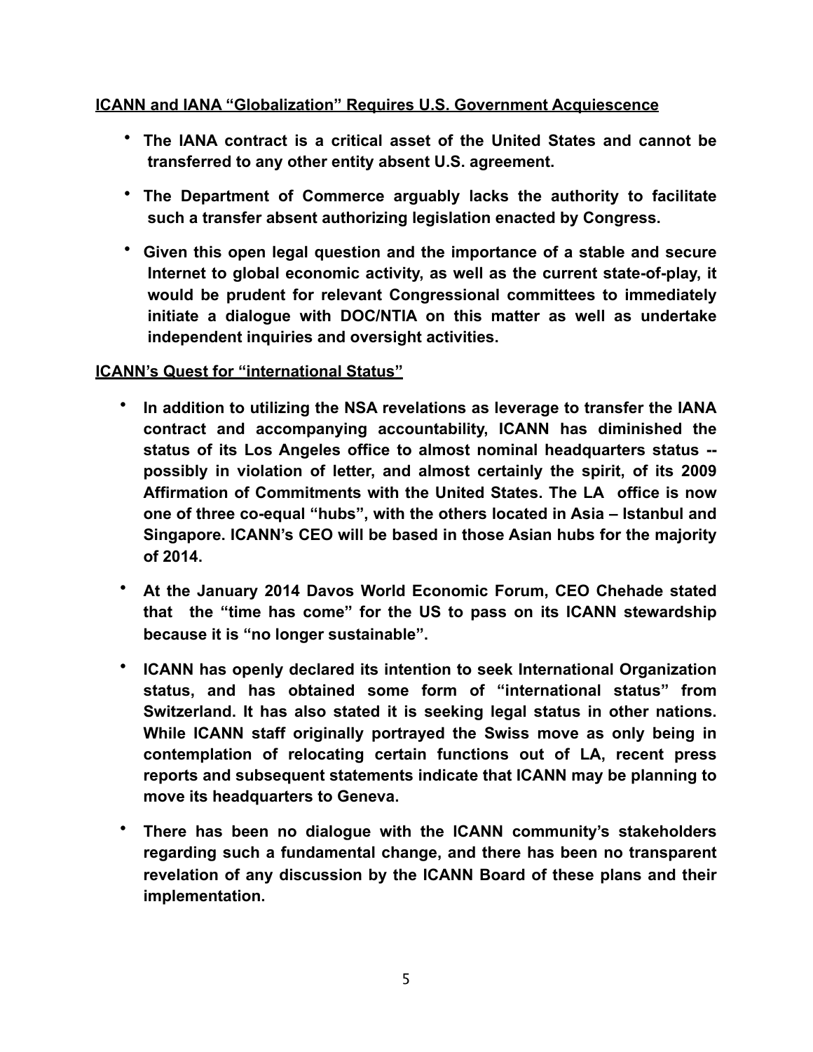**ICANN and IANA "Globalization" Requires U.S. Government Acquiescence**

- **The IANA contract is a critical asset of the United States and cannot be transferred to any other entity absent U.S. agreement.**
- **The Department of Commerce arguably lacks the authority to facilitate such a transfer absent authorizing legislation enacted by Congress.**
- **Given this open legal question and the importance of a stable and secure Internet to global economic activity, as well as the current state-of-play, it would be prudent for relevant Congressional committees to immediately initiate a dialogue with DOC/NTIA on this matter as well as undertake independent inquiries and oversight activities.**

**ICANN's Quest for "international Status"**

- **In addition to utilizing the NSA revelations as leverage to transfer the IANA contract and accompanying accountability, ICANN has diminished the status of its Los Angeles office to almost nominal headquarters status -- possibly in violation of letter, and almost certainly the spirit, of its 2009 Affirmation of Commitments with the United States. The LA office is now one of three co-equal "hubs", with the others located in Asia – Istanbul and Singapore. ICANN's CEO will be based in those Asian hubs for the majority of 2014.**
- **At the January 2014 Davos World Economic Forum, CEO Chehade stated that the "time has come" for the US to pass on its ICANN stewardship because it is "no longer sustainable".**
- **ICANN has openly declared its intention to seek International Organization status, and has obtained some form of "international status" from Switzerland. It has also stated it is seeking legal status in other nations. While ICANN staff originally portrayed the Swiss move as only being in contemplation of relocating certain functions out of LA, recent press reports and subsequent statements indicate that ICANN may be planning to move its headquarters to Geneva.**
- **There has been no dialogue with the ICANN community's stakeholders regarding such a fundamental change, and there has been no transparent revelation of any discussion by the ICANN Board of these plans and their implementation.**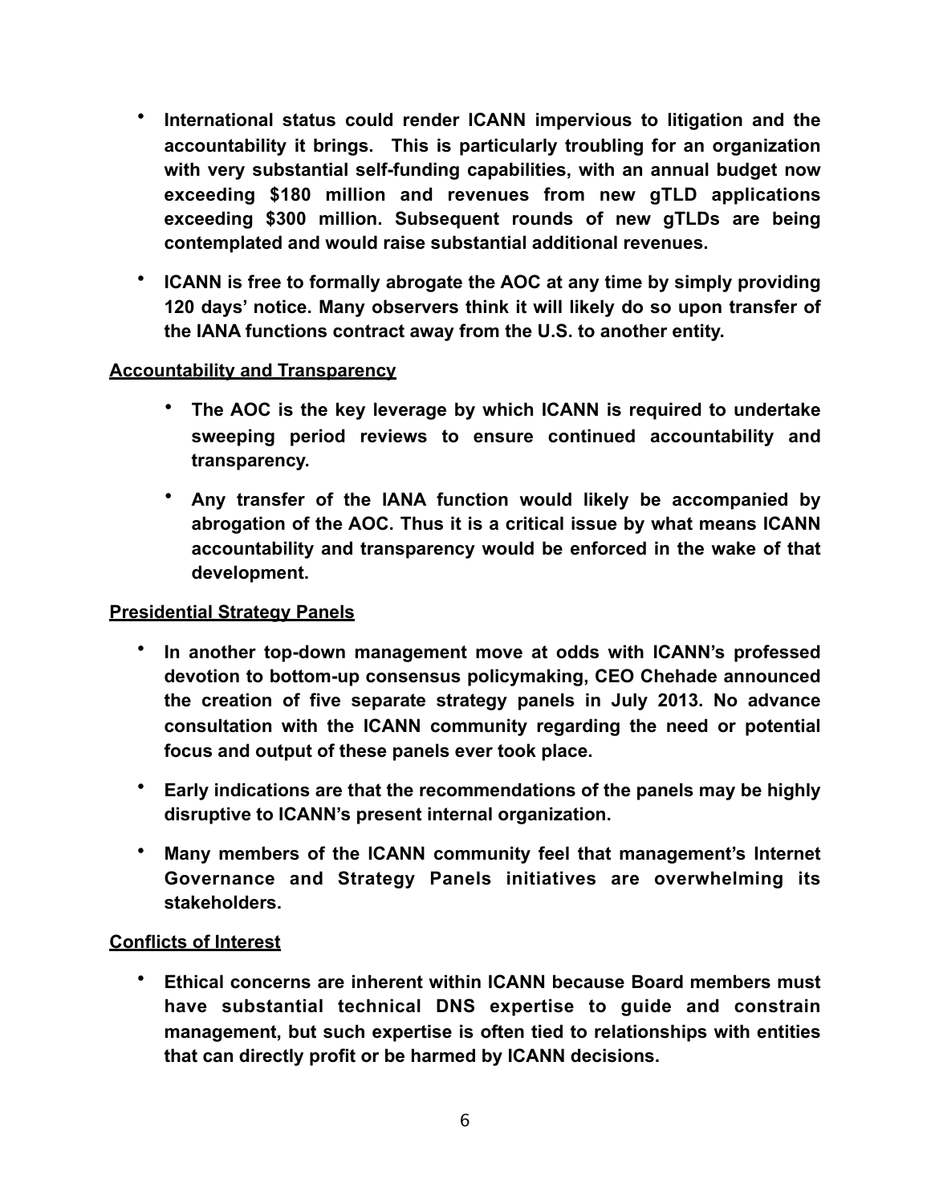- **International status could render ICANN impervious to litigation and the accountability it brings. This is particularly troubling for an organization with very substantial self-funding capabilities, with an annual budget now exceeding $180 million and revenues from new gTLD applications exceeding $300 million. Subsequent rounds of new gTLDs are being contemplated and would raise substantial additional revenues.**

- **ICANN is free to formally abrogate the AOC at any time by simply providing 120 days' notice. Many observers think it will likely do so upon transfer of the IANA functions contract away from the U.S. to another entity.**

**<u>Accountability and Transparency</u>**

- **The AOC is the key leverage by which ICANN is required to undertake sweeping period reviews to ensure continued accountability and transparency.**

- **Any transfer of the IANA function would likely be accompanied by abrogation of the AOC. Thus it is a critical issue by what means ICANN accountability and transparency would be enforced in the wake of that development.**

**<u>Presidential Strategy Panels</u>**

- **In another top-down management move at odds with ICANN's professed devotion to bottom-up consensus policymaking, CEO Chehade announced the creation of five separate strategy panels in July 2013. No advance consultation with the ICANN community regarding the need or potential focus and output of these panels ever took place.**

- **Early indications are that the recommendations of the panels may be highly disruptive to ICANN's present internal organization.**

- **Many members of the ICANN community feel that management's Internet Governance and Strategy Panels initiatives are overwhelming its stakeholders.**

**<u>Conflicts of Interest</u>**

- **Ethical concerns are inherent within ICANN because Board members must have substantial technical DNS expertise to guide and constrain management, but such expertise is often tied to relationships with entities that can directly profit or be harmed by ICANN decisions.**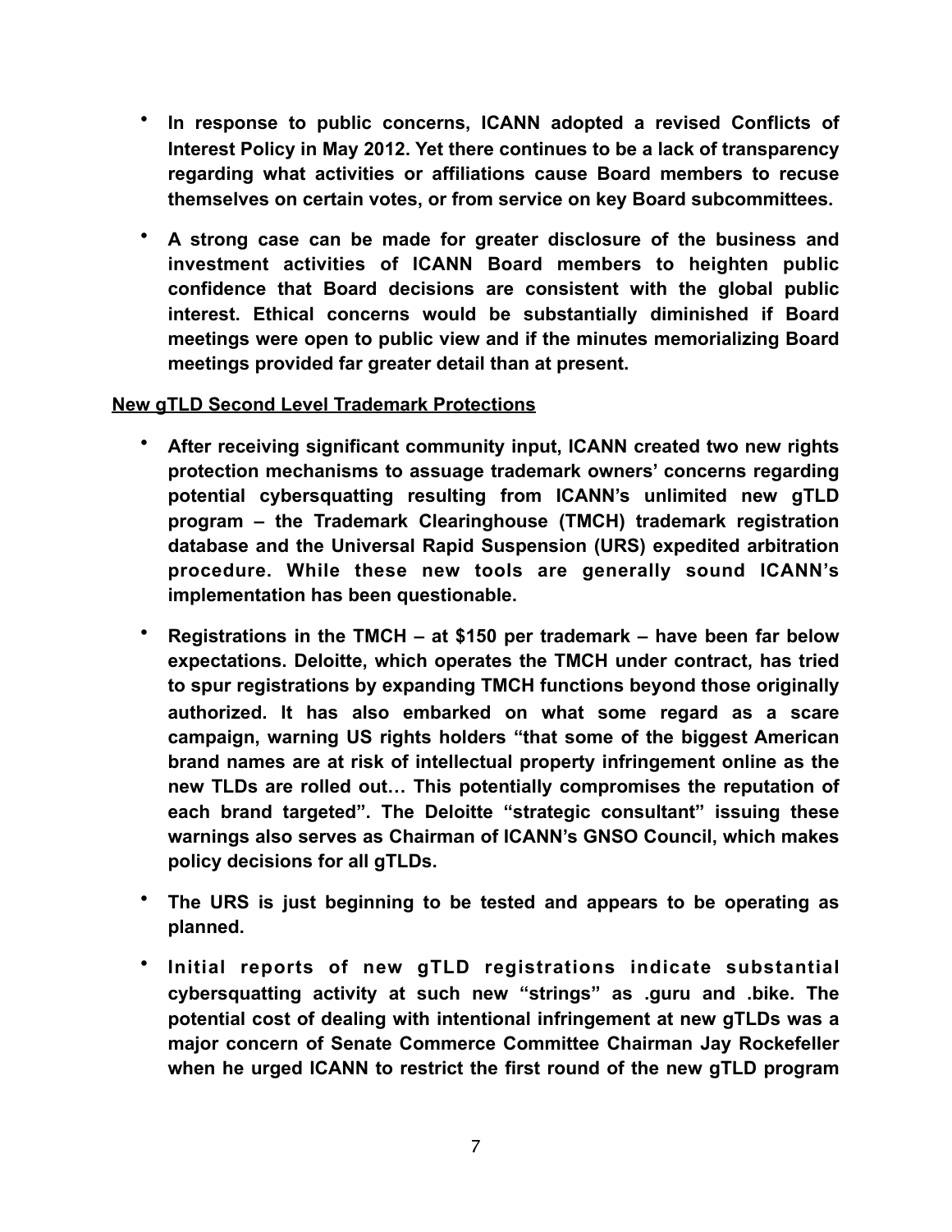- **In response to public concerns, ICANN adopted a revised Conflicts of Interest Policy in May 2012. Yet there continues to be a lack of transparency regarding what activities or affiliations cause Board members to recuse themselves on certain votes, or from service on key Board subcommittees.**

- **A strong case can be made for greater disclosure of the business and investment activities of ICANN Board members to heighten public confidence that Board decisions are consistent with the global public interest. Ethical concerns would be substantially diminished if Board meetings were open to public view and if the minutes memorializing Board meetings provided far greater detail than at present.**

**<u>New gTLD Second Level Trademark Protections</u>**

- **After receiving significant community input, ICANN created two new rights protection mechanisms to assuage trademark owners' concerns regarding potential cybersquatting resulting from ICANN's unlimited new gTLD program – the Trademark Clearinghouse (TMCH) trademark registration database and the Universal Rapid Suspension (URS) expedited arbitration procedure. While these new tools are generally sound ICANN's implementation has been questionable.**

- **Registrations in the TMCH – at $150 per trademark – have been far below expectations. Deloitte, which operates the TMCH under contract, has tried to spur registrations by expanding TMCH functions beyond those originally authorized. It has also embarked on what some regard as a scare campaign, warning US rights holders "that some of the biggest American brand names are at risk of intellectual property infringement online as the new TLDs are rolled out… This potentially compromises the reputation of each brand targeted". The Deloitte "strategic consultant" issuing these warnings also serves as Chairman of ICANN's GNSO Council, which makes policy decisions for all gTLDs.**

- **The URS is just beginning to be tested and appears to be operating as planned.**

- **Initial reports of new gTLD registrations indicate substantial cybersquatting activity at such new "strings" as .guru and .bike. The potential cost of dealing with intentional infringement at new gTLDs was a major concern of Senate Commerce Committee Chairman Jay Rockefeller when he urged ICANN to restrict the first round of the new gTLD program**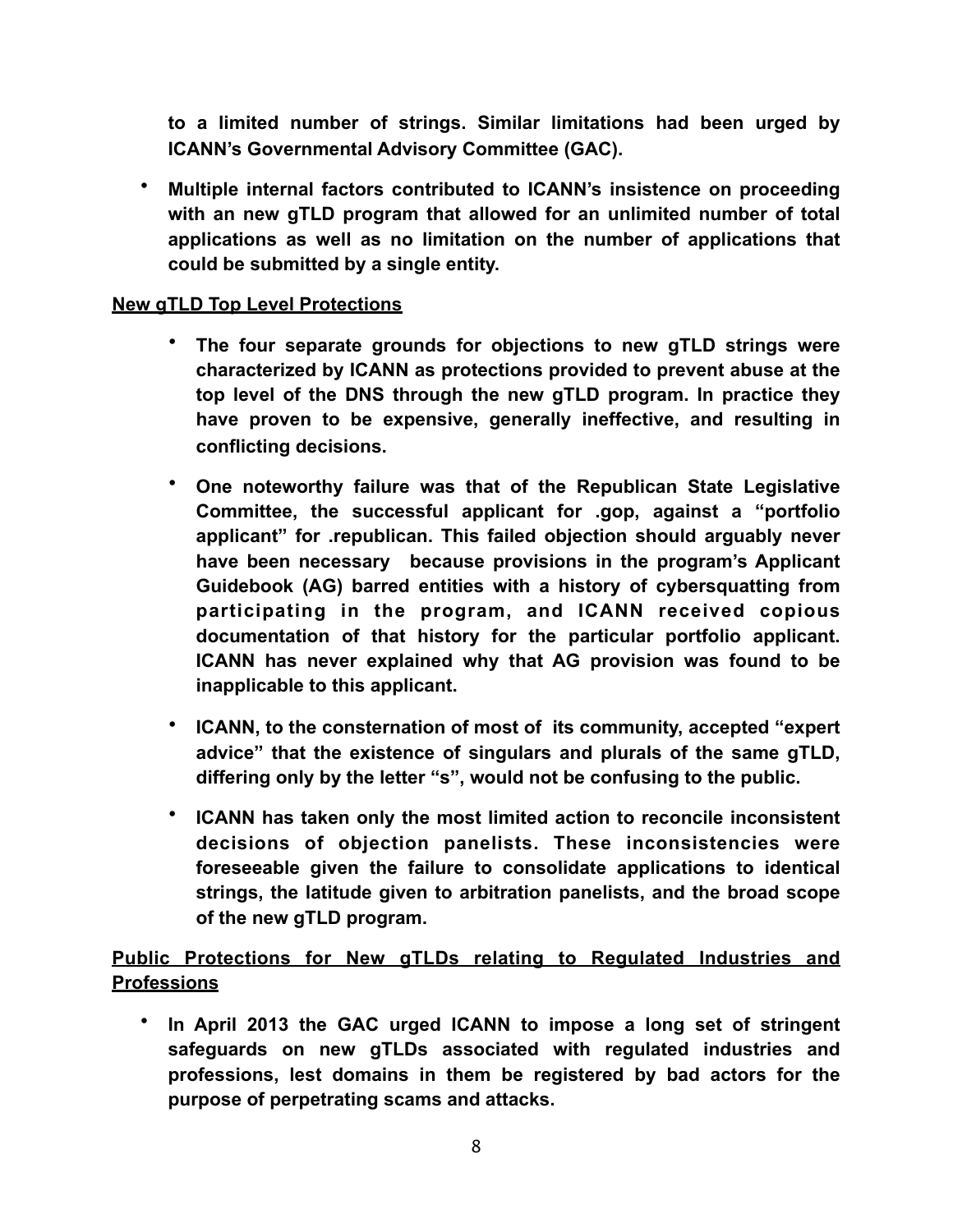**to a limited number of strings. Similar limitations had been urged by ICANN's Governmental Advisory Committee (GAC).**

- **Multiple internal factors contributed to ICANN's insistence on proceeding with an new gTLD program that allowed for an unlimited number of total applications as well as no limitation on the number of applications that could be submitted by a single entity.**

**New gTLD Top Level Protections**

- **The four separate grounds for objections to new gTLD strings were characterized by ICANN as protections provided to prevent abuse at the top level of the DNS through the new gTLD program. In practice they have proven to be expensive, generally ineffective, and resulting in conflicting decisions.**

- **One noteworthy failure was that of the Republican State Legislative Committee, the successful applicant for .gop, against a "portfolio applicant" for .republican. This failed objection should arguably never have been necessary because provisions in the program's Applicant Guidebook (AG) barred entities with a history of cybersquatting from participating in the program, and ICANN received copious documentation of that history for the particular portfolio applicant. ICANN has never explained why that AG provision was found to be inapplicable to this applicant.**

- **ICANN, to the consternation of most of its community, accepted "expert advice" that the existence of singulars and plurals of the same gTLD, differing only by the letter "s", would not be confusing to the public.**

- **ICANN has taken only the most limited action to reconcile inconsistent decisions of objection panelists. These inconsistencies were foreseeable given the failure to consolidate applications to identical strings, the latitude given to arbitration panelists, and the broad scope of the new gTLD program.**

**Public Protections for New gTLDs relating to Regulated Industries and Professions**

- **In April 2013 the GAC urged ICANN to impose a long set of stringent safeguards on new gTLDs associated with regulated industries and professions, lest domains in them be registered by bad actors for the purpose of perpetrating scams and attacks.**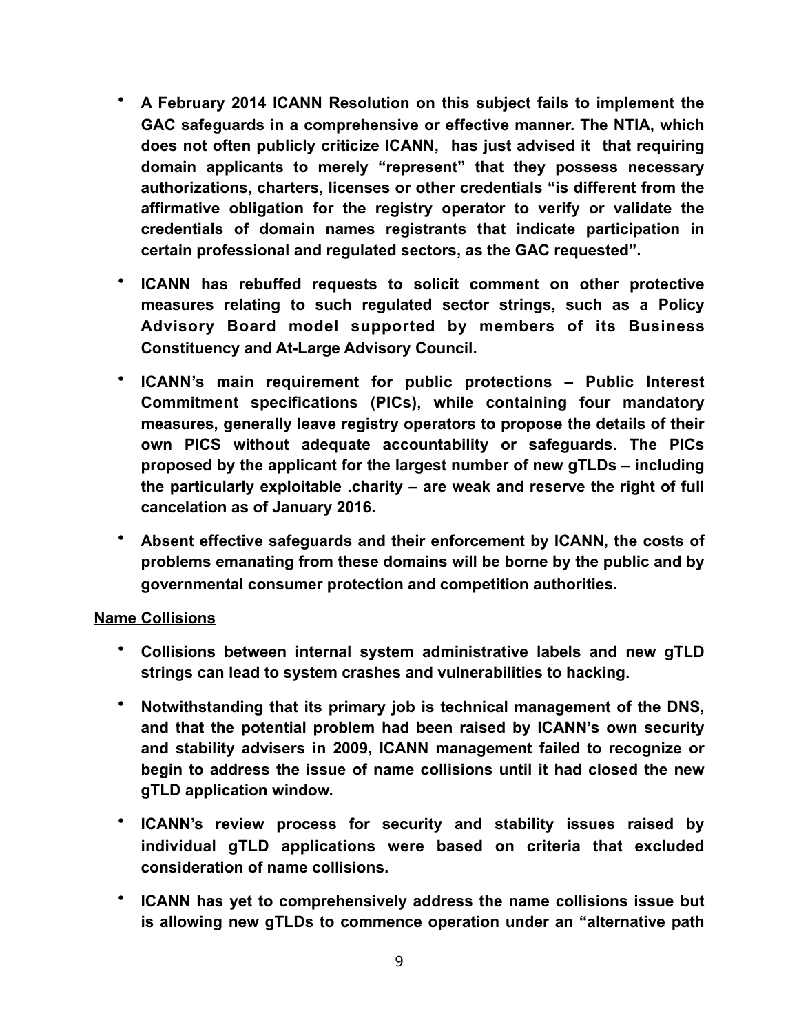- **A February 2014 ICANN Resolution on this subject fails to implement the GAC safeguards in a comprehensive or effective manner. The NTIA, which does not often publicly criticize ICANN, has just advised it that requiring domain applicants to merely "represent" that they possess necessary authorizations, charters, licenses or other credentials "is different from the affirmative obligation for the registry operator to verify or validate the credentials of domain names registrants that indicate participation in certain professional and regulated sectors, as the GAC requested".**

- **ICANN has rebuffed requests to solicit comment on other protective measures relating to such regulated sector strings, such as a Policy Advisory Board model supported by members of its Business Constituency and At-Large Advisory Council.**

- **ICANN's main requirement for public protections – Public Interest Commitment specifications (PICs), while containing four mandatory measures, generally leave registry operators to propose the details of their own PICS without adequate accountability or safeguards. The PICs proposed by the applicant for the largest number of new gTLDs – including the particularly exploitable .charity – are weak and reserve the right of full cancelation as of January 2016.**

- **Absent effective safeguards and their enforcement by ICANN, the costs of problems emanating from these domains will be borne by the public and by governmental consumer protection and competition authorities.**

**Name Collisions**

- **Collisions between internal system administrative labels and new gTLD strings can lead to system crashes and vulnerabilities to hacking.**

- **Notwithstanding that its primary job is technical management of the DNS, and that the potential problem had been raised by ICANN's own security and stability advisers in 2009, ICANN management failed to recognize or begin to address the issue of name collisions until it had closed the new gTLD application window.**

- **ICANN's review process for security and stability issues raised by individual gTLD applications were based on criteria that excluded consideration of name collisions.**

- **ICANN has yet to comprehensively address the name collisions issue but is allowing new gTLDs to commence operation under an "alternative path**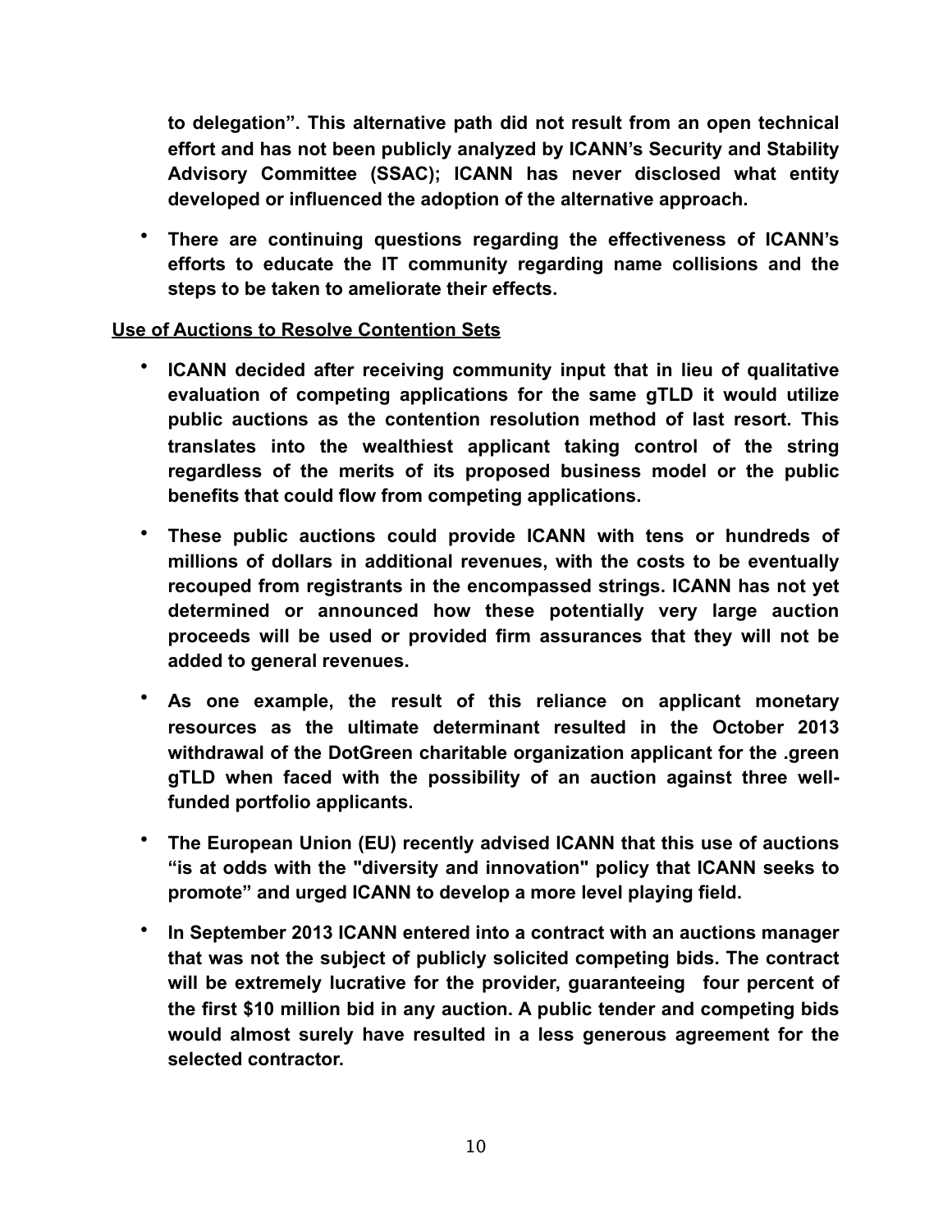**to delegation". This alternative path did not result from an open technical effort and has not been publicly analyzed by ICANN's Security and Stability Advisory Committee (SSAC); ICANN has never disclosed what entity developed or influenced the adoption of the alternative approach.**

- **There are continuing questions regarding the effectiveness of ICANN's efforts to educate the IT community regarding name collisions and the steps to be taken to ameliorate their effects.**

**Use of Auctions to Resolve Contention Sets**

- **ICANN decided after receiving community input that in lieu of qualitative evaluation of competing applications for the same gTLD it would utilize public auctions as the contention resolution method of last resort. This translates into the wealthiest applicant taking control of the string regardless of the merits of its proposed business model or the public benefits that could flow from competing applications.**

- **These public auctions could provide ICANN with tens or hundreds of millions of dollars in additional revenues, with the costs to be eventually recouped from registrants in the encompassed strings. ICANN has not yet determined or announced how these potentially very large auction proceeds will be used or provided firm assurances that they will not be added to general revenues.**

- **As one example, the result of this reliance on applicant monetary resources as the ultimate determinant resulted in the October 2013 withdrawal of the DotGreen charitable organization applicant for the .green gTLD when faced with the possibility of an auction against three well-funded portfolio applicants.**

- **The European Union (EU) recently advised ICANN that this use of auctions "is at odds with the "diversity and innovation" policy that ICANN seeks to promote" and urged ICANN to develop a more level playing field.**

- **In September 2013 ICANN entered into a contract with an auctions manager that was not the subject of publicly solicited competing bids. The contract will be extremely lucrative for the provider, guaranteeing four percent of the first $10 million bid in any auction. A public tender and competing bids would almost surely have resulted in a less generous agreement for the selected contractor.**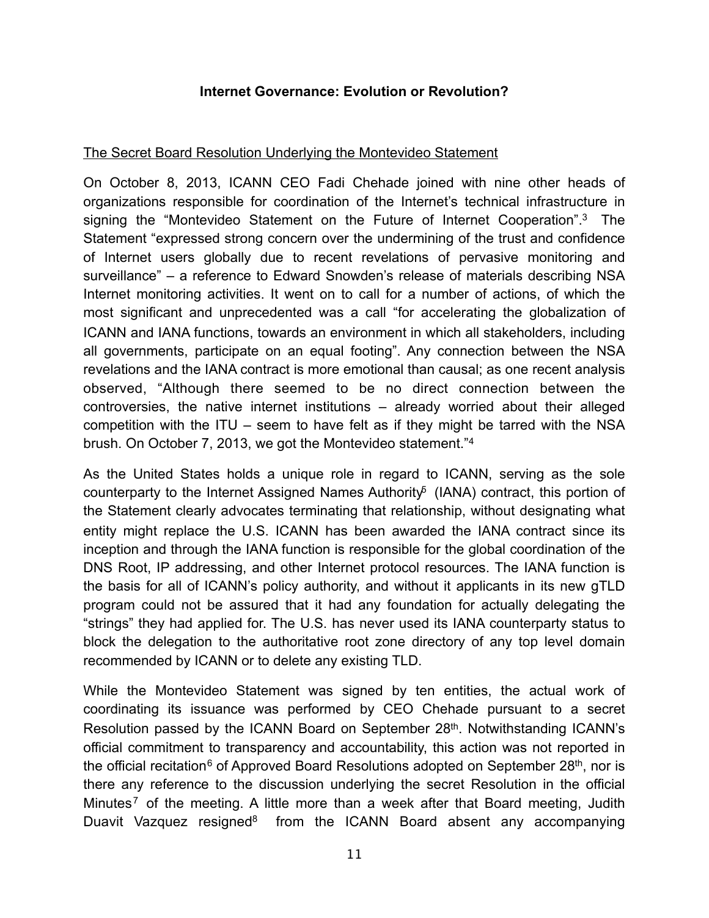## Internet Governance: Evolution or Revolution?

The Secret Board Resolution Underlying the Montevideo Statement

On October 8, 2013, ICANN CEO Fadi Chehade joined with nine other heads of organizations responsible for coordination of the Internet's technical infrastructure in signing the "Montevideo Statement on the Future of Internet Cooperation".[3] The Statement "expressed strong concern over the undermining of the trust and confidence of Internet users globally due to recent revelations of pervasive monitoring and surveillance" – a reference to Edward Snowden's release of materials describing NSA Internet monitoring activities. It went on to call for a number of actions, of which the most significant and unprecedented was a call "for accelerating the globalization of ICANN and IANA functions, towards an environment in which all stakeholders, including all governments, participate on an equal footing". Any connection between the NSA revelations and the IANA contract is more emotional than causal; as one recent analysis observed, "Although there seemed to be no direct connection between the controversies, the native internet institutions – already worried about their alleged competition with the ITU – seem to have felt as if they might be tarred with the NSA brush. On October 7, 2013, we got the Montevideo statement."[4]

As the United States holds a unique role in regard to ICANN, serving as the sole counterparty to the Internet Assigned Names Authority[5] (IANA) contract, this portion of the Statement clearly advocates terminating that relationship, without designating what entity might replace the U.S. ICANN has been awarded the IANA contract since its inception and through the IANA function is responsible for the global coordination of the DNS Root, IP addressing, and other Internet protocol resources. The IANA function is the basis for all of ICANN's policy authority, and without it applicants in its new gTLD program could not be assured that it had any foundation for actually delegating the "strings" they had applied for. The U.S. has never used its IANA counterparty status to block the delegation to the authoritative root zone directory of any top level domain recommended by ICANN or to delete any existing TLD.

While the Montevideo Statement was signed by ten entities, the actual work of coordinating its issuance was performed by CEO Chehade pursuant to a secret Resolution passed by the ICANN Board on September 28th. Notwithstanding ICANN's official commitment to transparency and accountability, this action was not reported in the official recitation[6] of Approved Board Resolutions adopted on September 28th, nor is there any reference to the discussion underlying the secret Resolution in the official Minutes[7] of the meeting. A little more than a week after that Board meeting, Judith Duavit Vazquez resigned[8] from the ICANN Board absent any accompanying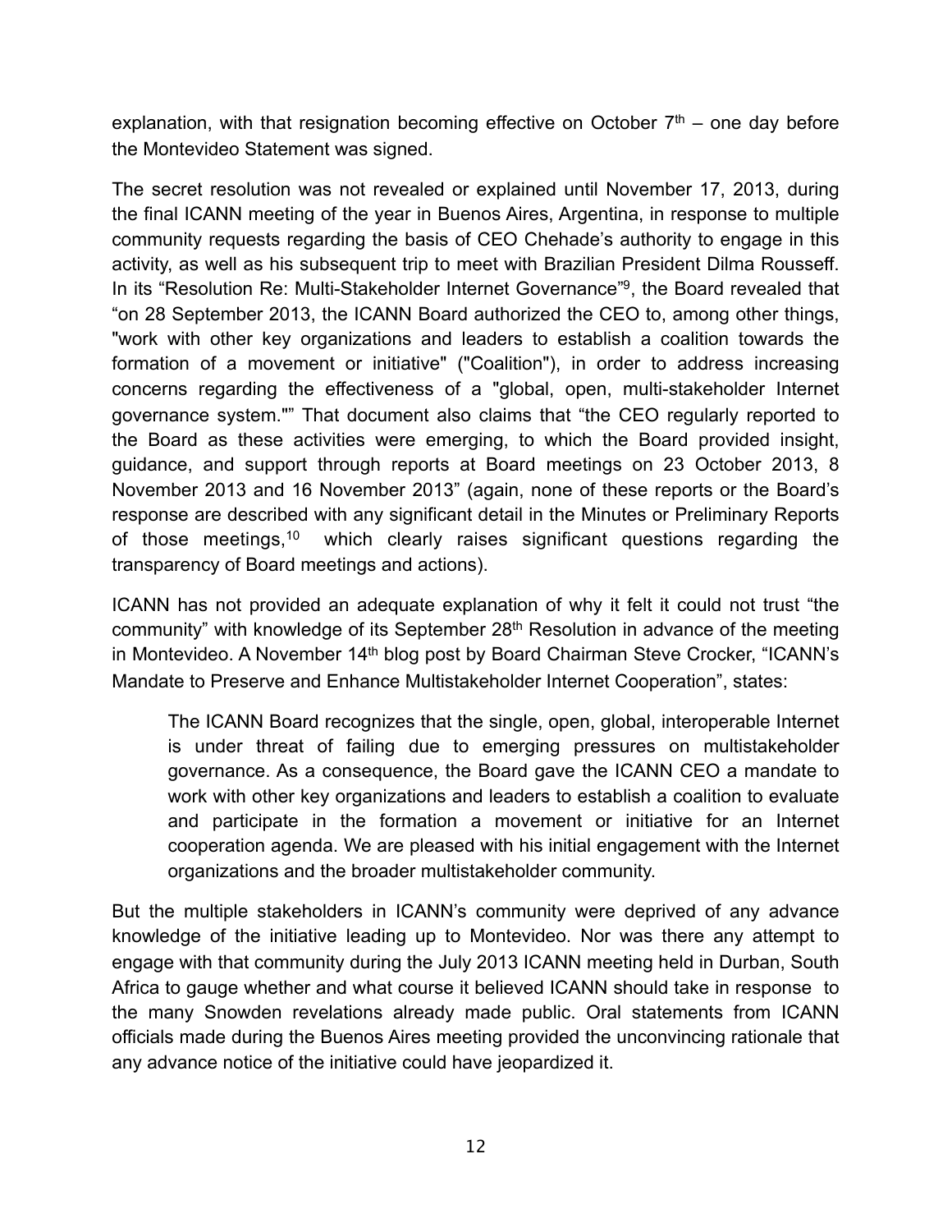explanation, with that resignation becoming effective on October 7th – one day before the Montevideo Statement was signed.

The secret resolution was not revealed or explained until November 17, 2013, during the final ICANN meeting of the year in Buenos Aires, Argentina, in response to multiple community requests regarding the basis of CEO Chehade's authority to engage in this activity, as well as his subsequent trip to meet with Brazilian President Dilma Rousseff. In its "Resolution Re: Multi-Stakeholder Internet Governance"[9], the Board revealed that "on 28 September 2013, the ICANN Board authorized the CEO to, among other things, "work with other key organizations and leaders to establish a coalition towards the formation of a movement or initiative" ("Coalition"), in order to address increasing concerns regarding the effectiveness of a "global, open, multi-stakeholder Internet governance system."" That document also claims that "the CEO regularly reported to the Board as these activities were emerging, to which the Board provided insight, guidance, and support through reports at Board meetings on 23 October 2013, 8 November 2013 and 16 November 2013" (again, none of these reports or the Board's response are described with any significant detail in the Minutes or Preliminary Reports of those meetings,[10] which clearly raises significant questions regarding the transparency of Board meetings and actions).

ICANN has not provided an adequate explanation of why it felt it could not trust "the community" with knowledge of its September 28th Resolution in advance of the meeting in Montevideo. A November 14th blog post by Board Chairman Steve Crocker, "ICANN's Mandate to Preserve and Enhance Multistakeholder Internet Cooperation", states:

> The ICANN Board recognizes that the single, open, global, interoperable Internet is under threat of failing due to emerging pressures on multistakeholder governance. As a consequence, the Board gave the ICANN CEO a mandate to work with other key organizations and leaders to establish a coalition to evaluate and participate in the formation a movement or initiative for an Internet cooperation agenda. We are pleased with his initial engagement with the Internet organizations and the broader multistakeholder community.

But the multiple stakeholders in ICANN's community were deprived of any advance knowledge of the initiative leading up to Montevideo. Nor was there any attempt to engage with that community during the July 2013 ICANN meeting held in Durban, South Africa to gauge whether and what course it believed ICANN should take in response to the many Snowden revelations already made public. Oral statements from ICANN officials made during the Buenos Aires meeting provided the unconvincing rationale that any advance notice of the initiative could have jeopardized it.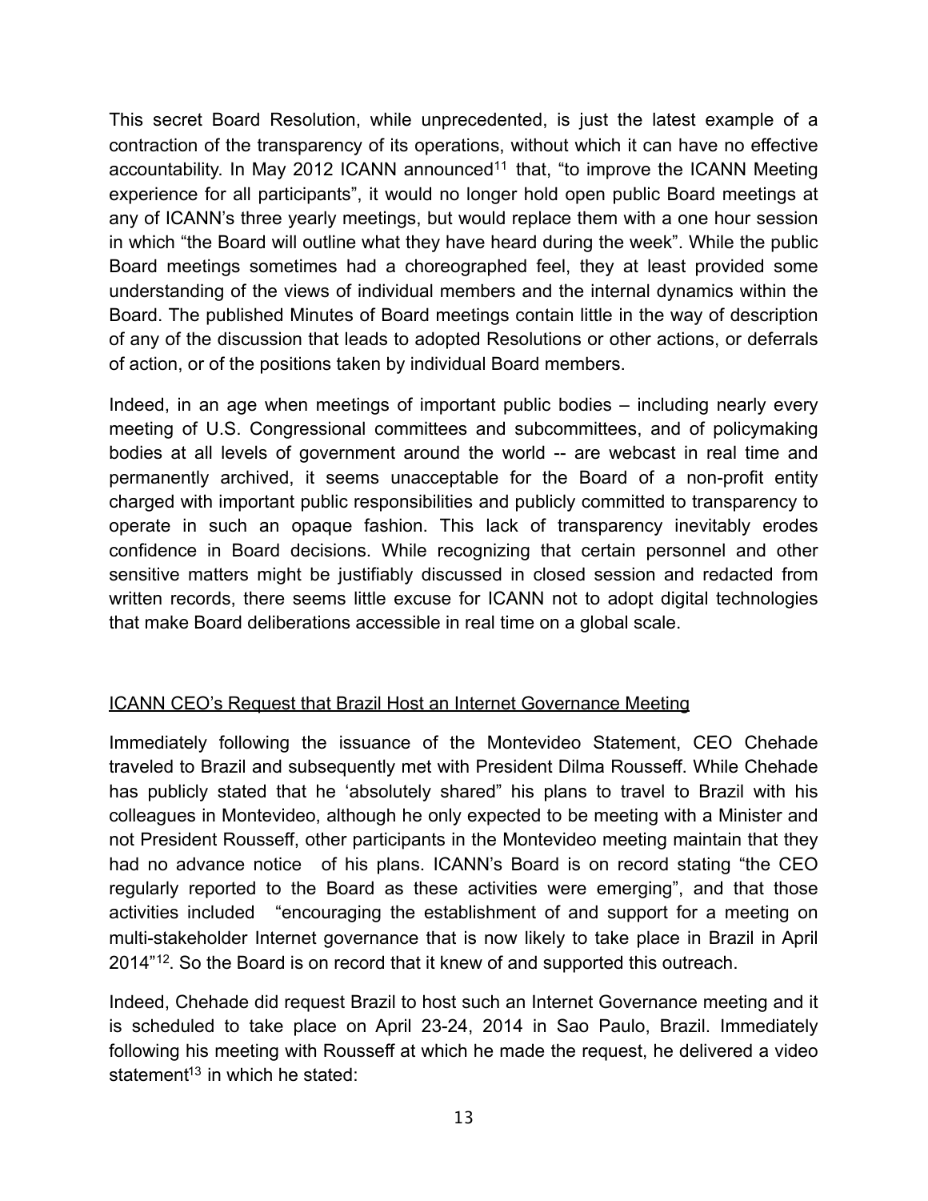This secret Board Resolution, while unprecedented, is just the latest example of a contraction of the transparency of its operations, without which it can have no effective accountability. In May 2012 ICANN announced[11] that, "to improve the ICANN Meeting experience for all participants", it would no longer hold open public Board meetings at any of ICANN's three yearly meetings, but would replace them with a one hour session in which "the Board will outline what they have heard during the week". While the public Board meetings sometimes had a choreographed feel, they at least provided some understanding of the views of individual members and the internal dynamics within the Board. The published Minutes of Board meetings contain little in the way of description of any of the discussion that leads to adopted Resolutions or other actions, or deferrals of action, or of the positions taken by individual Board members.

Indeed, in an age when meetings of important public bodies – including nearly every meeting of U.S. Congressional committees and subcommittees, and of policymaking bodies at all levels of government around the world -- are webcast in real time and permanently archived, it seems unacceptable for the Board of a non-profit entity charged with important public responsibilities and publicly committed to transparency to operate in such an opaque fashion. This lack of transparency inevitably erodes confidence in Board decisions. While recognizing that certain personnel and other sensitive matters might be justifiably discussed in closed session and redacted from written records, there seems little excuse for ICANN not to adopt digital technologies that make Board deliberations accessible in real time on a global scale.

<u>ICANN CEO's Request that Brazil Host an Internet Governance Meeting</u>

Immediately following the issuance of the Montevideo Statement, CEO Chehade traveled to Brazil and subsequently met with President Dilma Rousseff. While Chehade has publicly stated that he 'absolutely shared" his plans to travel to Brazil with his colleagues in Montevideo, although he only expected to be meeting with a Minister and not President Rousseff, other participants in the Montevideo meeting maintain that they had no advance notice of his plans. ICANN's Board is on record stating "the CEO regularly reported to the Board as these activities were emerging", and that those activities included "encouraging the establishment of and support for a meeting on multi-stakeholder Internet governance that is now likely to take place in Brazil in April 2014"[12]. So the Board is on record that it knew of and supported this outreach.

Indeed, Chehade did request Brazil to host such an Internet Governance meeting and it is scheduled to take place on April 23-24, 2014 in Sao Paulo, Brazil. Immediately following his meeting with Rousseff at which he made the request, he delivered a video statement[13] in which he stated: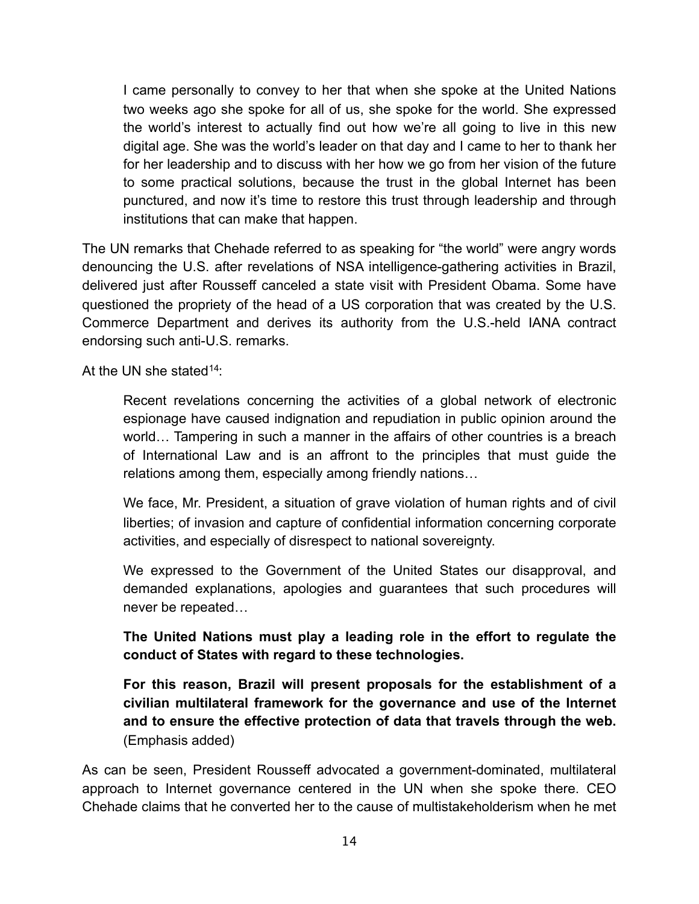> I came personally to convey to her that when she spoke at the United Nations two weeks ago she spoke for all of us, she spoke for the world. She expressed the world's interest to actually find out how we're all going to live in this new digital age. She was the world's leader on that day and I came to her to thank her for her leadership and to discuss with her how we go from her vision of the future to some practical solutions, because the trust in the global Internet has been punctured, and now it's time to restore this trust through leadership and through institutions that can make that happen.

The UN remarks that Chehade referred to as speaking for "the world" were angry words denouncing the U.S. after revelations of NSA intelligence-gathering activities in Brazil, delivered just after Rousseff canceled a state visit with President Obama. Some have questioned the propriety of the head of a US corporation that was created by the U.S. Commerce Department and derives its authority from the U.S.-held IANA contract endorsing such anti-U.S. remarks.

At the UN she stated[14]:

> Recent revelations concerning the activities of a global network of electronic espionage have caused indignation and repudiation in public opinion around the world… Tampering in such a manner in the affairs of other countries is a breach of International Law and is an affront to the principles that must guide the relations among them, especially among friendly nations…
>
> We face, Mr. President, a situation of grave violation of human rights and of civil liberties; of invasion and capture of confidential information concerning corporate activities, and especially of disrespect to national sovereignty.
>
> We expressed to the Government of the United States our disapproval, and demanded explanations, apologies and guarantees that such procedures will never be repeated…
>
> **The United Nations must play a leading role in the effort to regulate the conduct of States with regard to these technologies.**
>
> **For this reason, Brazil will present proposals for the establishment of a civilian multilateral framework for the governance and use of the Internet and to ensure the effective protection of data that travels through the web.** (Emphasis added)

As can be seen, President Rousseff advocated a government-dominated, multilateral approach to Internet governance centered in the UN when she spoke there. CEO Chehade claims that he converted her to the cause of multistakeholderism when he met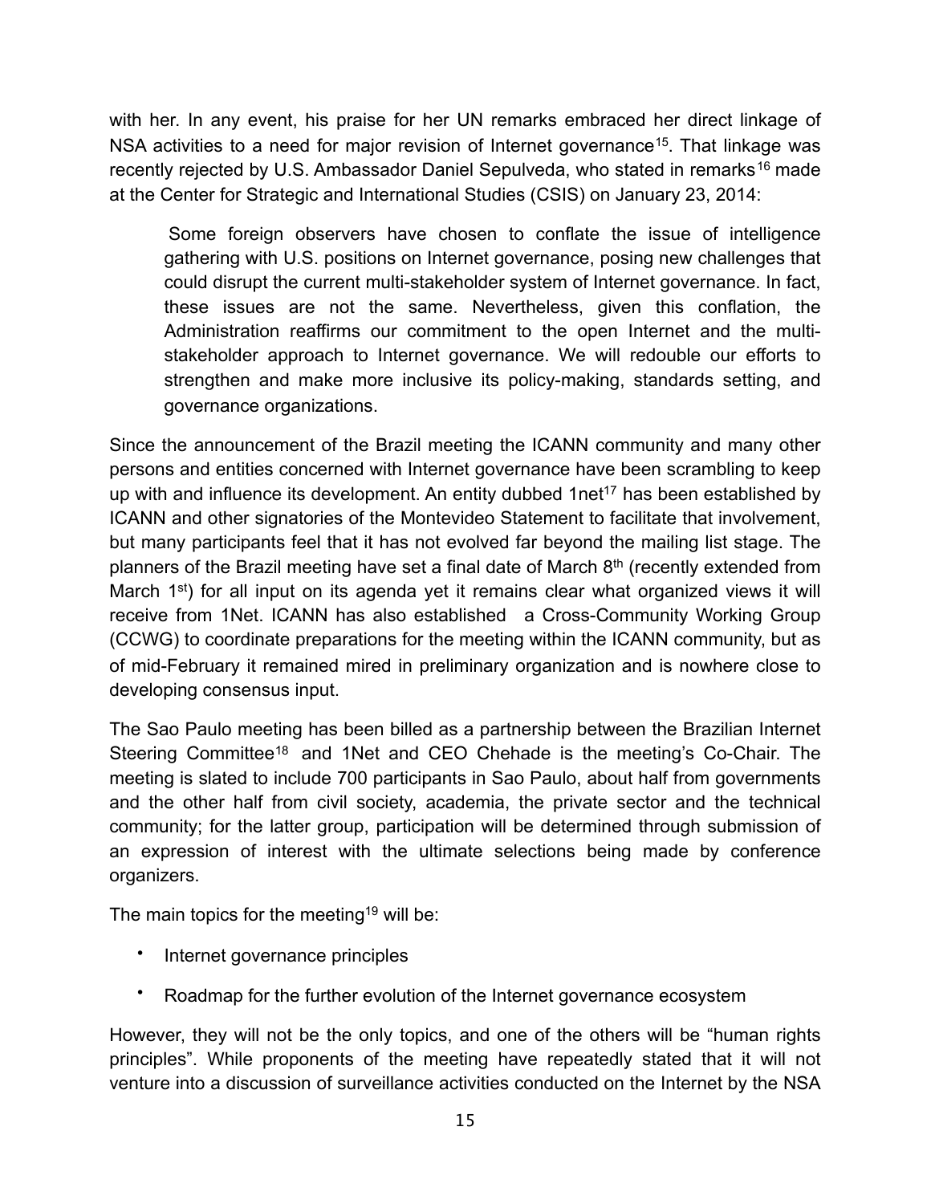with her. In any event, his praise for her UN remarks embraced her direct linkage of NSA activities to a need for major revision of Internet governance[15]. That linkage was recently rejected by U.S. Ambassador Daniel Sepulveda, who stated in remarks[16] made at the Center for Strategic and International Studies (CSIS) on January 23, 2014:

> Some foreign observers have chosen to conflate the issue of intelligence gathering with U.S. positions on Internet governance, posing new challenges that could disrupt the current multi-stakeholder system of Internet governance. In fact, these issues are not the same. Nevertheless, given this conflation, the Administration reaffirms our commitment to the open Internet and the multi-stakeholder approach to Internet governance. We will redouble our efforts to strengthen and make more inclusive its policy-making, standards setting, and governance organizations.

Since the announcement of the Brazil meeting the ICANN community and many other persons and entities concerned with Internet governance have been scrambling to keep up with and influence its development. An entity dubbed 1net[17] has been established by ICANN and other signatories of the Montevideo Statement to facilitate that involvement, but many participants feel that it has not evolved far beyond the mailing list stage. The planners of the Brazil meeting have set a final date of March 8th (recently extended from March 1st) for all input on its agenda yet it remains clear what organized views it will receive from 1Net. ICANN has also established a Cross-Community Working Group (CCWG) to coordinate preparations for the meeting within the ICANN community, but as of mid-February it remained mired in preliminary organization and is nowhere close to developing consensus input.

The Sao Paulo meeting has been billed as a partnership between the Brazilian Internet Steering Committee[18] and 1Net and CEO Chehade is the meeting's Co-Chair. The meeting is slated to include 700 participants in Sao Paulo, about half from governments and the other half from civil society, academia, the private sector and the technical community; for the latter group, participation will be determined through submission of an expression of interest with the ultimate selections being made by conference organizers.

The main topics for the meeting[19] will be:

- Internet governance principles
- Roadmap for the further evolution of the Internet governance ecosystem

However, they will not be the only topics, and one of the others will be "human rights principles". While proponents of the meeting have repeatedly stated that it will not venture into a discussion of surveillance activities conducted on the Internet by the NSA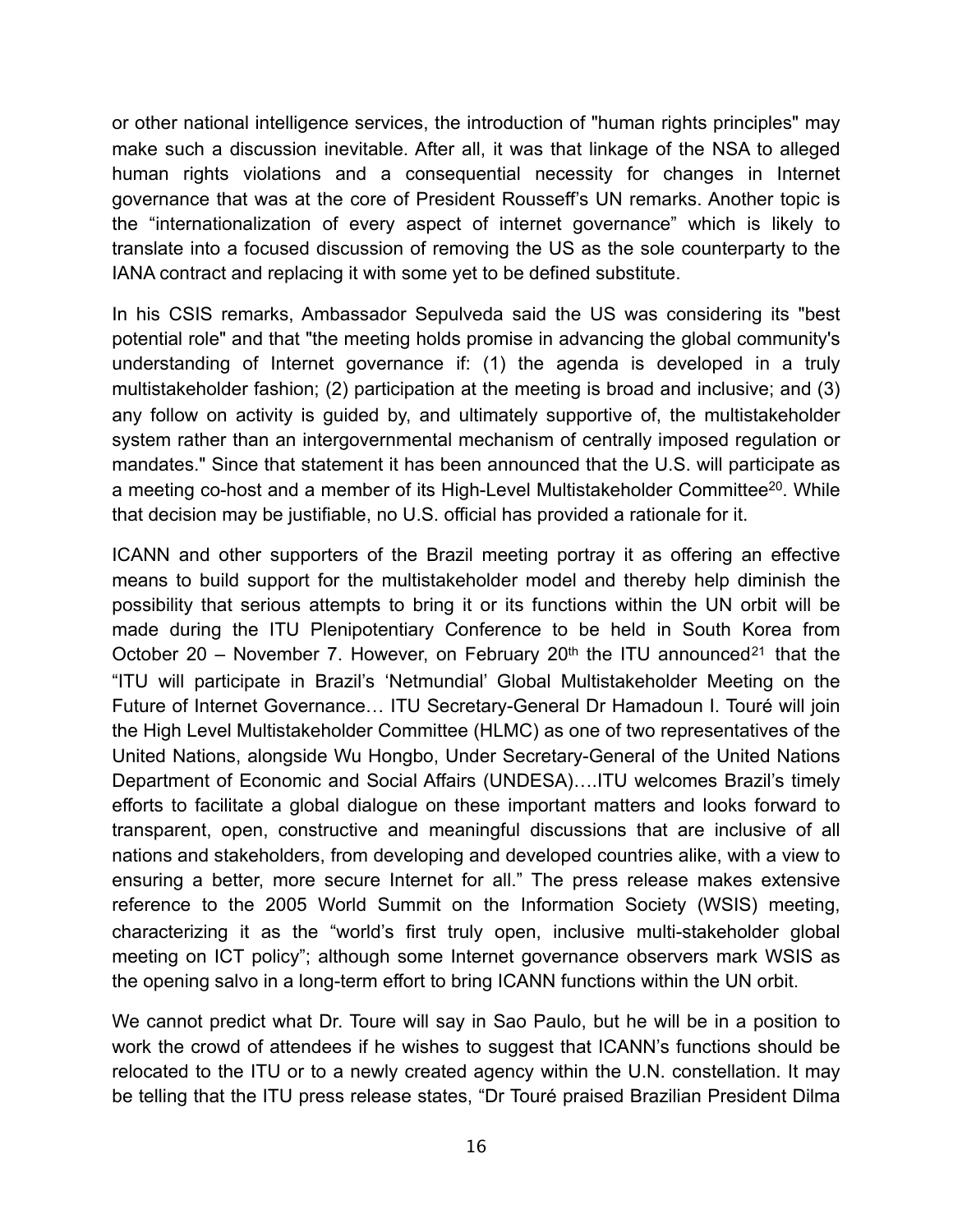or other national intelligence services, the introduction of "human rights principles" may make such a discussion inevitable. After all, it was that linkage of the NSA to alleged human rights violations and a consequential necessity for changes in Internet governance that was at the core of President Rousseff's UN remarks. Another topic is the "internationalization of every aspect of internet governance" which is likely to translate into a focused discussion of removing the US as the sole counterparty to the IANA contract and replacing it with some yet to be defined substitute.

In his CSIS remarks, Ambassador Sepulveda said the US was considering its "best potential role" and that "the meeting holds promise in advancing the global community's understanding of Internet governance if: (1) the agenda is developed in a truly multistakeholder fashion; (2) participation at the meeting is broad and inclusive; and (3) any follow on activity is guided by, and ultimately supportive of, the multistakeholder system rather than an intergovernmental mechanism of centrally imposed regulation or mandates." Since that statement it has been announced that the U.S. will participate as a meeting co-host and a member of its High-Level Multistakeholder Committee[20]. While that decision may be justifiable, no U.S. official has provided a rationale for it.

ICANN and other supporters of the Brazil meeting portray it as offering an effective means to build support for the multistakeholder model and thereby help diminish the possibility that serious attempts to bring it or its functions within the UN orbit will be made during the ITU Plenipotentiary Conference to be held in South Korea from October 20 – November 7. However, on February 20th the ITU announced[21] that the "ITU will participate in Brazil's 'Netmundial' Global Multistakeholder Meeting on the Future of Internet Governance… ITU Secretary-General Dr Hamadoun I. Touré will join the High Level Multistakeholder Committee (HLMC) as one of two representatives of the United Nations, alongside Wu Hongbo, Under Secretary-General of the United Nations Department of Economic and Social Affairs (UNDESA)….ITU welcomes Brazil's timely efforts to facilitate a global dialogue on these important matters and looks forward to transparent, open, constructive and meaningful discussions that are inclusive of all nations and stakeholders, from developing and developed countries alike, with a view to ensuring a better, more secure Internet for all." The press release makes extensive reference to the 2005 World Summit on the Information Society (WSIS) meeting, characterizing it as the "world's first truly open, inclusive multi-stakeholder global meeting on ICT policy"; although some Internet governance observers mark WSIS as the opening salvo in a long-term effort to bring ICANN functions within the UN orbit.

We cannot predict what Dr. Toure will say in Sao Paulo, but he will be in a position to work the crowd of attendees if he wishes to suggest that ICANN's functions should be relocated to the ITU or to a newly created agency within the U.N. constellation. It may be telling that the ITU press release states, "Dr Touré praised Brazilian President Dilma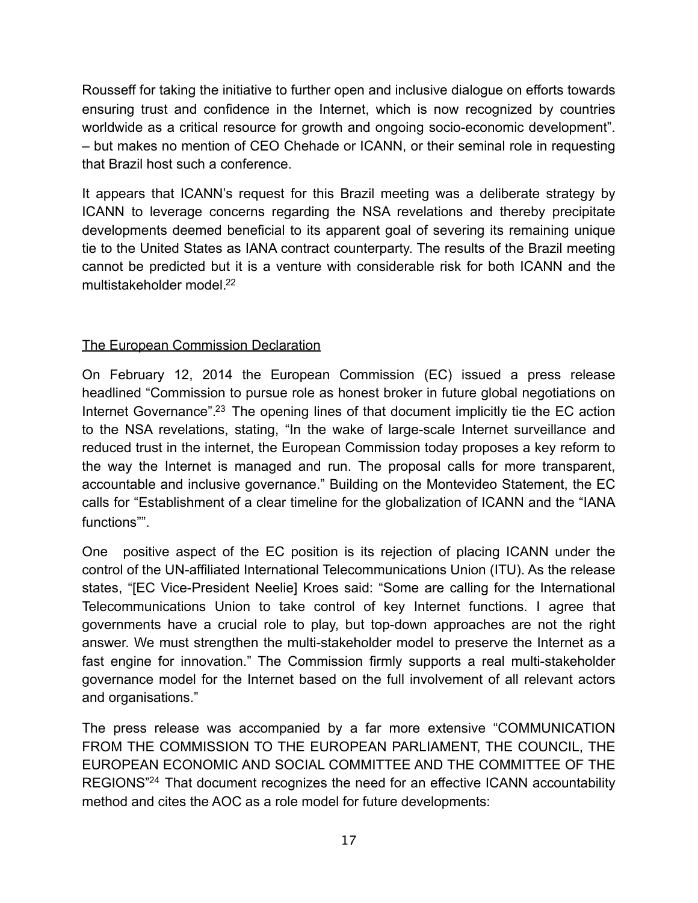Rousseff for taking the initiative to further open and inclusive dialogue on efforts towards ensuring trust and confidence in the Internet, which is now recognized by countries worldwide as a critical resource for growth and ongoing socio-economic development". – but makes no mention of CEO Chehade or ICANN, or their seminal role in requesting that Brazil host such a conference.

It appears that ICANN's request for this Brazil meeting was a deliberate strategy by ICANN to leverage concerns regarding the NSA revelations and thereby precipitate developments deemed beneficial to its apparent goal of severing its remaining unique tie to the United States as IANA contract counterparty. The results of the Brazil meeting cannot be predicted but it is a venture with considerable risk for both ICANN and the multistakeholder model.[22]

<u>The European Commission Declaration</u>

On February 12, 2014 the European Commission (EC) issued a press release headlined "Commission to pursue role as honest broker in future global negotiations on Internet Governance".[23] The opening lines of that document implicitly tie the EC action to the NSA revelations, stating, "In the wake of large-scale Internet surveillance and reduced trust in the internet, the European Commission today proposes a key reform to the way the Internet is managed and run. The proposal calls for more transparent, accountable and inclusive governance." Building on the Montevideo Statement, the EC calls for "Establishment of a clear timeline for the globalization of ICANN and the "IANA functions"".

One positive aspect of the EC position is its rejection of placing ICANN under the control of the UN-affiliated International Telecommunications Union (ITU). As the release states, "[EC Vice-President Neelie] Kroes said: "Some are calling for the International Telecommunications Union to take control of key Internet functions. I agree that governments have a crucial role to play, but top-down approaches are not the right answer. We must strengthen the multi-stakeholder model to preserve the Internet as a fast engine for innovation." The Commission firmly supports a real multi-stakeholder governance model for the Internet based on the full involvement of all relevant actors and organisations."

The press release was accompanied by a far more extensive "COMMUNICATION FROM THE COMMISSION TO THE EUROPEAN PARLIAMENT, THE COUNCIL, THE EUROPEAN ECONOMIC AND SOCIAL COMMITTEE AND THE COMMITTEE OF THE REGIONS"[24] That document recognizes the need for an effective ICANN accountability method and cites the AOC as a role model for future developments: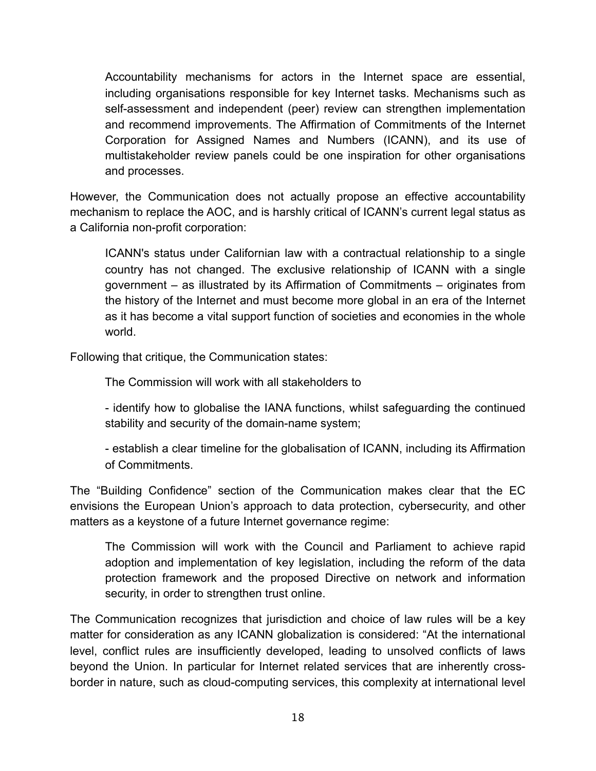> Accountability mechanisms for actors in the Internet space are essential, including organisations responsible for key Internet tasks. Mechanisms such as self-assessment and independent (peer) review can strengthen implementation and recommend improvements. The Affirmation of Commitments of the Internet Corporation for Assigned Names and Numbers (ICANN), and its use of multistakeholder review panels could be one inspiration for other organisations and processes.

However, the Communication does not actually propose an effective accountability mechanism to replace the AOC, and is harshly critical of ICANN's current legal status as a California non-profit corporation:

> ICANN's status under Californian law with a contractual relationship to a single country has not changed. The exclusive relationship of ICANN with a single government – as illustrated by its Affirmation of Commitments – originates from the history of the Internet and must become more global in an era of the Internet as it has become a vital support function of societies and economies in the whole world.

Following that critique, the Communication states:

> The Commission will work with all stakeholders to
>
> - identify how to globalise the IANA functions, whilst safeguarding the continued stability and security of the domain-name system;
>
> - establish a clear timeline for the globalisation of ICANN, including its Affirmation of Commitments.

The "Building Confidence" section of the Communication makes clear that the EC envisions the European Union's approach to data protection, cybersecurity, and other matters as a keystone of a future Internet governance regime:

> The Commission will work with the Council and Parliament to achieve rapid adoption and implementation of key legislation, including the reform of the data protection framework and the proposed Directive on network and information security, in order to strengthen trust online.

The Communication recognizes that jurisdiction and choice of law rules will be a key matter for consideration as any ICANN globalization is considered: "At the international level, conflict rules are insufficiently developed, leading to unsolved conflicts of laws beyond the Union. In particular for Internet related services that are inherently cross-border in nature, such as cloud-computing services, this complexity at international level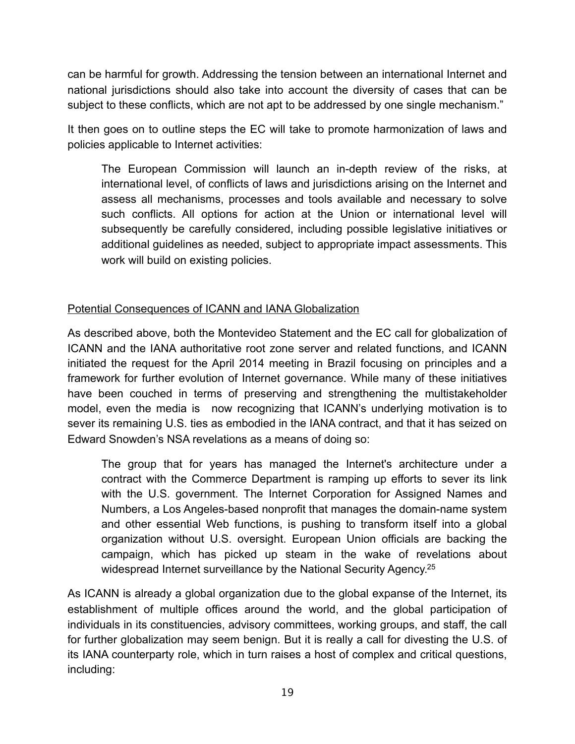can be harmful for growth. Addressing the tension between an international Internet and national jurisdictions should also take into account the diversity of cases that can be subject to these conflicts, which are not apt to be addressed by one single mechanism."

It then goes on to outline steps the EC will take to promote harmonization of laws and policies applicable to Internet activities:

> The European Commission will launch an in-depth review of the risks, at international level, of conflicts of laws and jurisdictions arising on the Internet and assess all mechanisms, processes and tools available and necessary to solve such conflicts. All options for action at the Union or international level will subsequently be carefully considered, including possible legislative initiatives or additional guidelines as needed, subject to appropriate impact assessments. This work will build on existing policies.

<u>Potential Consequences of ICANN and IANA Globalization</u>

As described above, both the Montevideo Statement and the EC call for globalization of ICANN and the IANA authoritative root zone server and related functions, and ICANN initiated the request for the April 2014 meeting in Brazil focusing on principles and a framework for further evolution of Internet governance. While many of these initiatives have been couched in terms of preserving and strengthening the multistakeholder model, even the media is now recognizing that ICANN's underlying motivation is to sever its remaining U.S. ties as embodied in the IANA contract, and that it has seized on Edward Snowden's NSA revelations as a means of doing so:

> The group that for years has managed the Internet's architecture under a contract with the Commerce Department is ramping up efforts to sever its link with the U.S. government. The Internet Corporation for Assigned Names and Numbers, a Los Angeles-based nonprofit that manages the domain-name system and other essential Web functions, is pushing to transform itself into a global organization without U.S. oversight. European Union officials are backing the campaign, which has picked up steam in the wake of revelations about widespread Internet surveillance by the National Security Agency.[25]

As ICANN is already a global organization due to the global expanse of the Internet, its establishment of multiple offices around the world, and the global participation of individuals in its constituencies, advisory committees, working groups, and staff, the call for further globalization may seem benign. But it is really a call for divesting the U.S. of its IANA counterparty role, which in turn raises a host of complex and critical questions, including: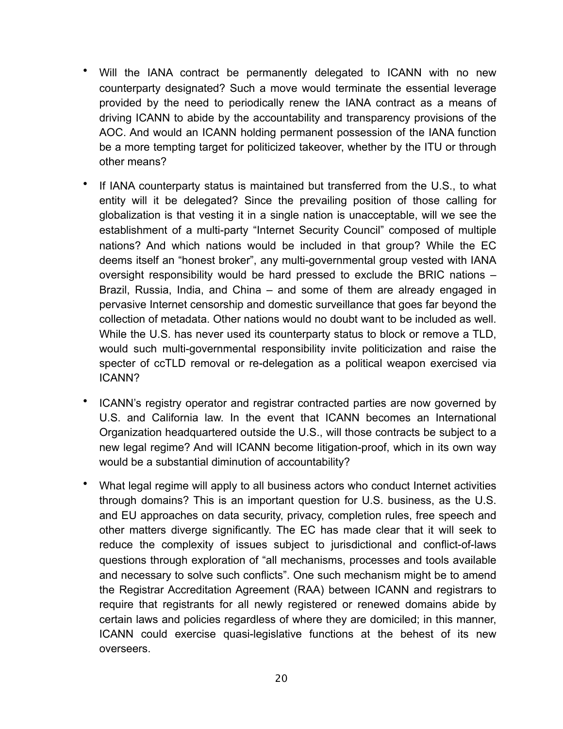- Will the IANA contract be permanently delegated to ICANN with no new counterparty designated? Such a move would terminate the essential leverage provided by the need to periodically renew the IANA contract as a means of driving ICANN to abide by the accountability and transparency provisions of the AOC. And would an ICANN holding permanent possession of the IANA function be a more tempting target for politicized takeover, whether by the ITU or through other means?

- If IANA counterparty status is maintained but transferred from the U.S., to what entity will it be delegated? Since the prevailing position of those calling for globalization is that vesting it in a single nation is unacceptable, will we see the establishment of a multi-party "Internet Security Council" composed of multiple nations? And which nations would be included in that group? While the EC deems itself an "honest broker", any multi-governmental group vested with IANA oversight responsibility would be hard pressed to exclude the BRIC nations – Brazil, Russia, India, and China – and some of them are already engaged in pervasive Internet censorship and domestic surveillance that goes far beyond the collection of metadata. Other nations would no doubt want to be included as well. While the U.S. has never used its counterparty status to block or remove a TLD, would such multi-governmental responsibility invite politicization and raise the specter of ccTLD removal or re-delegation as a political weapon exercised via ICANN?

- ICANN's registry operator and registrar contracted parties are now governed by U.S. and California law. In the event that ICANN becomes an International Organization headquartered outside the U.S., will those contracts be subject to a new legal regime? And will ICANN become litigation-proof, which in its own way would be a substantial diminution of accountability?

- What legal regime will apply to all business actors who conduct Internet activities through domains? This is an important question for U.S. business, as the U.S. and EU approaches on data security, privacy, completion rules, free speech and other matters diverge significantly. The EC has made clear that it will seek to reduce the complexity of issues subject to jurisdictional and conflict-of-laws questions through exploration of "all mechanisms, processes and tools available and necessary to solve such conflicts". One such mechanism might be to amend the Registrar Accreditation Agreement (RAA) between ICANN and registrars to require that registrants for all newly registered or renewed domains abide by certain laws and policies regardless of where they are domiciled; in this manner, ICANN could exercise quasi-legislative functions at the behest of its new overseers.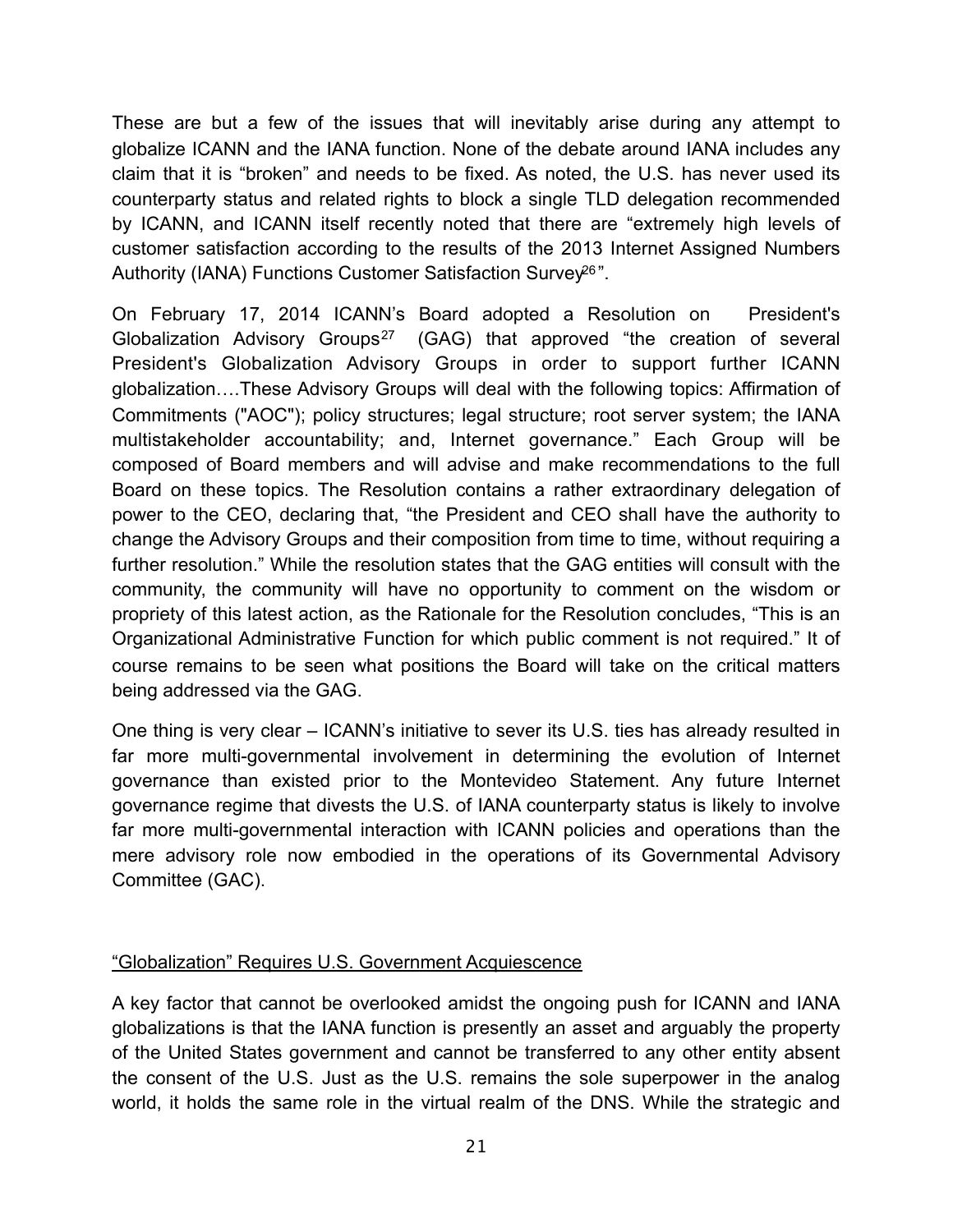These are but a few of the issues that will inevitably arise during any attempt to globalize ICANN and the IANA function. None of the debate around IANA includes any claim that it is "broken" and needs to be fixed. As noted, the U.S. has never used its counterparty status and related rights to block a single TLD delegation recommended by ICANN, and ICANN itself recently noted that there are "extremely high levels of customer satisfaction according to the results of the 2013 Internet Assigned Numbers Authority (IANA) Functions Customer Satisfaction Survey[26]".

On February 17, 2014 ICANN's Board adopted a Resolution on President's Globalization Advisory Groups[27] (GAG) that approved "the creation of several President's Globalization Advisory Groups in order to support further ICANN globalization….These Advisory Groups will deal with the following topics: Affirmation of Commitments ("AOC"); policy structures; legal structure; root server system; the IANA multistakeholder accountability; and, Internet governance." Each Group will be composed of Board members and will advise and make recommendations to the full Board on these topics. The Resolution contains a rather extraordinary delegation of power to the CEO, declaring that, "the President and CEO shall have the authority to change the Advisory Groups and their composition from time to time, without requiring a further resolution." While the resolution states that the GAG entities will consult with the community, the community will have no opportunity to comment on the wisdom or propriety of this latest action, as the Rationale for the Resolution concludes, "This is an Organizational Administrative Function for which public comment is not required." It of course remains to be seen what positions the Board will take on the critical matters being addressed via the GAG.

One thing is very clear – ICANN's initiative to sever its U.S. ties has already resulted in far more multi-governmental involvement in determining the evolution of Internet governance than existed prior to the Montevideo Statement. Any future Internet governance regime that divests the U.S. of IANA counterparty status is likely to involve far more multi-governmental interaction with ICANN policies and operations than the mere advisory role now embodied in the operations of its Governmental Advisory Committee (GAC).

## "Globalization" Requires U.S. Government Acquiescence

A key factor that cannot be overlooked amidst the ongoing push for ICANN and IANA globalizations is that the IANA function is presently an asset and arguably the property of the United States government and cannot be transferred to any other entity absent the consent of the U.S. Just as the U.S. remains the sole superpower in the analog world, it holds the same role in the virtual realm of the DNS. While the strategic and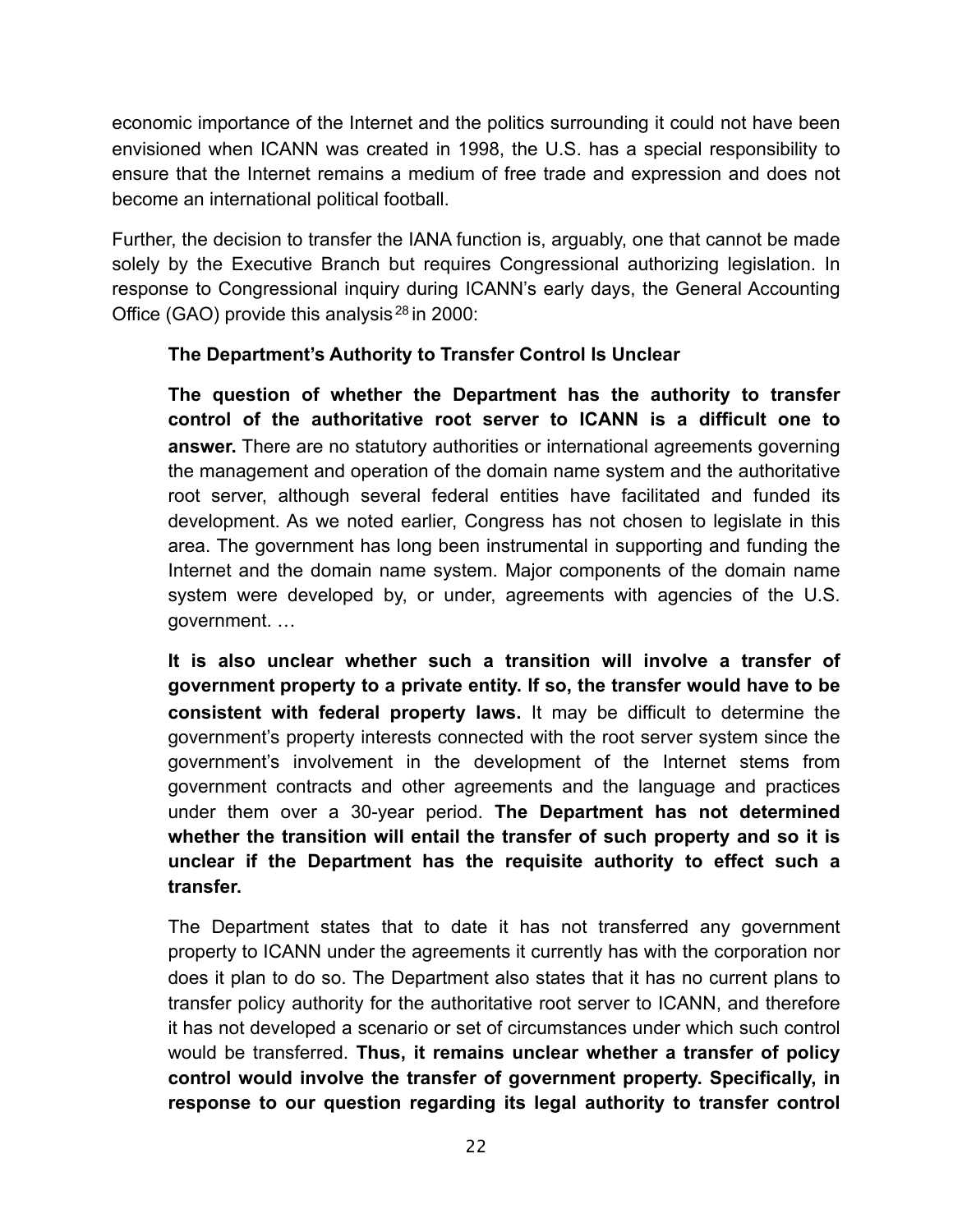economic importance of the Internet and the politics surrounding it could not have been envisioned when ICANN was created in 1998, the U.S. has a special responsibility to ensure that the Internet remains a medium of free trade and expression and does not become an international political football.

Further, the decision to transfer the IANA function is, arguably, one that cannot be made solely by the Executive Branch but requires Congressional authorizing legislation. In response to Congressional inquiry during ICANN's early days, the General Accounting Office (GAO) provide this analysis [28] in 2000:

> **The Department's Authority to Transfer Control Is Unclear**
>
> **The question of whether the Department has the authority to transfer control of the authoritative root server to ICANN is a difficult one to answer.** There are no statutory authorities or international agreements governing the management and operation of the domain name system and the authoritative root server, although several federal entities have facilitated and funded its development. As we noted earlier, Congress has not chosen to legislate in this area. The government has long been instrumental in supporting and funding the Internet and the domain name system. Major components of the domain name system were developed by, or under, agreements with agencies of the U.S. government. …
>
> **It is also unclear whether such a transition will involve a transfer of government property to a private entity. If so, the transfer would have to be consistent with federal property laws.** It may be difficult to determine the government's property interests connected with the root server system since the government's involvement in the development of the Internet stems from government contracts and other agreements and the language and practices under them over a 30-year period. **The Department has not determined whether the transition will entail the transfer of such property and so it is unclear if the Department has the requisite authority to effect such a transfer.**
>
> The Department states that to date it has not transferred any government property to ICANN under the agreements it currently has with the corporation nor does it plan to do so. The Department also states that it has no current plans to transfer policy authority for the authoritative root server to ICANN, and therefore it has not developed a scenario or set of circumstances under which such control would be transferred. **Thus, it remains unclear whether a transfer of policy control would involve the transfer of government property. Specifically, in response to our question regarding its legal authority to transfer control**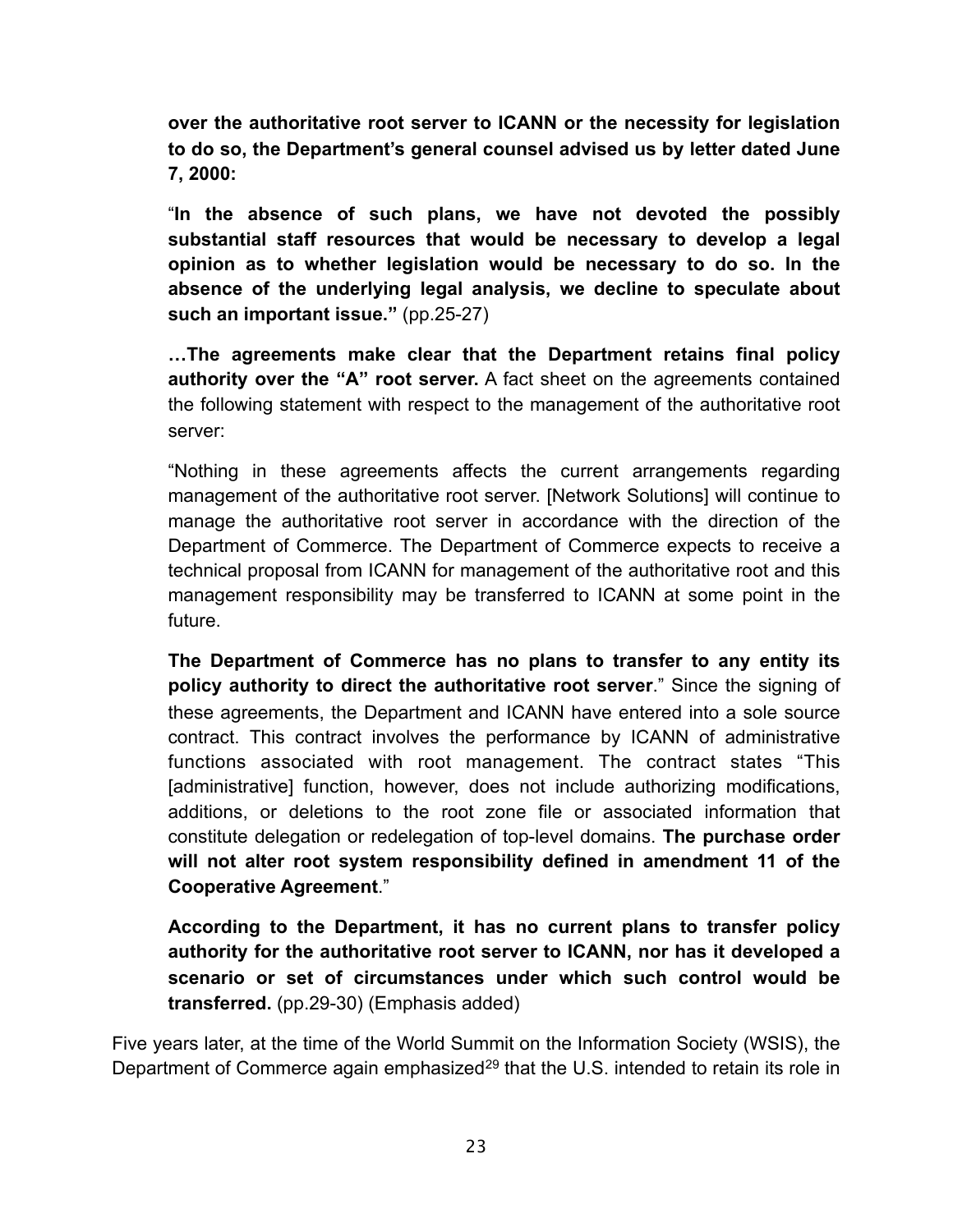> **over the authoritative root server to ICANN or the necessity for legislation to do so, the Department's general counsel advised us by letter dated June 7, 2000:**
>
> "**In the absence of such plans, we have not devoted the possibly substantial staff resources that would be necessary to develop a legal opinion as to whether legislation would be necessary to do so. In the absence of the underlying legal analysis, we decline to speculate about such an important issue."** (pp.25-27)
>
> **…The agreements make clear that the Department retains final policy authority over the "A" root server.** A fact sheet on the agreements contained the following statement with respect to the management of the authoritative root server:
>
> "Nothing in these agreements affects the current arrangements regarding management of the authoritative root server. [Network Solutions] will continue to manage the authoritative root server in accordance with the direction of the Department of Commerce. The Department of Commerce expects to receive a technical proposal from ICANN for management of the authoritative root and this management responsibility may be transferred to ICANN at some point in the future.
>
> **The Department of Commerce has no plans to transfer to any entity its policy authority to direct the authoritative root server**." Since the signing of these agreements, the Department and ICANN have entered into a sole source contract. This contract involves the performance by ICANN of administrative functions associated with root management. The contract states "This [administrative] function, however, does not include authorizing modifications, additions, or deletions to the root zone file or associated information that constitute delegation or redelegation of top-level domains. **The purchase order will not alter root system responsibility defined in amendment 11 of the Cooperative Agreement**."
>
> **According to the Department, it has no current plans to transfer policy authority for the authoritative root server to ICANN, nor has it developed a scenario or set of circumstances under which such control would be transferred.** (pp.29-30) (Emphasis added)

Five years later, at the time of the World Summit on the Information Society (WSIS), the Department of Commerce again emphasized[29] that the U.S. intended to retain its role in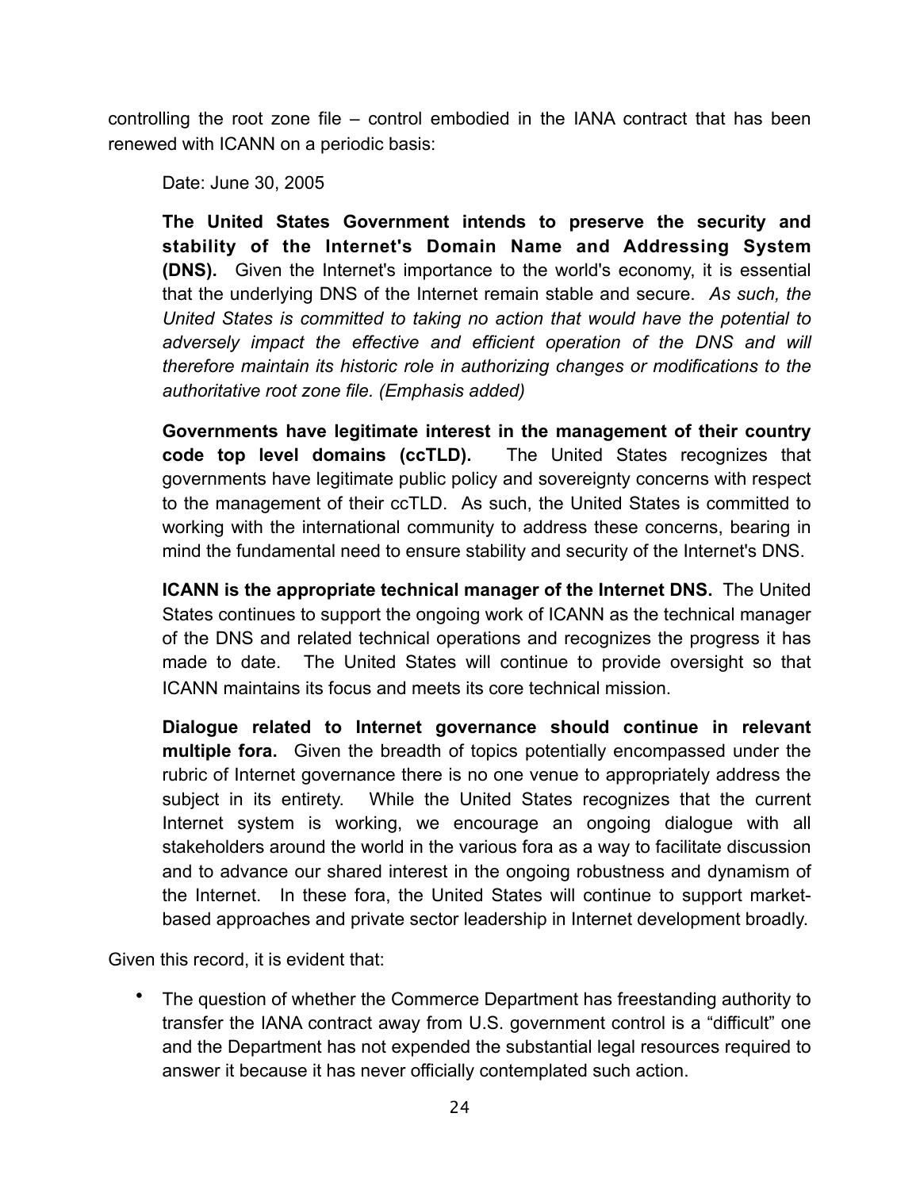controlling the root zone file – control embodied in the IANA contract that has been renewed with ICANN on a periodic basis:

> Date: June 30, 2005
>
> **The United States Government intends to preserve the security and stability of the Internet's Domain Name and Addressing System (DNS).** Given the Internet's importance to the world's economy, it is essential that the underlying DNS of the Internet remain stable and secure. *As such, the United States is committed to taking no action that would have the potential to adversely impact the effective and efficient operation of the DNS and will therefore maintain its historic role in authorizing changes or modifications to the authoritative root zone file. (Emphasis added)*
>
> **Governments have legitimate interest in the management of their country code top level domains (ccTLD).** The United States recognizes that governments have legitimate public policy and sovereignty concerns with respect to the management of their ccTLD. As such, the United States is committed to working with the international community to address these concerns, bearing in mind the fundamental need to ensure stability and security of the Internet's DNS.
>
> **ICANN is the appropriate technical manager of the Internet DNS.** The United States continues to support the ongoing work of ICANN as the technical manager of the DNS and related technical operations and recognizes the progress it has made to date. The United States will continue to provide oversight so that ICANN maintains its focus and meets its core technical mission.
>
> **Dialogue related to Internet governance should continue in relevant multiple fora.** Given the breadth of topics potentially encompassed under the rubric of Internet governance there is no one venue to appropriately address the subject in its entirety. While the United States recognizes that the current Internet system is working, we encourage an ongoing dialogue with all stakeholders around the world in the various fora as a way to facilitate discussion and to advance our shared interest in the ongoing robustness and dynamism of the Internet. In these fora, the United States will continue to support market-based approaches and private sector leadership in Internet development broadly.

Given this record, it is evident that:

- The question of whether the Commerce Department has freestanding authority to transfer the IANA contract away from U.S. government control is a "difficult" one and the Department has not expended the substantial legal resources required to answer it because it has never officially contemplated such action.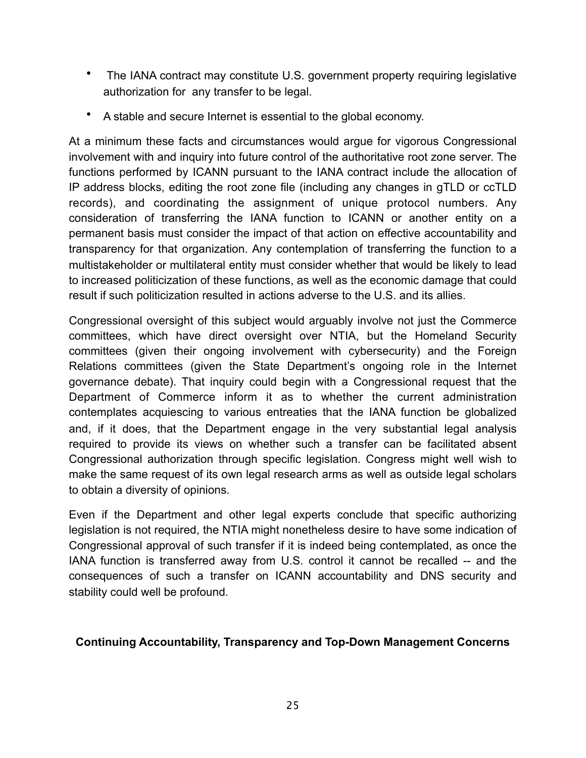- The IANA contract may constitute U.S. government property requiring legislative authorization for any transfer to be legal.
- A stable and secure Internet is essential to the global economy.

At a minimum these facts and circumstances would argue for vigorous Congressional involvement with and inquiry into future control of the authoritative root zone server. The functions performed by ICANN pursuant to the IANA contract include the allocation of IP address blocks, editing the root zone file (including any changes in gTLD or ccTLD records), and coordinating the assignment of unique protocol numbers. Any consideration of transferring the IANA function to ICANN or another entity on a permanent basis must consider the impact of that action on effective accountability and transparency for that organization. Any contemplation of transferring the function to a multistakeholder or multilateral entity must consider whether that would be likely to lead to increased politicization of these functions, as well as the economic damage that could result if such politicization resulted in actions adverse to the U.S. and its allies.

Congressional oversight of this subject would arguably involve not just the Commerce committees, which have direct oversight over NTIA, but the Homeland Security committees (given their ongoing involvement with cybersecurity) and the Foreign Relations committees (given the State Department's ongoing role in the Internet governance debate). That inquiry could begin with a Congressional request that the Department of Commerce inform it as to whether the current administration contemplates acquiescing to various entreaties that the IANA function be globalized and, if it does, that the Department engage in the very substantial legal analysis required to provide its views on whether such a transfer can be facilitated absent Congressional authorization through specific legislation. Congress might well wish to make the same request of its own legal research arms as well as outside legal scholars to obtain a diversity of opinions.

Even if the Department and other legal experts conclude that specific authorizing legislation is not required, the NTIA might nonetheless desire to have some indication of Congressional approval of such transfer if it is indeed being contemplated, as once the IANA function is transferred away from U.S. control it cannot be recalled -- and the consequences of such a transfer on ICANN accountability and DNS security and stability could well be profound.

**Continuing Accountability, Transparency and Top-Down Management Concerns**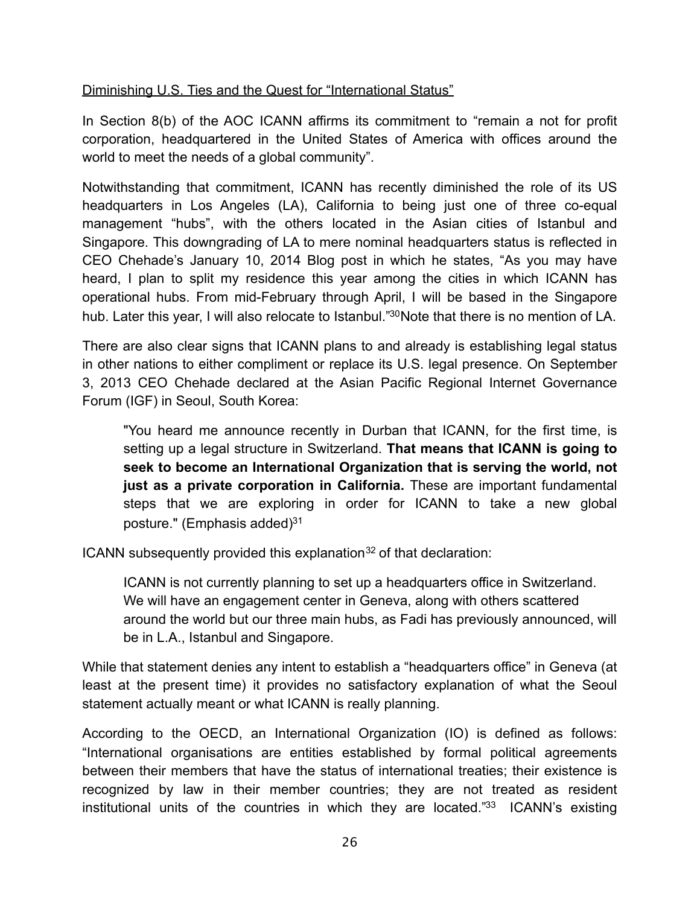Diminishing U.S. Ties and the Quest for "International Status"

In Section 8(b) of the AOC ICANN affirms its commitment to "remain a not for profit corporation, headquartered in the United States of America with offices around the world to meet the needs of a global community".

Notwithstanding that commitment, ICANN has recently diminished the role of its US headquarters in Los Angeles (LA), California to being just one of three co-equal management "hubs", with the others located in the Asian cities of Istanbul and Singapore. This downgrading of LA to mere nominal headquarters status is reflected in CEO Chehade's January 10, 2014 Blog post in which he states, "As you may have heard, I plan to split my residence this year among the cities in which ICANN has operational hubs. From mid-February through April, I will be based in the Singapore hub. Later this year, I will also relocate to Istanbul."[30]Note that there is no mention of LA.

There are also clear signs that ICANN plans to and already is establishing legal status in other nations to either compliment or replace its U.S. legal presence. On September 3, 2013 CEO Chehade declared at the Asian Pacific Regional Internet Governance Forum (IGF) in Seoul, South Korea:

> "You heard me announce recently in Durban that ICANN, for the first time, is setting up a legal structure in Switzerland. **That means that ICANN is going to seek to become an International Organization that is serving the world, not just as a private corporation in California.** These are important fundamental steps that we are exploring in order for ICANN to take a new global posture." (Emphasis added)[31]

ICANN subsequently provided this explanation[32] of that declaration:

> ICANN is not currently planning to set up a headquarters office in Switzerland. We will have an engagement center in Geneva, along with others scattered around the world but our three main hubs, as Fadi has previously announced, will be in L.A., Istanbul and Singapore.

While that statement denies any intent to establish a "headquarters office" in Geneva (at least at the present time) it provides no satisfactory explanation of what the Seoul statement actually meant or what ICANN is really planning.

According to the OECD, an International Organization (IO) is defined as follows: "International organisations are entities established by formal political agreements between their members that have the status of international treaties; their existence is recognized by law in their member countries; they are not treated as resident institutional units of the countries in which they are located."[33] ICANN's existing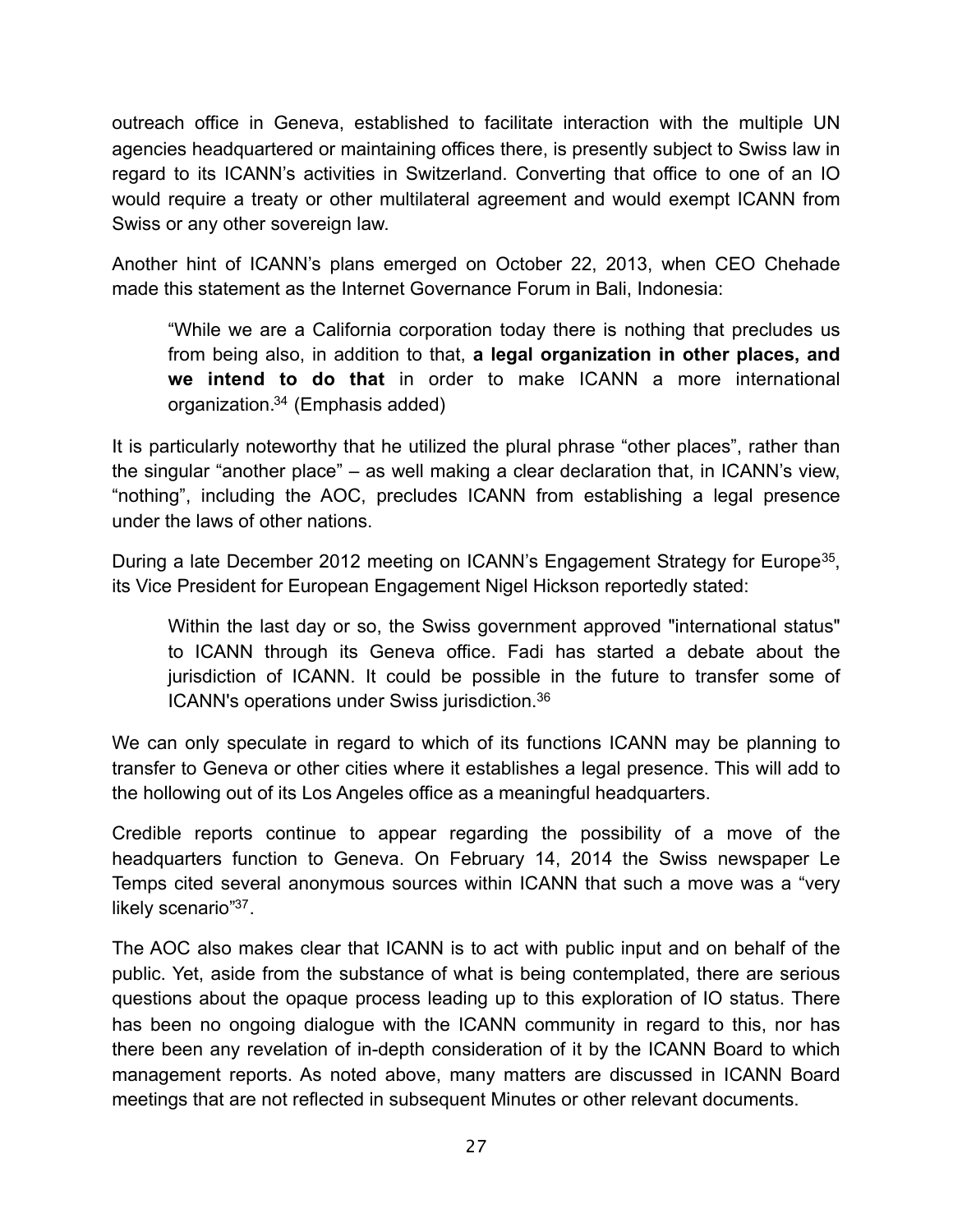outreach office in Geneva, established to facilitate interaction with the multiple UN agencies headquartered or maintaining offices there, is presently subject to Swiss law in regard to its ICANN's activities in Switzerland. Converting that office to one of an IO would require a treaty or other multilateral agreement and would exempt ICANN from Swiss or any other sovereign law.

Another hint of ICANN's plans emerged on October 22, 2013, when CEO Chehade made this statement as the Internet Governance Forum in Bali, Indonesia:

> "While we are a California corporation today there is nothing that precludes us from being also, in addition to that, **a legal organization in other places, and we intend to do that** in order to make ICANN a more international organization.[34] (Emphasis added)

It is particularly noteworthy that he utilized the plural phrase "other places", rather than the singular "another place" – as well making a clear declaration that, in ICANN's view, "nothing", including the AOC, precludes ICANN from establishing a legal presence under the laws of other nations.

During a late December 2012 meeting on ICANN's Engagement Strategy for Europe[35], its Vice President for European Engagement Nigel Hickson reportedly stated:

> Within the last day or so, the Swiss government approved "international status" to ICANN through its Geneva office. Fadi has started a debate about the jurisdiction of ICANN. It could be possible in the future to transfer some of ICANN's operations under Swiss jurisdiction.[36]

We can only speculate in regard to which of its functions ICANN may be planning to transfer to Geneva or other cities where it establishes a legal presence. This will add to the hollowing out of its Los Angeles office as a meaningful headquarters.

Credible reports continue to appear regarding the possibility of a move of the headquarters function to Geneva. On February 14, 2014 the Swiss newspaper Le Temps cited several anonymous sources within ICANN that such a move was a "very likely scenario"[37].

The AOC also makes clear that ICANN is to act with public input and on behalf of the public. Yet, aside from the substance of what is being contemplated, there are serious questions about the opaque process leading up to this exploration of IO status. There has been no ongoing dialogue with the ICANN community in regard to this, nor has there been any revelation of in-depth consideration of it by the ICANN Board to which management reports. As noted above, many matters are discussed in ICANN Board meetings that are not reflected in subsequent Minutes or other relevant documents.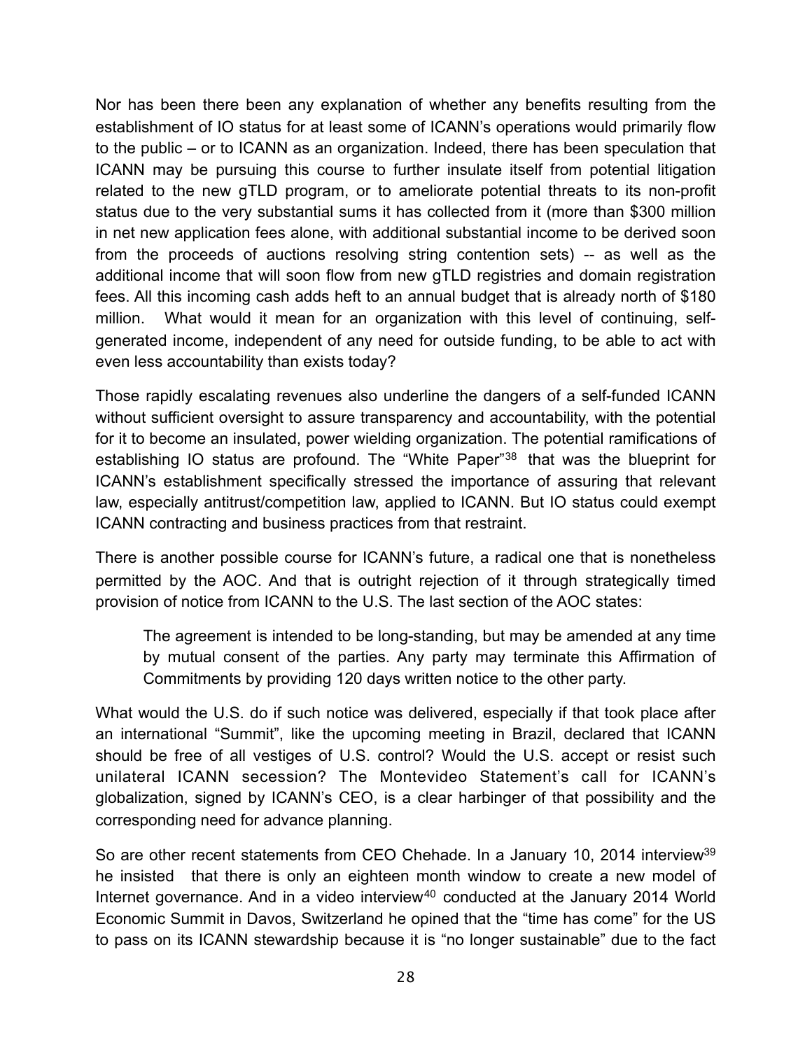Nor has been there been any explanation of whether any benefits resulting from the establishment of IO status for at least some of ICANN's operations would primarily flow to the public – or to ICANN as an organization. Indeed, there has been speculation that ICANN may be pursuing this course to further insulate itself from potential litigation related to the new gTLD program, or to ameliorate potential threats to its non-profit status due to the very substantial sums it has collected from it (more than $300 million in net new application fees alone, with additional substantial income to be derived soon from the proceeds of auctions resolving string contention sets) -- as well as the additional income that will soon flow from new gTLD registries and domain registration fees. All this incoming cash adds heft to an annual budget that is already north of $180 million. What would it mean for an organization with this level of continuing, self-generated income, independent of any need for outside funding, to be able to act with even less accountability than exists today?

Those rapidly escalating revenues also underline the dangers of a self-funded ICANN without sufficient oversight to assure transparency and accountability, with the potential for it to become an insulated, power wielding organization. The potential ramifications of establishing IO status are profound. The "White Paper"[38] that was the blueprint for ICANN's establishment specifically stressed the importance of assuring that relevant law, especially antitrust/competition law, applied to ICANN. But IO status could exempt ICANN contracting and business practices from that restraint.

There is another possible course for ICANN's future, a radical one that is nonetheless permitted by the AOC. And that is outright rejection of it through strategically timed provision of notice from ICANN to the U.S. The last section of the AOC states:

> The agreement is intended to be long-standing, but may be amended at any time by mutual consent of the parties. Any party may terminate this Affirmation of Commitments by providing 120 days written notice to the other party.

What would the U.S. do if such notice was delivered, especially if that took place after an international "Summit", like the upcoming meeting in Brazil, declared that ICANN should be free of all vestiges of U.S. control? Would the U.S. accept or resist such unilateral ICANN secession? The Montevideo Statement's call for ICANN's globalization, signed by ICANN's CEO, is a clear harbinger of that possibility and the corresponding need for advance planning.

So are other recent statements from CEO Chehade. In a January 10, 2014 interview[39] he insisted that there is only an eighteen month window to create a new model of Internet governance. And in a video interview[40] conducted at the January 2014 World Economic Summit in Davos, Switzerland he opined that the "time has come" for the US to pass on its ICANN stewardship because it is "no longer sustainable" due to the fact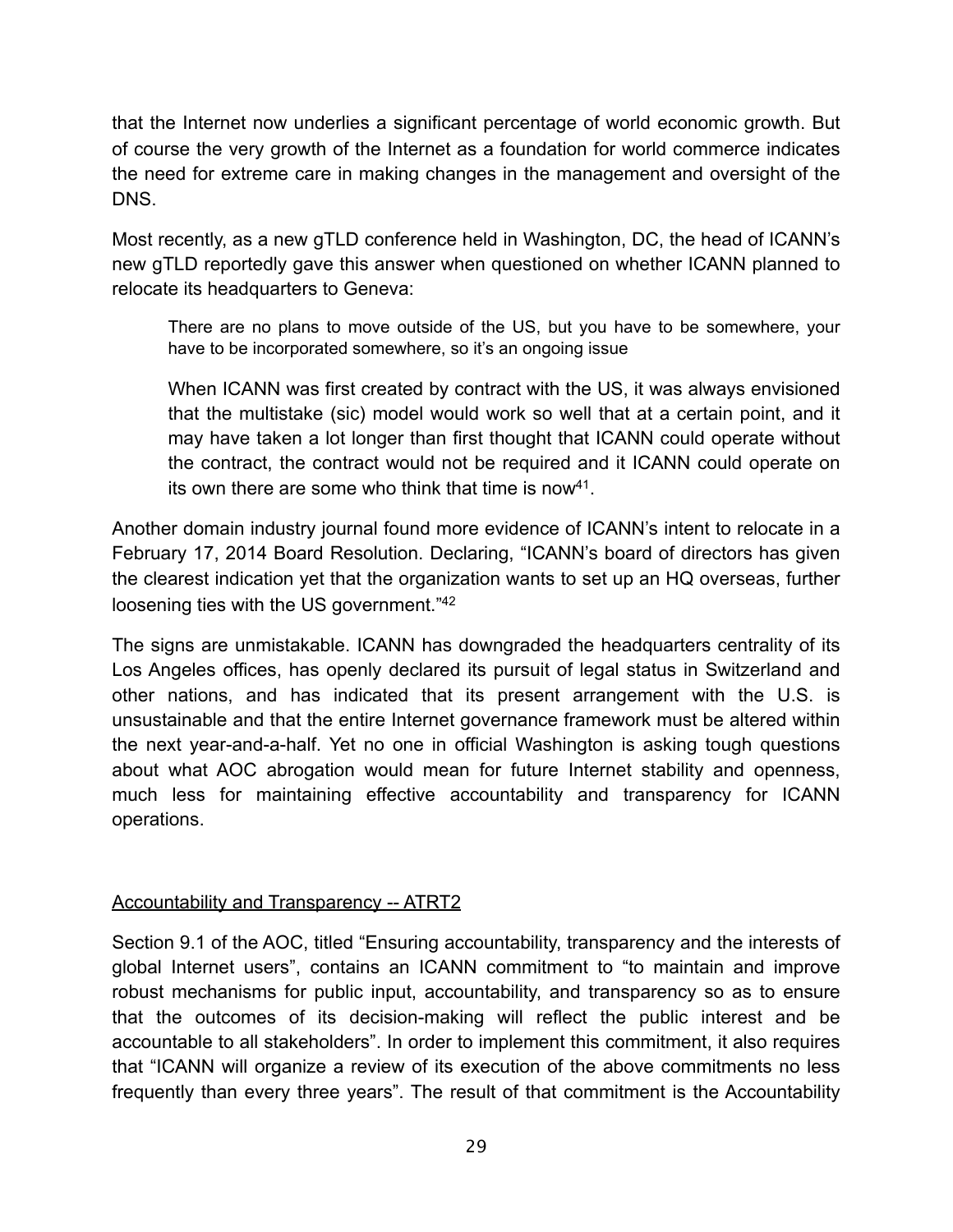that the Internet now underlies a significant percentage of world economic growth. But of course the very growth of the Internet as a foundation for world commerce indicates the need for extreme care in making changes in the management and oversight of the DNS.

Most recently, as a new gTLD conference held in Washington, DC, the head of ICANN's new gTLD reportedly gave this answer when questioned on whether ICANN planned to relocate its headquarters to Geneva:

> There are no plans to move outside of the US, but you have to be somewhere, your have to be incorporated somewhere, so it's an ongoing issue
>
> When ICANN was first created by contract with the US, it was always envisioned that the multistake (sic) model would work so well that at a certain point, and it may have taken a lot longer than first thought that ICANN could operate without the contract, the contract would not be required and it ICANN could operate on its own there are some who think that time is now[41].

Another domain industry journal found more evidence of ICANN's intent to relocate in a February 17, 2014 Board Resolution. Declaring, "ICANN's board of directors has given the clearest indication yet that the organization wants to set up an HQ overseas, further loosening ties with the US government."[42]

The signs are unmistakable. ICANN has downgraded the headquarters centrality of its Los Angeles offices, has openly declared its pursuit of legal status in Switzerland and other nations, and has indicated that its present arrangement with the U.S. is unsustainable and that the entire Internet governance framework must be altered within the next year-and-a-half. Yet no one in official Washington is asking tough questions about what AOC abrogation would mean for future Internet stability and openness, much less for maintaining effective accountability and transparency for ICANN operations.

<u>Accountability and Transparency -- ATRT2</u>

Section 9.1 of the AOC, titled "Ensuring accountability, transparency and the interests of global Internet users", contains an ICANN commitment to "to maintain and improve robust mechanisms for public input, accountability, and transparency so as to ensure that the outcomes of its decision-making will reflect the public interest and be accountable to all stakeholders". In order to implement this commitment, it also requires that "ICANN will organize a review of its execution of the above commitments no less frequently than every three years". The result of that commitment is the Accountability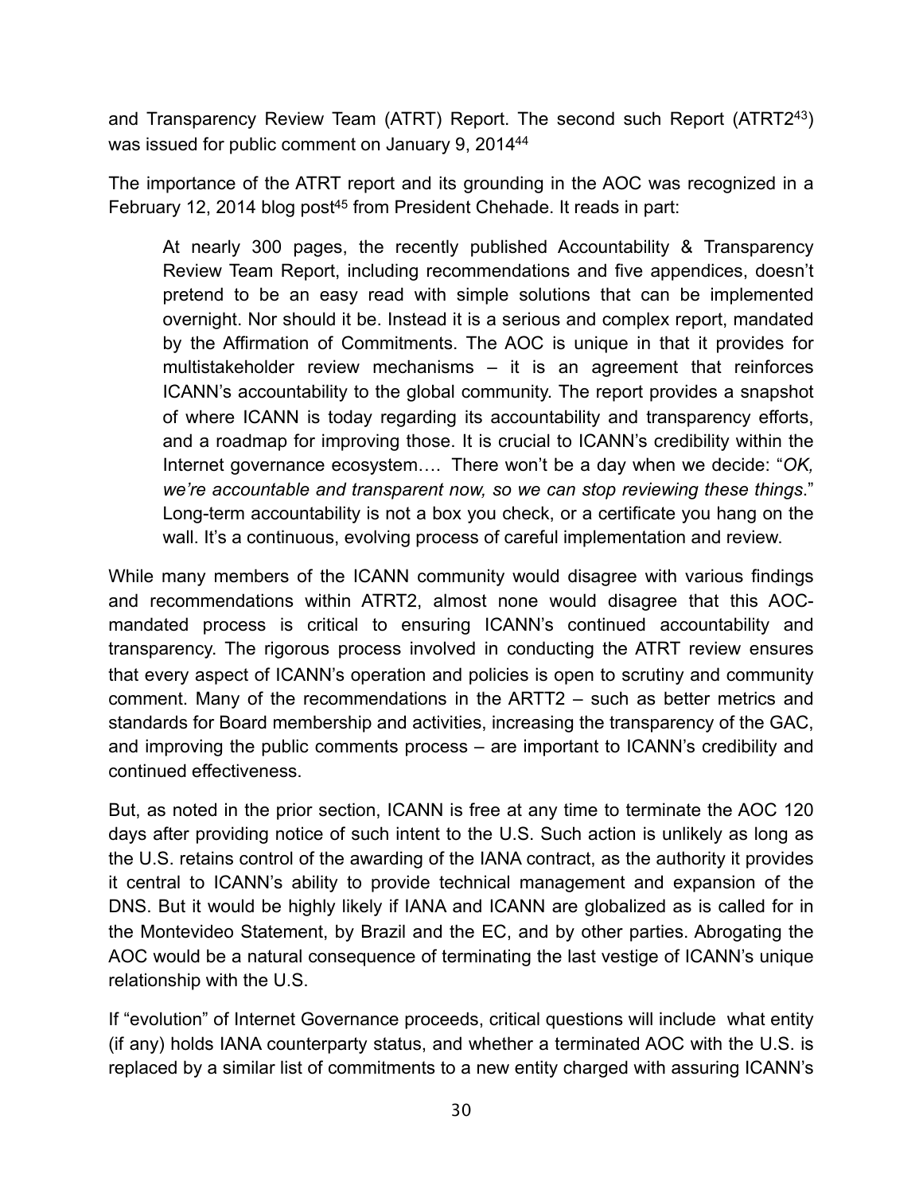and Transparency Review Team (ATRT) Report. The second such Report (ATRT2[43]) was issued for public comment on January 9, 2014[44]

The importance of the ATRT report and its grounding in the AOC was recognized in a February 12, 2014 blog post[45] from President Chehade. It reads in part:

> At nearly 300 pages, the recently published Accountability & Transparency Review Team Report, including recommendations and five appendices, doesn't pretend to be an easy read with simple solutions that can be implemented overnight. Nor should it be. Instead it is a serious and complex report, mandated by the Affirmation of Commitments. The AOC is unique in that it provides for multistakeholder review mechanisms – it is an agreement that reinforces ICANN's accountability to the global community. The report provides a snapshot of where ICANN is today regarding its accountability and transparency efforts, and a roadmap for improving those. It is crucial to ICANN's credibility within the Internet governance ecosystem…. There won't be a day when we decide: "*OK, we're accountable and transparent now, so we can stop reviewing these things*." Long-term accountability is not a box you check, or a certificate you hang on the wall. It's a continuous, evolving process of careful implementation and review.

While many members of the ICANN community would disagree with various findings and recommendations within ATRT2, almost none would disagree that this AOC-mandated process is critical to ensuring ICANN's continued accountability and transparency. The rigorous process involved in conducting the ATRT review ensures that every aspect of ICANN's operation and policies is open to scrutiny and community comment. Many of the recommendations in the ARTT2 – such as better metrics and standards for Board membership and activities, increasing the transparency of the GAC, and improving the public comments process – are important to ICANN's credibility and continued effectiveness.

But, as noted in the prior section, ICANN is free at any time to terminate the AOC 120 days after providing notice of such intent to the U.S. Such action is unlikely as long as the U.S. retains control of the awarding of the IANA contract, as the authority it provides it central to ICANN's ability to provide technical management and expansion of the DNS. But it would be highly likely if IANA and ICANN are globalized as is called for in the Montevideo Statement, by Brazil and the EC, and by other parties. Abrogating the AOC would be a natural consequence of terminating the last vestige of ICANN's unique relationship with the U.S.

If "evolution" of Internet Governance proceeds, critical questions will include what entity (if any) holds IANA counterparty status, and whether a terminated AOC with the U.S. is replaced by a similar list of commitments to a new entity charged with assuring ICANN's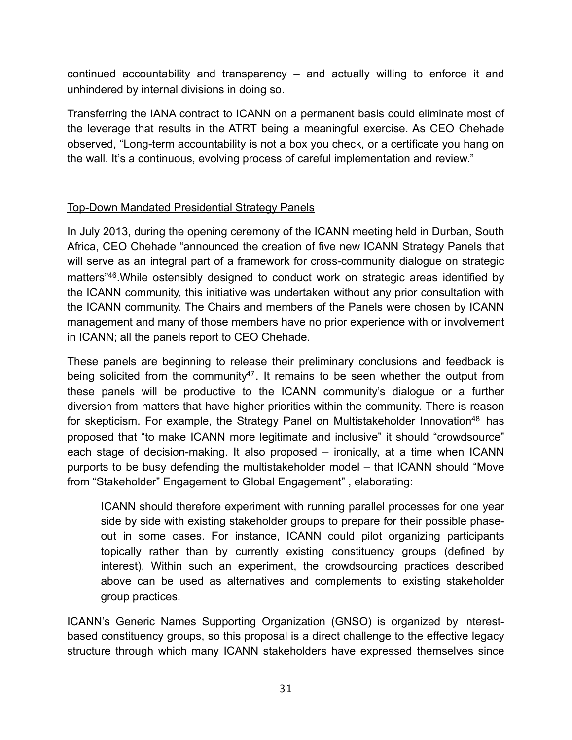continued accountability and transparency – and actually willing to enforce it and unhindered by internal divisions in doing so.

Transferring the IANA contract to ICANN on a permanent basis could eliminate most of the leverage that results in the ATRT being a meaningful exercise. As CEO Chehade observed, "Long-term accountability is not a box you check, or a certificate you hang on the wall. It's a continuous, evolving process of careful implementation and review."

### Top-Down Mandated Presidential Strategy Panels

In July 2013, during the opening ceremony of the ICANN meeting held in Durban, South Africa, CEO Chehade "announced the creation of five new ICANN Strategy Panels that will serve as an integral part of a framework for cross-community dialogue on strategic matters"[46].While ostensibly designed to conduct work on strategic areas identified by the ICANN community, this initiative was undertaken without any prior consultation with the ICANN community. The Chairs and members of the Panels were chosen by ICANN management and many of those members have no prior experience with or involvement in ICANN; all the panels report to CEO Chehade.

These panels are beginning to release their preliminary conclusions and feedback is being solicited from the community[47]. It remains to be seen whether the output from these panels will be productive to the ICANN community's dialogue or a further diversion from matters that have higher priorities within the community. There is reason for skepticism. For example, the Strategy Panel on Multistakeholder Innovation[48] has proposed that "to make ICANN more legitimate and inclusive" it should "crowdsource" each stage of decision-making. It also proposed – ironically, at a time when ICANN purports to be busy defending the multistakeholder model – that ICANN should "Move from "Stakeholder" Engagement to Global Engagement" , elaborating:

> ICANN should therefore experiment with running parallel processes for one year side by side with existing stakeholder groups to prepare for their possible phase-out in some cases. For instance, ICANN could pilot organizing participants topically rather than by currently existing constituency groups (defined by interest). Within such an experiment, the crowdsourcing practices described above can be used as alternatives and complements to existing stakeholder group practices.

ICANN's Generic Names Supporting Organization (GNSO) is organized by interest-based constituency groups, so this proposal is a direct challenge to the effective legacy structure through which many ICANN stakeholders have expressed themselves since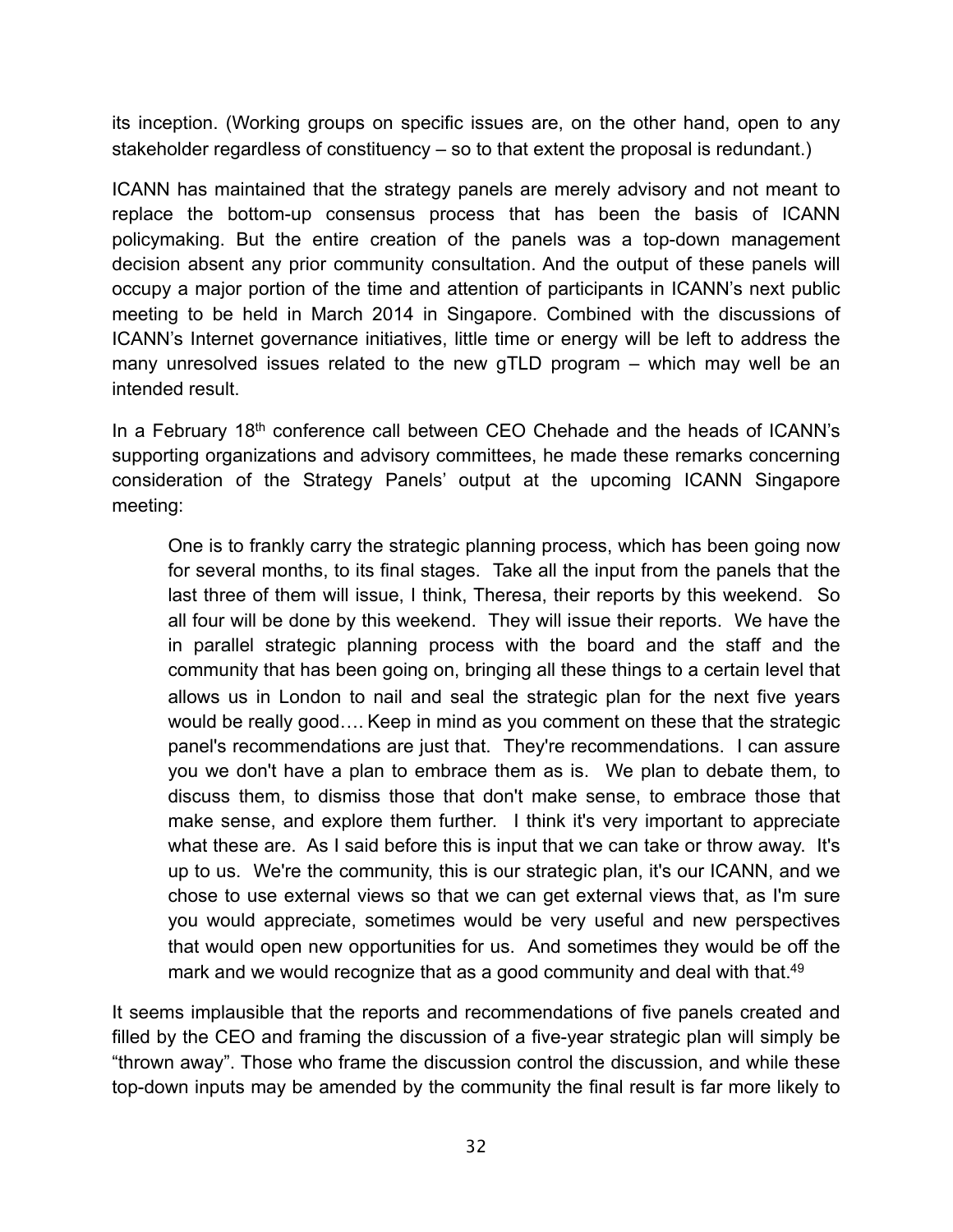its inception. (Working groups on specific issues are, on the other hand, open to any stakeholder regardless of constituency – so to that extent the proposal is redundant.)

ICANN has maintained that the strategy panels are merely advisory and not meant to replace the bottom-up consensus process that has been the basis of ICANN policymaking. But the entire creation of the panels was a top-down management decision absent any prior community consultation. And the output of these panels will occupy a major portion of the time and attention of participants in ICANN's next public meeting to be held in March 2014 in Singapore. Combined with the discussions of ICANN's Internet governance initiatives, little time or energy will be left to address the many unresolved issues related to the new gTLD program – which may well be an intended result.

In a February 18th conference call between CEO Chehade and the heads of ICANN's supporting organizations and advisory committees, he made these remarks concerning consideration of the Strategy Panels' output at the upcoming ICANN Singapore meeting:

> One is to frankly carry the strategic planning process, which has been going now for several months, to its final stages. Take all the input from the panels that the last three of them will issue, I think, Theresa, their reports by this weekend. So all four will be done by this weekend. They will issue their reports. We have the in parallel strategic planning process with the board and the staff and the community that has been going on, bringing all these things to a certain level that allows us in London to nail and seal the strategic plan for the next five years would be really good…. Keep in mind as you comment on these that the strategic panel's recommendations are just that. They're recommendations. I can assure you we don't have a plan to embrace them as is. We plan to debate them, to discuss them, to dismiss those that don't make sense, to embrace those that make sense, and explore them further. I think it's very important to appreciate what these are. As I said before this is input that we can take or throw away. It's up to us. We're the community, this is our strategic plan, it's our ICANN, and we chose to use external views so that we can get external views that, as I'm sure you would appreciate, sometimes would be very useful and new perspectives that would open new opportunities for us. And sometimes they would be off the mark and we would recognize that as a good community and deal with that.[49]

It seems implausible that the reports and recommendations of five panels created and filled by the CEO and framing the discussion of a five-year strategic plan will simply be "thrown away". Those who frame the discussion control the discussion, and while these top-down inputs may be amended by the community the final result is far more likely to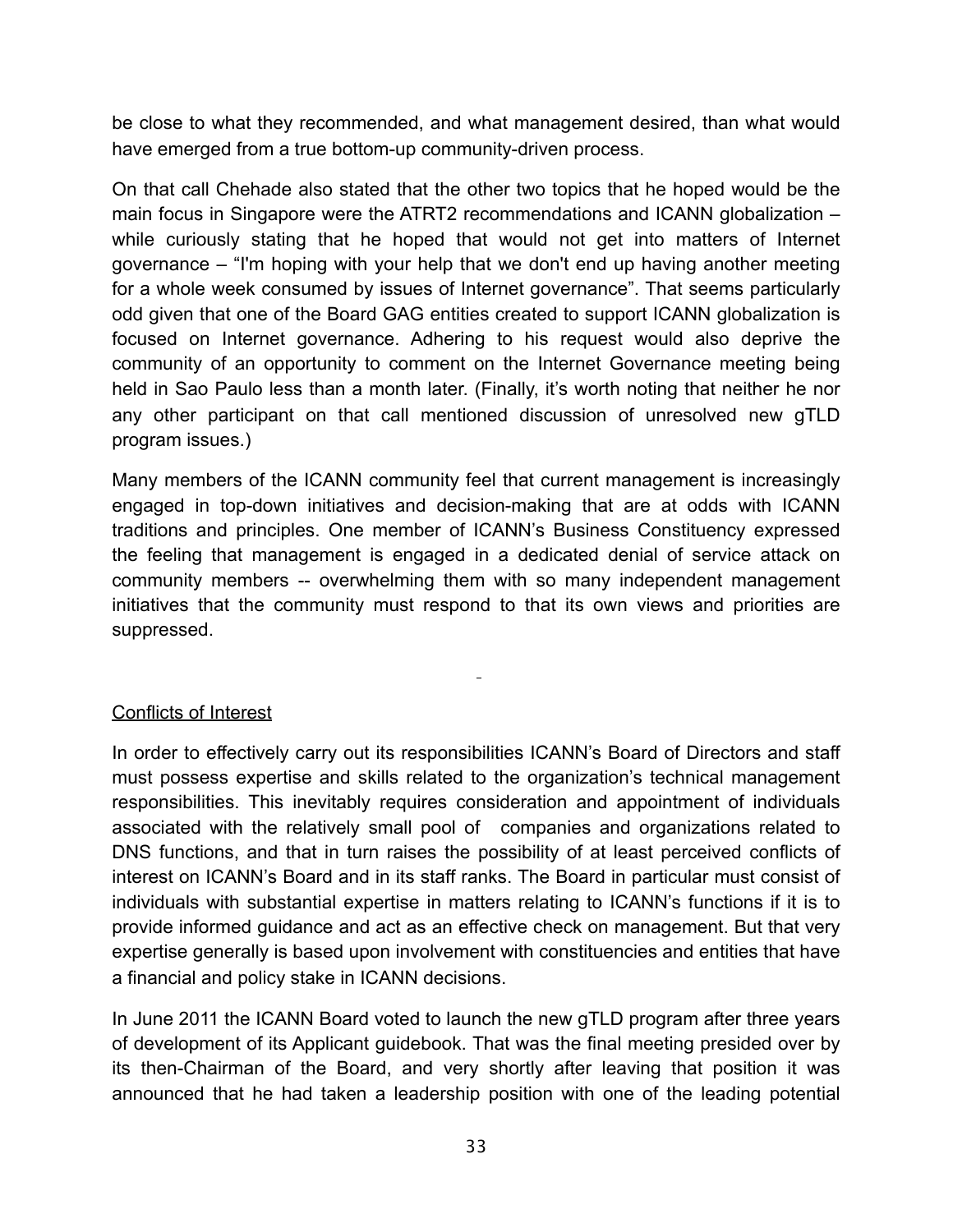be close to what they recommended, and what management desired, than what would have emerged from a true bottom-up community-driven process.

On that call Chehade also stated that the other two topics that he hoped would be the main focus in Singapore were the ATRT2 recommendations and ICANN globalization – while curiously stating that he hoped that would not get into matters of Internet governance – "I'm hoping with your help that we don't end up having another meeting for a whole week consumed by issues of Internet governance". That seems particularly odd given that one of the Board GAG entities created to support ICANN globalization is focused on Internet governance. Adhering to his request would also deprive the community of an opportunity to comment on the Internet Governance meeting being held in Sao Paulo less than a month later. (Finally, it's worth noting that neither he nor any other participant on that call mentioned discussion of unresolved new gTLD program issues.)

Many members of the ICANN community feel that current management is increasingly engaged in top-down initiatives and decision-making that are at odds with ICANN traditions and principles. One member of ICANN's Business Constituency expressed the feeling that management is engaged in a dedicated denial of service attack on community members -- overwhelming them with so many independent management initiatives that the community must respond to that its own views and priorities are suppressed.

## Conflicts of Interest

In order to effectively carry out its responsibilities ICANN's Board of Directors and staff must possess expertise and skills related to the organization's technical management responsibilities. This inevitably requires consideration and appointment of individuals associated with the relatively small pool of companies and organizations related to DNS functions, and that in turn raises the possibility of at least perceived conflicts of interest on ICANN's Board and in its staff ranks. The Board in particular must consist of individuals with substantial expertise in matters relating to ICANN's functions if it is to provide informed guidance and act as an effective check on management. But that very expertise generally is based upon involvement with constituencies and entities that have a financial and policy stake in ICANN decisions.

In June 2011 the ICANN Board voted to launch the new gTLD program after three years of development of its Applicant guidebook. That was the final meeting presided over by its then-Chairman of the Board, and very shortly after leaving that position it was announced that he had taken a leadership position with one of the leading potential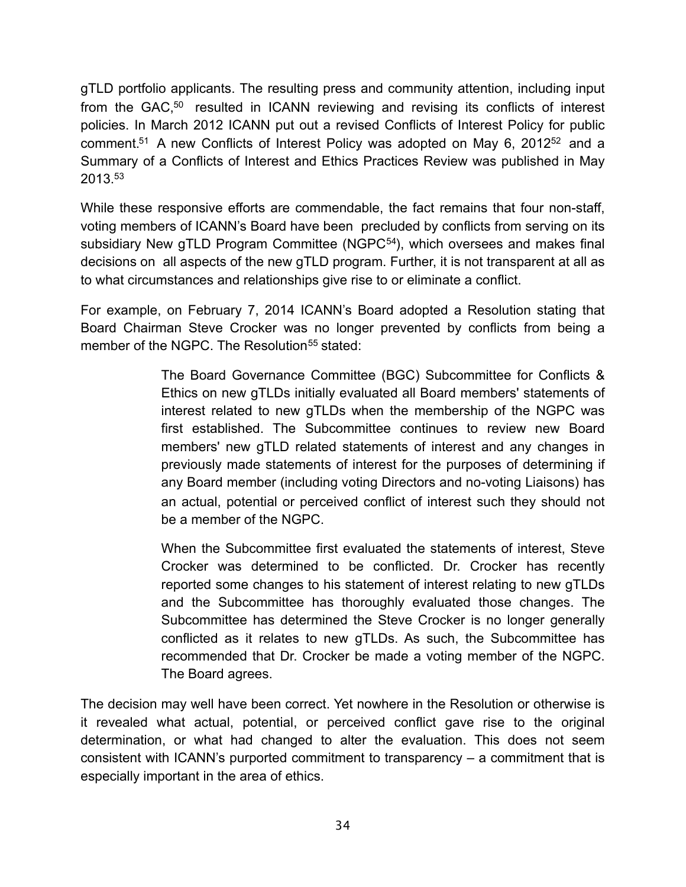gTLD portfolio applicants. The resulting press and community attention, including input from the GAC,[50] resulted in ICANN reviewing and revising its conflicts of interest policies. In March 2012 ICANN put out a revised Conflicts of Interest Policy for public comment.[51] A new Conflicts of Interest Policy was adopted on May 6, 2012[52] and a Summary of a Conflicts of Interest and Ethics Practices Review was published in May 2013.[53]

While these responsive efforts are commendable, the fact remains that four non-staff, voting members of ICANN's Board have been precluded by conflicts from serving on its subsidiary New gTLD Program Committee (NGPC[54]), which oversees and makes final decisions on all aspects of the new gTLD program. Further, it is not transparent at all as to what circumstances and relationships give rise to or eliminate a conflict.

For example, on February 7, 2014 ICANN's Board adopted a Resolution stating that Board Chairman Steve Crocker was no longer prevented by conflicts from being a member of the NGPC. The Resolution[55] stated:

> The Board Governance Committee (BGC) Subcommittee for Conflicts & Ethics on new gTLDs initially evaluated all Board members' statements of interest related to new gTLDs when the membership of the NGPC was first established. The Subcommittee continues to review new Board members' new gTLD related statements of interest and any changes in previously made statements of interest for the purposes of determining if any Board member (including voting Directors and no-voting Liaisons) has an actual, potential or perceived conflict of interest such they should not be a member of the NGPC.
>
> When the Subcommittee first evaluated the statements of interest, Steve Crocker was determined to be conflicted. Dr. Crocker has recently reported some changes to his statement of interest relating to new gTLDs and the Subcommittee has thoroughly evaluated those changes. The Subcommittee has determined the Steve Crocker is no longer generally conflicted as it relates to new gTLDs. As such, the Subcommittee has recommended that Dr. Crocker be made a voting member of the NGPC. The Board agrees.

The decision may well have been correct. Yet nowhere in the Resolution or otherwise is it revealed what actual, potential, or perceived conflict gave rise to the original determination, or what had changed to alter the evaluation. This does not seem consistent with ICANN's purported commitment to transparency – a commitment that is especially important in the area of ethics.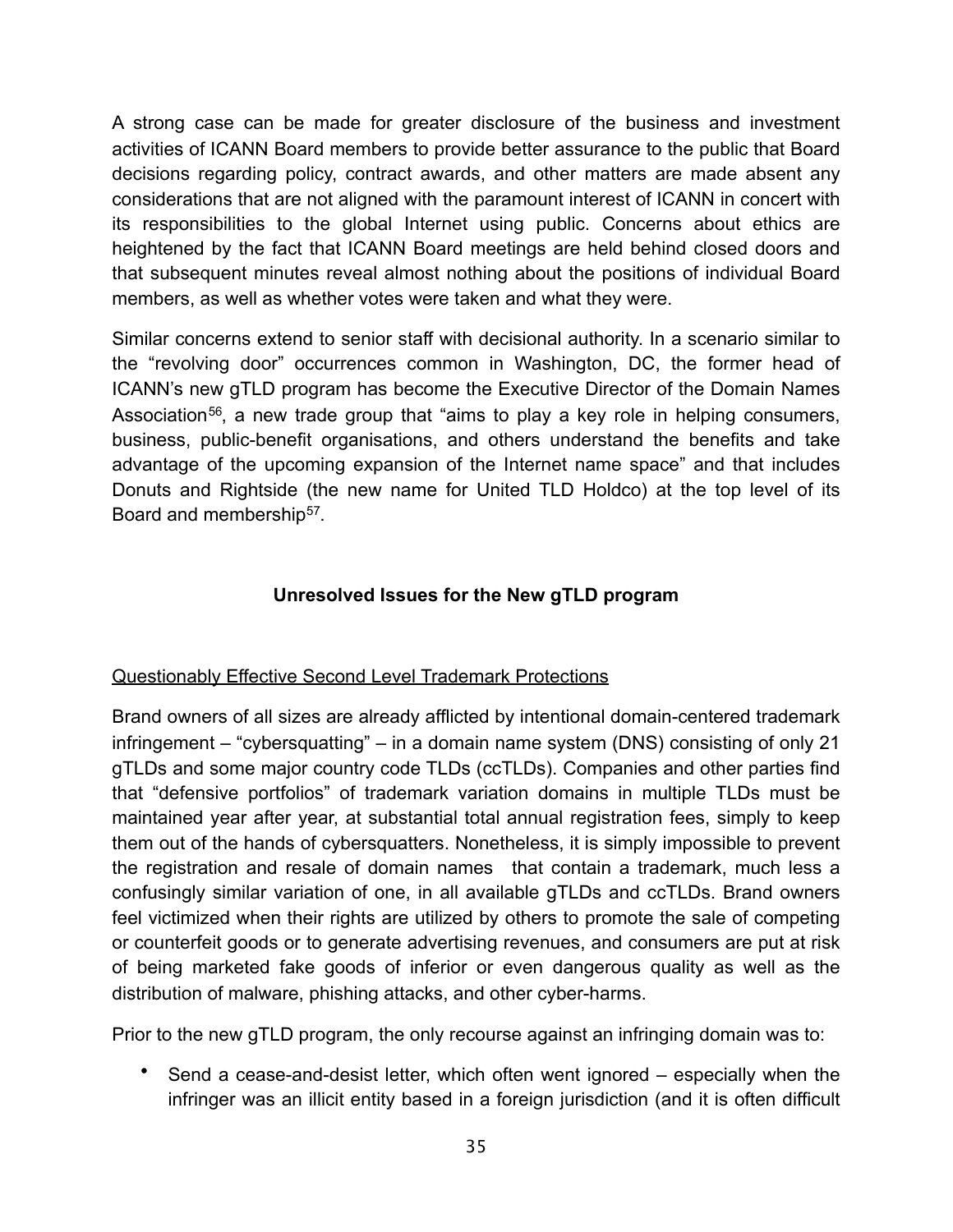A strong case can be made for greater disclosure of the business and investment activities of ICANN Board members to provide better assurance to the public that Board decisions regarding policy, contract awards, and other matters are made absent any considerations that are not aligned with the paramount interest of ICANN in concert with its responsibilities to the global Internet using public. Concerns about ethics are heightened by the fact that ICANN Board meetings are held behind closed doors and that subsequent minutes reveal almost nothing about the positions of individual Board members, as well as whether votes were taken and what they were.

Similar concerns extend to senior staff with decisional authority. In a scenario similar to the "revolving door" occurrences common in Washington, DC, the former head of ICANN's new gTLD program has become the Executive Director of the Domain Names Association[56], a new trade group that "aims to play a key role in helping consumers, business, public-benefit organisations, and others understand the benefits and take advantage of the upcoming expansion of the Internet name space" and that includes Donuts and Rightside (the new name for United TLD Holdco) at the top level of its Board and membership[57].

## Unresolved Issues for the New gTLD program

### Questionably Effective Second Level Trademark Protections

Brand owners of all sizes are already afflicted by intentional domain-centered trademark infringement – "cybersquatting" – in a domain name system (DNS) consisting of only 21 gTLDs and some major country code TLDs (ccTLDs). Companies and other parties find that "defensive portfolios" of trademark variation domains in multiple TLDs must be maintained year after year, at substantial total annual registration fees, simply to keep them out of the hands of cybersquatters. Nonetheless, it is simply impossible to prevent the registration and resale of domain names that contain a trademark, much less a confusingly similar variation of one, in all available gTLDs and ccTLDs. Brand owners feel victimized when their rights are utilized by others to promote the sale of competing or counterfeit goods or to generate advertising revenues, and consumers are put at risk of being marketed fake goods of inferior or even dangerous quality as well as the distribution of malware, phishing attacks, and other cyber-harms.

Prior to the new gTLD program, the only recourse against an infringing domain was to:

- Send a cease-and-desist letter, which often went ignored – especially when the infringer was an illicit entity based in a foreign jurisdiction (and it is often difficult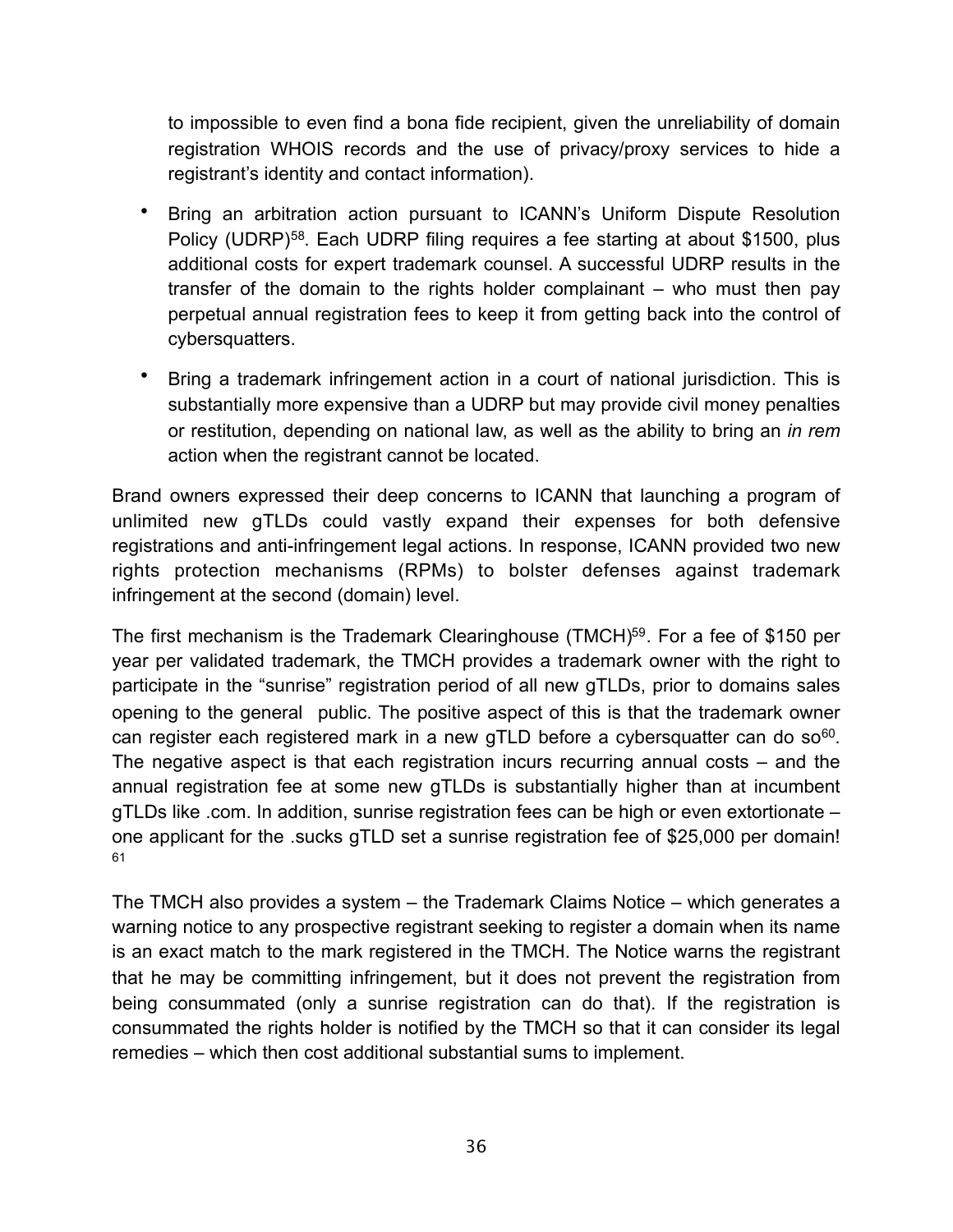to impossible to even find a bona fide recipient, given the unreliability of domain registration WHOIS records and the use of privacy/proxy services to hide a registrant's identity and contact information).

- Bring an arbitration action pursuant to ICANN's Uniform Dispute Resolution Policy (UDRP)[58]. Each UDRP filing requires a fee starting at about $1500, plus additional costs for expert trademark counsel. A successful UDRP results in the transfer of the domain to the rights holder complainant – who must then pay perpetual annual registration fees to keep it from getting back into the control of cybersquatters.
- Bring a trademark infringement action in a court of national jurisdiction. This is substantially more expensive than a UDRP but may provide civil money penalties or restitution, depending on national law, as well as the ability to bring an *in rem* action when the registrant cannot be located.

Brand owners expressed their deep concerns to ICANN that launching a program of unlimited new gTLDs could vastly expand their expenses for both defensive registrations and anti-infringement legal actions. In response, ICANN provided two new rights protection mechanisms (RPMs) to bolster defenses against trademark infringement at the second (domain) level.

The first mechanism is the Trademark Clearinghouse (TMCH)[59]. For a fee of $150 per year per validated trademark, the TMCH provides a trademark owner with the right to participate in the "sunrise" registration period of all new gTLDs, prior to domains sales opening to the general public. The positive aspect of this is that the trademark owner can register each registered mark in a new gTLD before a cybersquatter can do so[60]. The negative aspect is that each registration incurs recurring annual costs – and the annual registration fee at some new gTLDs is substantially higher than at incumbent gTLDs like .com. In addition, sunrise registration fees can be high or even extortionate – one applicant for the .sucks gTLD set a sunrise registration fee of $25,000 per domain![61]

The TMCH also provides a system – the Trademark Claims Notice – which generates a warning notice to any prospective registrant seeking to register a domain when its name is an exact match to the mark registered in the TMCH. The Notice warns the registrant that he may be committing infringement, but it does not prevent the registration from being consummated (only a sunrise registration can do that). If the registration is consummated the rights holder is notified by the TMCH so that it can consider its legal remedies – which then cost additional substantial sums to implement.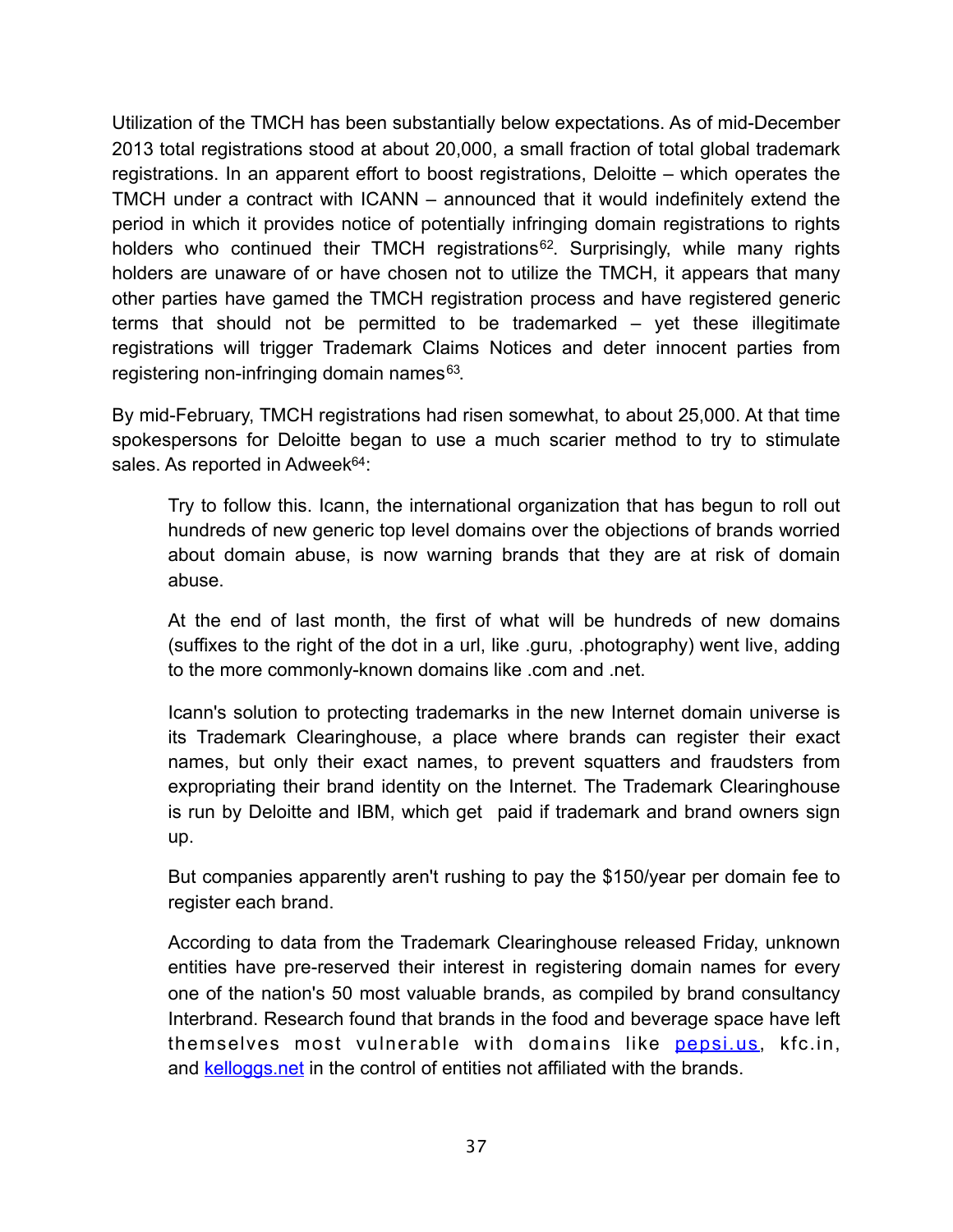Utilization of the TMCH has been substantially below expectations. As of mid-December 2013 total registrations stood at about 20,000, a small fraction of total global trademark registrations. In an apparent effort to boost registrations, Deloitte – which operates the TMCH under a contract with ICANN – announced that it would indefinitely extend the period in which it provides notice of potentially infringing domain registrations to rights holders who continued their TMCH registrations[62]. Surprisingly, while many rights holders are unaware of or have chosen not to utilize the TMCH, it appears that many other parties have gamed the TMCH registration process and have registered generic terms that should not be permitted to be trademarked – yet these illegitimate registrations will trigger Trademark Claims Notices and deter innocent parties from registering non-infringing domain names[63].

By mid-February, TMCH registrations had risen somewhat, to about 25,000. At that time spokespersons for Deloitte began to use a much scarier method to try to stimulate sales. As reported in Adweek[64]:

> Try to follow this. Icann, the international organization that has begun to roll out hundreds of new generic top level domains over the objections of brands worried about domain abuse, is now warning brands that they are at risk of domain abuse.
>
> At the end of last month, the first of what will be hundreds of new domains (suffixes to the right of the dot in a url, like .guru, .photography) went live, adding to the more commonly-known domains like .com and .net.
>
> Icann's solution to protecting trademarks in the new Internet domain universe is its Trademark Clearinghouse, a place where brands can register their exact names, but only their exact names, to prevent squatters and fraudsters from expropriating their brand identity on the Internet. The Trademark Clearinghouse is run by Deloitte and IBM, which get paid if trademark and brand owners sign up.
>
> But companies apparently aren't rushing to pay the $150/year per domain fee to register each brand.
>
> According to data from the Trademark Clearinghouse released Friday, unknown entities have pre-reserved their interest in registering domain names for every one of the nation's 50 most valuable brands, as compiled by brand consultancy Interbrand. Research found that brands in the food and beverage space have left themselves most vulnerable with domains like pepsi.us, kfc.in, and kelloggs.net in the control of entities not affiliated with the brands.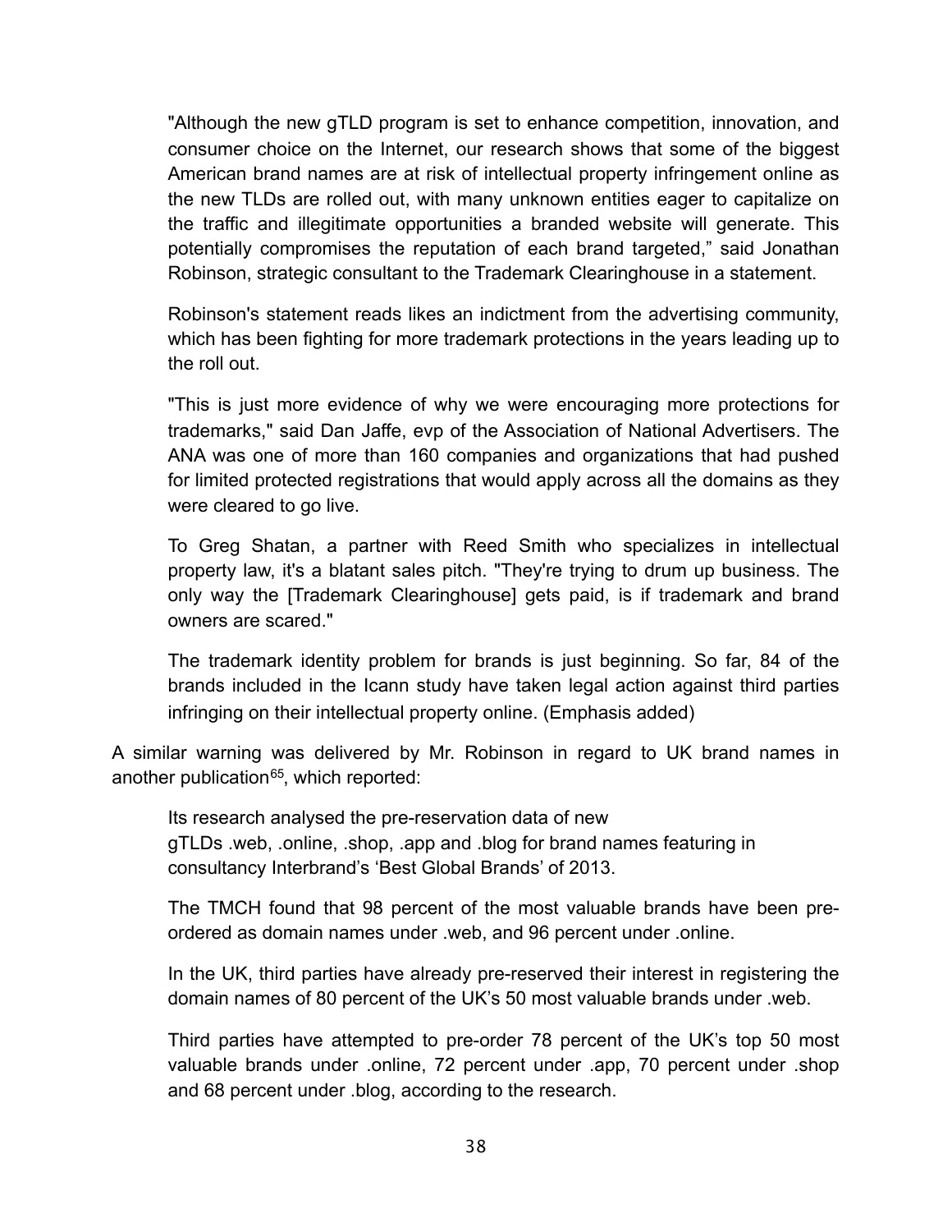> "Although the new gTLD program is set to enhance competition, innovation, and consumer choice on the Internet, our research shows that some of the biggest American brand names are at risk of intellectual property infringement online as the new TLDs are rolled out, with many unknown entities eager to capitalize on the traffic and illegitimate opportunities a branded website will generate. This potentially compromises the reputation of each brand targeted," said Jonathan Robinson, strategic consultant to the Trademark Clearinghouse in a statement.
>
> Robinson's statement reads likes an indictment from the advertising community, which has been fighting for more trademark protections in the years leading up to the roll out.
>
> "This is just more evidence of why we were encouraging more protections for trademarks," said Dan Jaffe, evp of the Association of National Advertisers. The ANA was one of more than 160 companies and organizations that had pushed for limited protected registrations that would apply across all the domains as they were cleared to go live.
>
> To Greg Shatan, a partner with Reed Smith who specializes in intellectual property law, it's a blatant sales pitch. "They're trying to drum up business. The only way the [Trademark Clearinghouse] gets paid, is if trademark and brand owners are scared."
>
> The trademark identity problem for brands is just beginning. So far, 84 of the brands included in the Icann study have taken legal action against third parties infringing on their intellectual property online. (Emphasis added)

A similar warning was delivered by Mr. Robinson in regard to UK brand names in another publication[65], which reported:

> Its research analysed the pre-reservation data of new gTLDs .web, .online, .shop, .app and .blog for brand names featuring in consultancy Interbrand's 'Best Global Brands' of 2013.
>
> The TMCH found that 98 percent of the most valuable brands have been pre-ordered as domain names under .web, and 96 percent under .online.
>
> In the UK, third parties have already pre-reserved their interest in registering the domain names of 80 percent of the UK's 50 most valuable brands under .web.
>
> Third parties have attempted to pre-order 78 percent of the UK's top 50 most valuable brands under .online, 72 percent under .app, 70 percent under .shop and 68 percent under .blog, according to the research.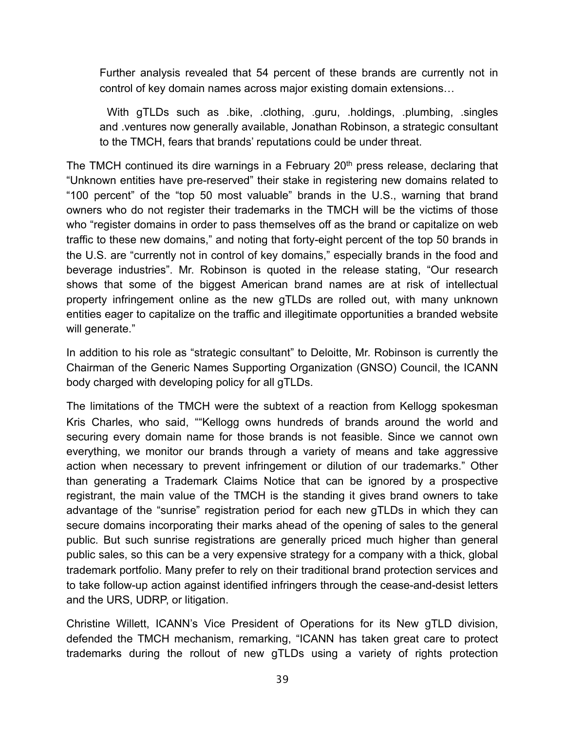> Further analysis revealed that 54 percent of these brands are currently not in control of key domain names across major existing domain extensions…
>
> With gTLDs such as .bike, .clothing, .guru, .holdings, .plumbing, .singles and .ventures now generally available, Jonathan Robinson, a strategic consultant to the TMCH, fears that brands' reputations could be under threat.

The TMCH continued its dire warnings in a February 20th press release, declaring that "Unknown entities have pre-reserved" their stake in registering new domains related to "100 percent" of the "top 50 most valuable" brands in the U.S., warning that brand owners who do not register their trademarks in the TMCH will be the victims of those who "register domains in order to pass themselves off as the brand or capitalize on web traffic to these new domains," and noting that forty-eight percent of the top 50 brands in the U.S. are "currently not in control of key domains," especially brands in the food and beverage industries". Mr. Robinson is quoted in the release stating, "Our research shows that some of the biggest American brand names are at risk of intellectual property infringement online as the new gTLDs are rolled out, with many unknown entities eager to capitalize on the traffic and illegitimate opportunities a branded website will generate."

In addition to his role as "strategic consultant" to Deloitte, Mr. Robinson is currently the Chairman of the Generic Names Supporting Organization (GNSO) Council, the ICANN body charged with developing policy for all gTLDs.

The limitations of the TMCH were the subtext of a reaction from Kellogg spokesman Kris Charles, who said, ""Kellogg owns hundreds of brands around the world and securing every domain name for those brands is not feasible. Since we cannot own everything, we monitor our brands through a variety of means and take aggressive action when necessary to prevent infringement or dilution of our trademarks." Other than generating a Trademark Claims Notice that can be ignored by a prospective registrant, the main value of the TMCH is the standing it gives brand owners to take advantage of the "sunrise" registration period for each new gTLDs in which they can secure domains incorporating their marks ahead of the opening of sales to the general public. But such sunrise registrations are generally priced much higher than general public sales, so this can be a very expensive strategy for a company with a thick, global trademark portfolio. Many prefer to rely on their traditional brand protection services and to take follow-up action against identified infringers through the cease-and-desist letters and the URS, UDRP, or litigation.

Christine Willett, ICANN's Vice President of Operations for its New gTLD division, defended the TMCH mechanism, remarking, "ICANN has taken great care to protect trademarks during the rollout of new gTLDs using a variety of rights protection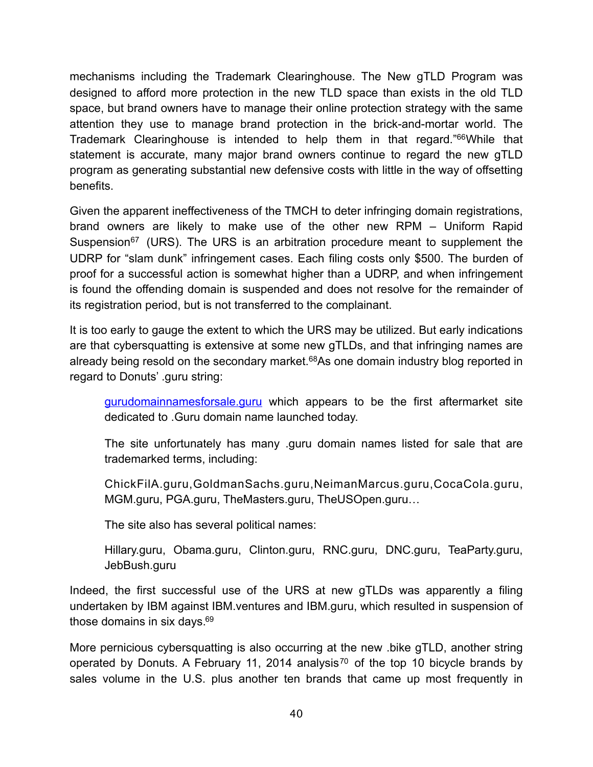mechanisms including the Trademark Clearinghouse. The New gTLD Program was designed to afford more protection in the new TLD space than exists in the old TLD space, but brand owners have to manage their online protection strategy with the same attention they use to manage brand protection in the brick-and-mortar world. The Trademark Clearinghouse is intended to help them in that regard."[66]While that statement is accurate, many major brand owners continue to regard the new gTLD program as generating substantial new defensive costs with little in the way of offsetting benefits.

Given the apparent ineffectiveness of the TMCH to deter infringing domain registrations, brand owners are likely to make use of the other new RPM – Uniform Rapid Suspension[67] (URS). The URS is an arbitration procedure meant to supplement the UDRP for "slam dunk" infringement cases. Each filing costs only $500. The burden of proof for a successful action is somewhat higher than a UDRP, and when infringement is found the offending domain is suspended and does not resolve for the remainder of its registration period, but is not transferred to the complainant.

It is too early to gauge the extent to which the URS may be utilized. But early indications are that cybersquatting is extensive at some new gTLDs, and that infringing names are already being resold on the secondary market.[68]As one domain industry blog reported in regard to Donuts' .guru string:

> gurudomainnamesforsale.guru which appears to be the first aftermarket site dedicated to .Guru domain name launched today.
>
> The site unfortunately has many .guru domain names listed for sale that are trademarked terms, including:
>
> ChickFilA.guru,GoldmanSachs.guru,NeimanMarcus.guru,CocaCola.guru, MGM.guru, PGA.guru, TheMasters.guru, TheUSOpen.guru…
>
> The site also has several political names:
>
> Hillary.guru, Obama.guru, Clinton.guru, RNC.guru, DNC.guru, TeaParty.guru, JebBush.guru

Indeed, the first successful use of the URS at new gTLDs was apparently a filing undertaken by IBM against IBM.ventures and IBM.guru, which resulted in suspension of those domains in six days.[69]

More pernicious cybersquatting is also occurring at the new .bike gTLD, another string operated by Donuts. A February 11, 2014 analysis[70] of the top 10 bicycle brands by sales volume in the U.S. plus another ten brands that came up most frequently in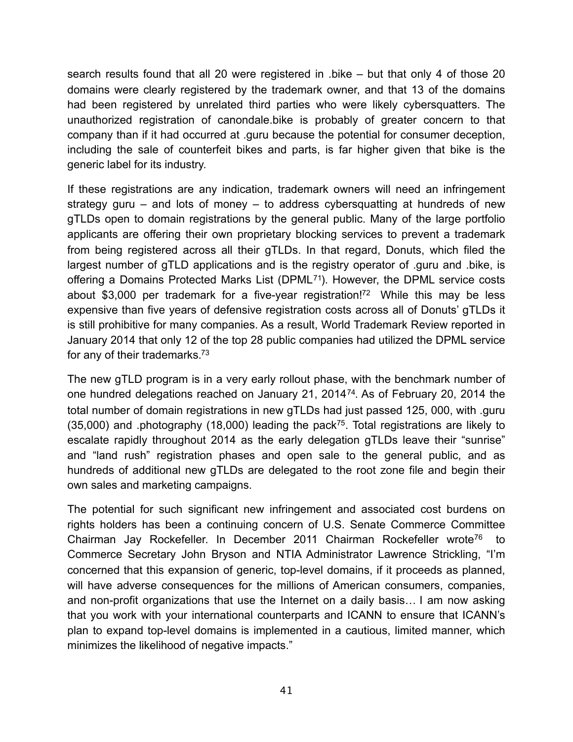search results found that all 20 were registered in .bike – but that only 4 of those 20 domains were clearly registered by the trademark owner, and that 13 of the domains had been registered by unrelated third parties who were likely cybersquatters. The unauthorized registration of canondale.bike is probably of greater concern to that company than if it had occurred at .guru because the potential for consumer deception, including the sale of counterfeit bikes and parts, is far higher given that bike is the generic label for its industry.

If these registrations are any indication, trademark owners will need an infringement strategy guru – and lots of money – to address cybersquatting at hundreds of new gTLDs open to domain registrations by the general public. Many of the large portfolio applicants are offering their own proprietary blocking services to prevent a trademark from being registered across all their gTLDs. In that regard, Donuts, which filed the largest number of gTLD applications and is the registry operator of .guru and .bike, is offering a Domains Protected Marks List (DPML[71]). However, the DPML service costs about $3,000 per trademark for a five-year registration![72] While this may be less expensive than five years of defensive registration costs across all of Donuts' gTLDs it is still prohibitive for many companies. As a result, World Trademark Review reported in January 2014 that only 12 of the top 28 public companies had utilized the DPML service for any of their trademarks.[73]

The new gTLD program is in a very early rollout phase, with the benchmark number of one hundred delegations reached on January 21, 2014[74]. As of February 20, 2014 the total number of domain registrations in new gTLDs had just passed 125, 000, with .guru (35,000) and .photography (18,000) leading the pack[75]. Total registrations are likely to escalate rapidly throughout 2014 as the early delegation gTLDs leave their "sunrise" and "land rush" registration phases and open sale to the general public, and as hundreds of additional new gTLDs are delegated to the root zone file and begin their own sales and marketing campaigns.

The potential for such significant new infringement and associated cost burdens on rights holders has been a continuing concern of U.S. Senate Commerce Committee Chairman Jay Rockefeller. In December 2011 Chairman Rockefeller wrote[76] to Commerce Secretary John Bryson and NTIA Administrator Lawrence Strickling, "I'm concerned that this expansion of generic, top-level domains, if it proceeds as planned, will have adverse consequences for the millions of American consumers, companies, and non-profit organizations that use the Internet on a daily basis… I am now asking that you work with your international counterparts and ICANN to ensure that ICANN's plan to expand top-level domains is implemented in a cautious, limited manner, which minimizes the likelihood of negative impacts."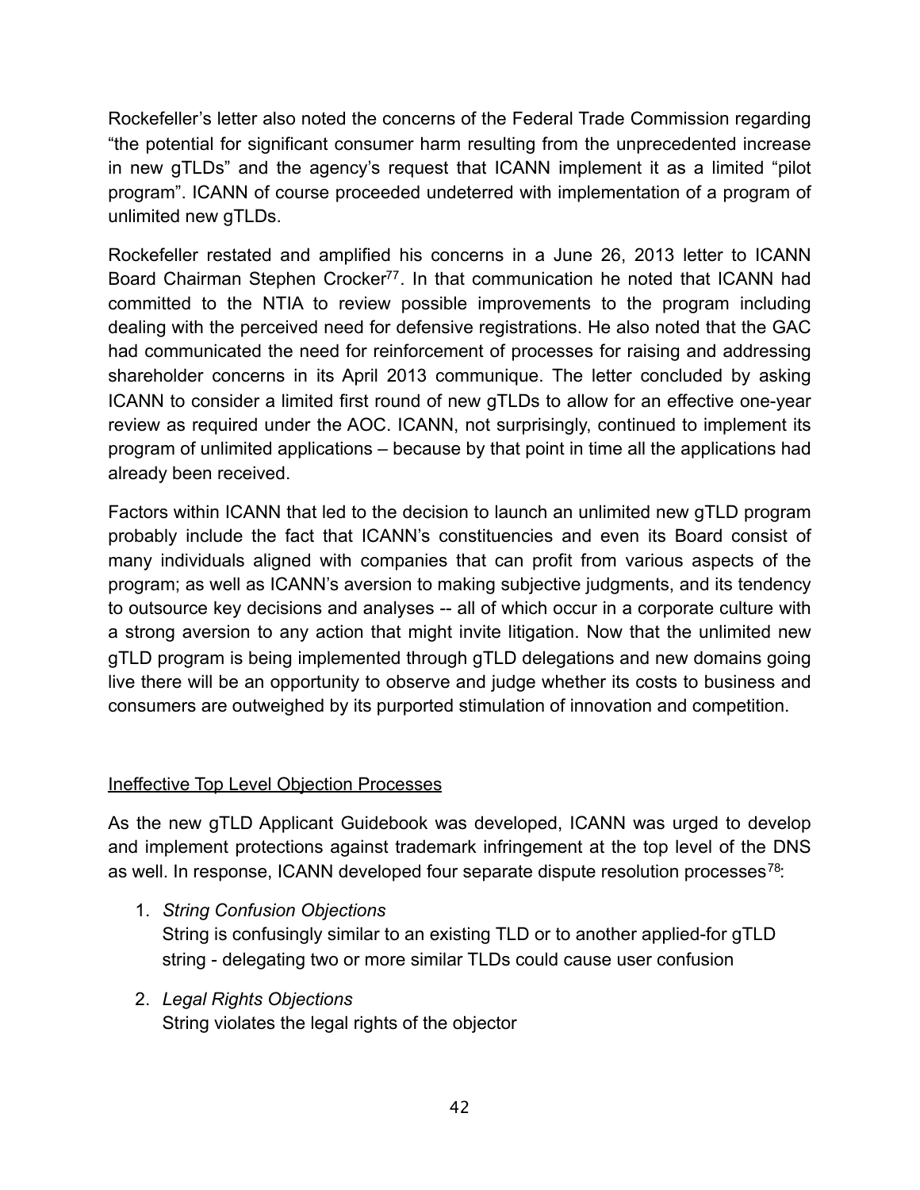Rockefeller's letter also noted the concerns of the Federal Trade Commission regarding "the potential for significant consumer harm resulting from the unprecedented increase in new gTLDs" and the agency's request that ICANN implement it as a limited "pilot program". ICANN of course proceeded undeterred with implementation of a program of unlimited new gTLDs.

Rockefeller restated and amplified his concerns in a June 26, 2013 letter to ICANN Board Chairman Stephen Crocker[77]. In that communication he noted that ICANN had committed to the NTIA to review possible improvements to the program including dealing with the perceived need for defensive registrations. He also noted that the GAC had communicated the need for reinforcement of processes for raising and addressing shareholder concerns in its April 2013 communique. The letter concluded by asking ICANN to consider a limited first round of new gTLDs to allow for an effective one-year review as required under the AOC. ICANN, not surprisingly, continued to implement its program of unlimited applications – because by that point in time all the applications had already been received.

Factors within ICANN that led to the decision to launch an unlimited new gTLD program probably include the fact that ICANN's constituencies and even its Board consist of many individuals aligned with companies that can profit from various aspects of the program; as well as ICANN's aversion to making subjective judgments, and its tendency to outsource key decisions and analyses -- all of which occur in a corporate culture with a strong aversion to any action that might invite litigation. Now that the unlimited new gTLD program is being implemented through gTLD delegations and new domains going live there will be an opportunity to observe and judge whether its costs to business and consumers are outweighed by its purported stimulation of innovation and competition.

<u>Ineffective Top Level Objection Processes</u>

As the new gTLD Applicant Guidebook was developed, ICANN was urged to develop and implement protections against trademark infringement at the top level of the DNS as well. In response, ICANN developed four separate dispute resolution processes[78]:

1. *String Confusion Objections*
   String is confusingly similar to an existing TLD or to another applied-for gTLD string - delegating two or more similar TLDs could cause user confusion

2. *Legal Rights Objections*
   String violates the legal rights of the objector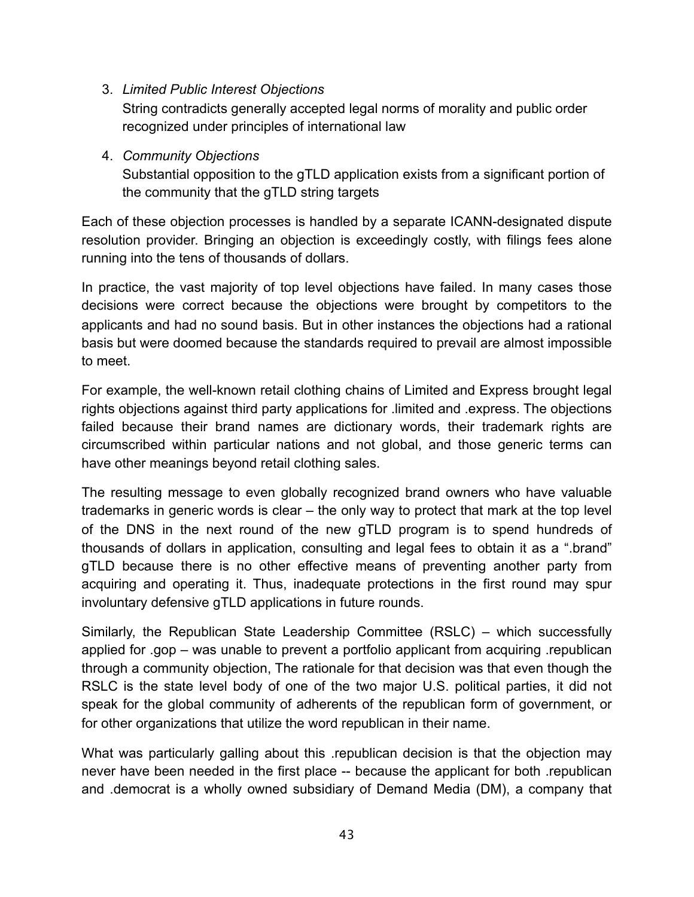3. *Limited Public Interest Objections*
   String contradicts generally accepted legal norms of morality and public order recognized under principles of international law

4. *Community Objections*
   Substantial opposition to the gTLD application exists from a significant portion of the community that the gTLD string targets

Each of these objection processes is handled by a separate ICANN-designated dispute resolution provider. Bringing an objection is exceedingly costly, with filings fees alone running into the tens of thousands of dollars.

In practice, the vast majority of top level objections have failed. In many cases those decisions were correct because the objections were brought by competitors to the applicants and had no sound basis. But in other instances the objections had a rational basis but were doomed because the standards required to prevail are almost impossible to meet.

For example, the well-known retail clothing chains of Limited and Express brought legal rights objections against third party applications for .limited and .express. The objections failed because their brand names are dictionary words, their trademark rights are circumscribed within particular nations and not global, and those generic terms can have other meanings beyond retail clothing sales.

The resulting message to even globally recognized brand owners who have valuable trademarks in generic words is clear – the only way to protect that mark at the top level of the DNS in the next round of the new gTLD program is to spend hundreds of thousands of dollars in application, consulting and legal fees to obtain it as a ".brand" gTLD because there is no other effective means of preventing another party from acquiring and operating it. Thus, inadequate protections in the first round may spur involuntary defensive gTLD applications in future rounds.

Similarly, the Republican State Leadership Committee (RSLC) – which successfully applied for .gop – was unable to prevent a portfolio applicant from acquiring .republican through a community objection, The rationale for that decision was that even though the RSLC is the state level body of one of the two major U.S. political parties, it did not speak for the global community of adherents of the republican form of government, or for other organizations that utilize the word republican in their name.

What was particularly galling about this .republican decision is that the objection may never have been needed in the first place -- because the applicant for both .republican and .democrat is a wholly owned subsidiary of Demand Media (DM), a company that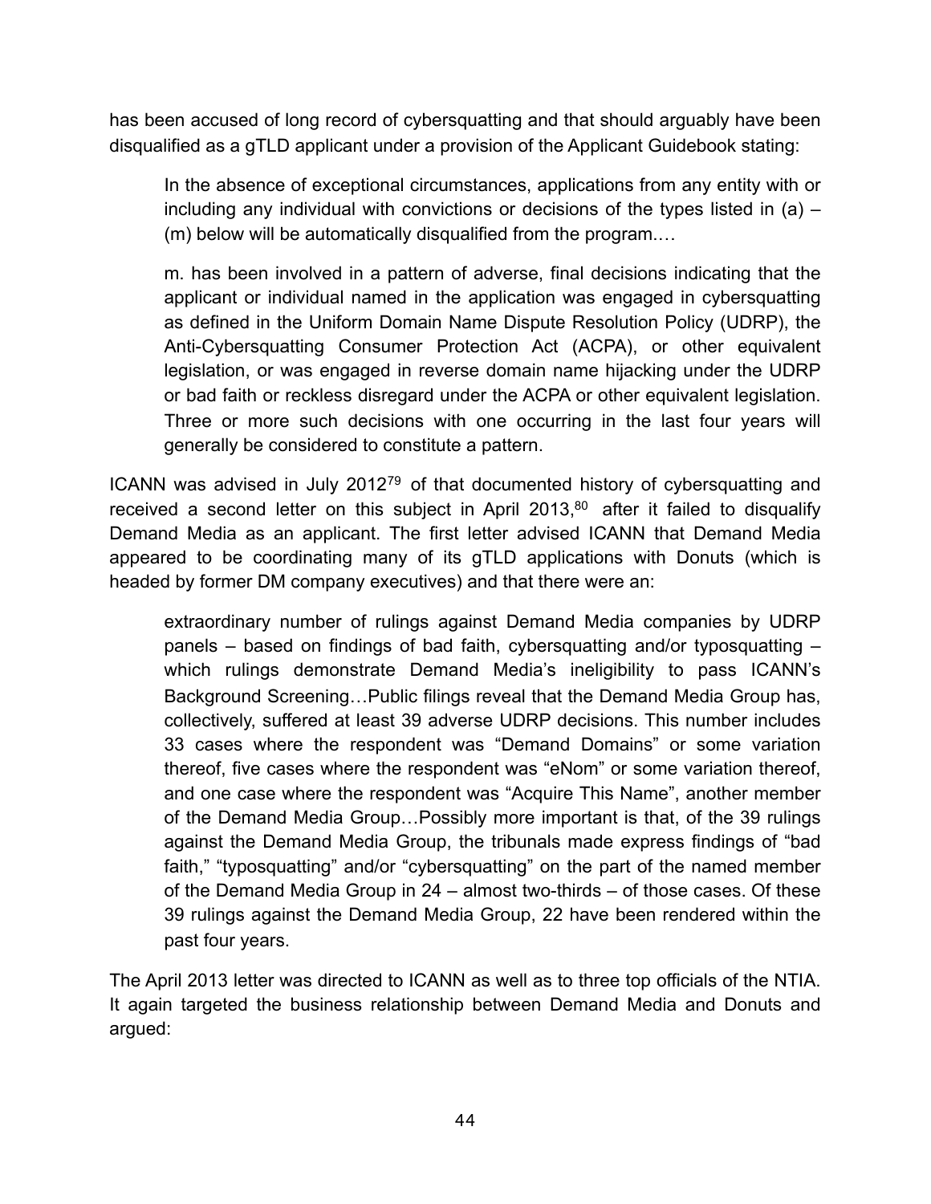has been accused of long record of cybersquatting and that should arguably have been disqualified as a gTLD applicant under a provision of the Applicant Guidebook stating:

> In the absence of exceptional circumstances, applications from any entity with or including any individual with convictions or decisions of the types listed in (a) – (m) below will be automatically disqualified from the program.…
>
> m. has been involved in a pattern of adverse, final decisions indicating that the applicant or individual named in the application was engaged in cybersquatting as defined in the Uniform Domain Name Dispute Resolution Policy (UDRP), the Anti-Cybersquatting Consumer Protection Act (ACPA), or other equivalent legislation, or was engaged in reverse domain name hijacking under the UDRP or bad faith or reckless disregard under the ACPA or other equivalent legislation. Three or more such decisions with one occurring in the last four years will generally be considered to constitute a pattern.

ICANN was advised in July 2012[79] of that documented history of cybersquatting and received a second letter on this subject in April 2013,[80] after it failed to disqualify Demand Media as an applicant. The first letter advised ICANN that Demand Media appeared to be coordinating many of its gTLD applications with Donuts (which is headed by former DM company executives) and that there were an:

> extraordinary number of rulings against Demand Media companies by UDRP panels – based on findings of bad faith, cybersquatting and/or typosquatting – which rulings demonstrate Demand Media's ineligibility to pass ICANN's Background Screening…Public filings reveal that the Demand Media Group has, collectively, suffered at least 39 adverse UDRP decisions. This number includes 33 cases where the respondent was "Demand Domains" or some variation thereof, five cases where the respondent was "eNom" or some variation thereof, and one case where the respondent was "Acquire This Name", another member of the Demand Media Group…Possibly more important is that, of the 39 rulings against the Demand Media Group, the tribunals made express findings of "bad faith," "typosquatting" and/or "cybersquatting" on the part of the named member of the Demand Media Group in 24 – almost two-thirds – of those cases. Of these 39 rulings against the Demand Media Group, 22 have been rendered within the past four years.

The April 2013 letter was directed to ICANN as well as to three top officials of the NTIA. It again targeted the business relationship between Demand Media and Donuts and argued: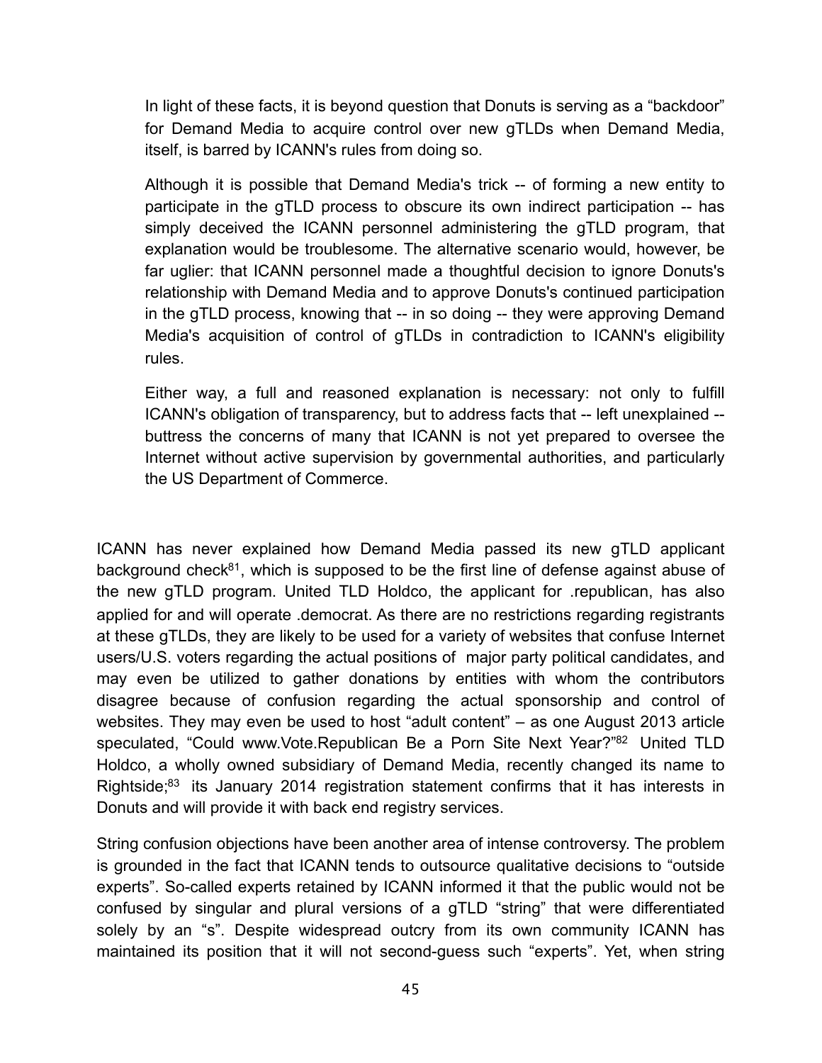> In light of these facts, it is beyond question that Donuts is serving as a "backdoor" for Demand Media to acquire control over new gTLDs when Demand Media, itself, is barred by ICANN's rules from doing so.
>
> Although it is possible that Demand Media's trick -- of forming a new entity to participate in the gTLD process to obscure its own indirect participation -- has simply deceived the ICANN personnel administering the gTLD program, that explanation would be troublesome. The alternative scenario would, however, be far uglier: that ICANN personnel made a thoughtful decision to ignore Donuts's relationship with Demand Media and to approve Donuts's continued participation in the gTLD process, knowing that -- in so doing -- they were approving Demand Media's acquisition of control of gTLDs in contradiction to ICANN's eligibility rules.
>
> Either way, a full and reasoned explanation is necessary: not only to fulfill ICANN's obligation of transparency, but to address facts that -- left unexplained -- buttress the concerns of many that ICANN is not yet prepared to oversee the Internet without active supervision by governmental authorities, and particularly the US Department of Commerce.

ICANN has never explained how Demand Media passed its new gTLD applicant background check[81], which is supposed to be the first line of defense against abuse of the new gTLD program. United TLD Holdco, the applicant for .republican, has also applied for and will operate .democrat. As there are no restrictions regarding registrants at these gTLDs, they are likely to be used for a variety of websites that confuse Internet users/U.S. voters regarding the actual positions of major party political candidates, and may even be utilized to gather donations by entities with whom the contributors disagree because of confusion regarding the actual sponsorship and control of websites. They may even be used to host "adult content" – as one August 2013 article speculated, "Could www.Vote.Republican Be a Porn Site Next Year?"[82] United TLD Holdco, a wholly owned subsidiary of Demand Media, recently changed its name to Rightside;[83] its January 2014 registration statement confirms that it has interests in Donuts and will provide it with back end registry services.

String confusion objections have been another area of intense controversy. The problem is grounded in the fact that ICANN tends to outsource qualitative decisions to "outside experts". So-called experts retained by ICANN informed it that the public would not be confused by singular and plural versions of a gTLD "string" that were differentiated solely by an "s". Despite widespread outcry from its own community ICANN has maintained its position that it will not second-guess such "experts". Yet, when string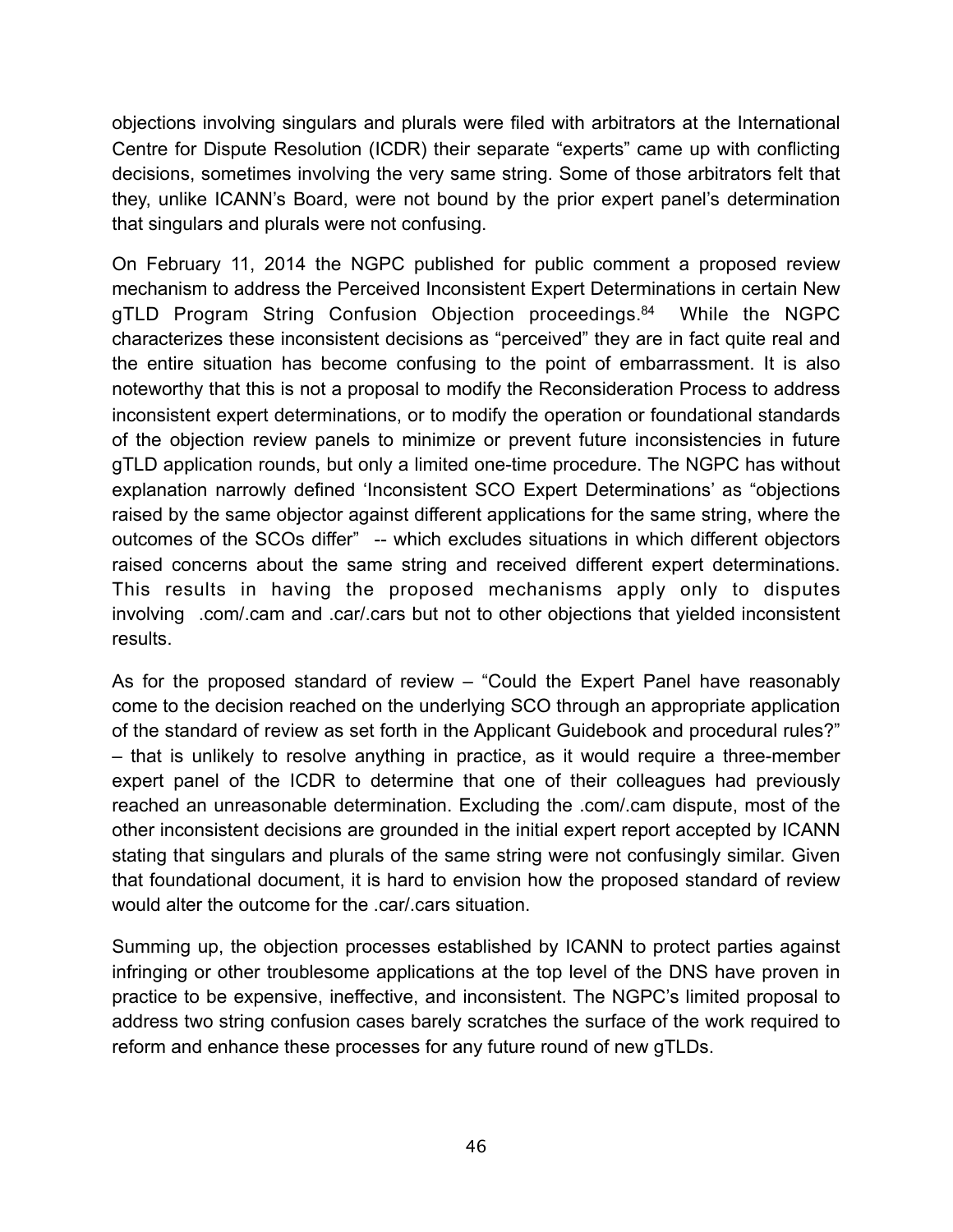objections involving singulars and plurals were filed with arbitrators at the International Centre for Dispute Resolution (ICDR) their separate "experts" came up with conflicting decisions, sometimes involving the very same string. Some of those arbitrators felt that they, unlike ICANN's Board, were not bound by the prior expert panel's determination that singulars and plurals were not confusing.

On February 11, 2014 the NGPC published for public comment a proposed review mechanism to address the Perceived Inconsistent Expert Determinations in certain New gTLD Program String Confusion Objection proceedings.[84] While the NGPC characterizes these inconsistent decisions as "perceived" they are in fact quite real and the entire situation has become confusing to the point of embarrassment. It is also noteworthy that this is not a proposal to modify the Reconsideration Process to address inconsistent expert determinations, or to modify the operation or foundational standards of the objection review panels to minimize or prevent future inconsistencies in future gTLD application rounds, but only a limited one-time procedure. The NGPC has without explanation narrowly defined 'Inconsistent SCO Expert Determinations' as "objections raised by the same objector against different applications for the same string, where the outcomes of the SCOs differ" -- which excludes situations in which different objectors raised concerns about the same string and received different expert determinations. This results in having the proposed mechanisms apply only to disputes involving .com/.cam and .car/.cars but not to other objections that yielded inconsistent results.

As for the proposed standard of review – "Could the Expert Panel have reasonably come to the decision reached on the underlying SCO through an appropriate application of the standard of review as set forth in the Applicant Guidebook and procedural rules?" – that is unlikely to resolve anything in practice, as it would require a three-member expert panel of the ICDR to determine that one of their colleagues had previously reached an unreasonable determination. Excluding the .com/.cam dispute, most of the other inconsistent decisions are grounded in the initial expert report accepted by ICANN stating that singulars and plurals of the same string were not confusingly similar. Given that foundational document, it is hard to envision how the proposed standard of review would alter the outcome for the .car/.cars situation.

Summing up, the objection processes established by ICANN to protect parties against infringing or other troublesome applications at the top level of the DNS have proven in practice to be expensive, ineffective, and inconsistent. The NGPC's limited proposal to address two string confusion cases barely scratches the surface of the work required to reform and enhance these processes for any future round of new gTLDs.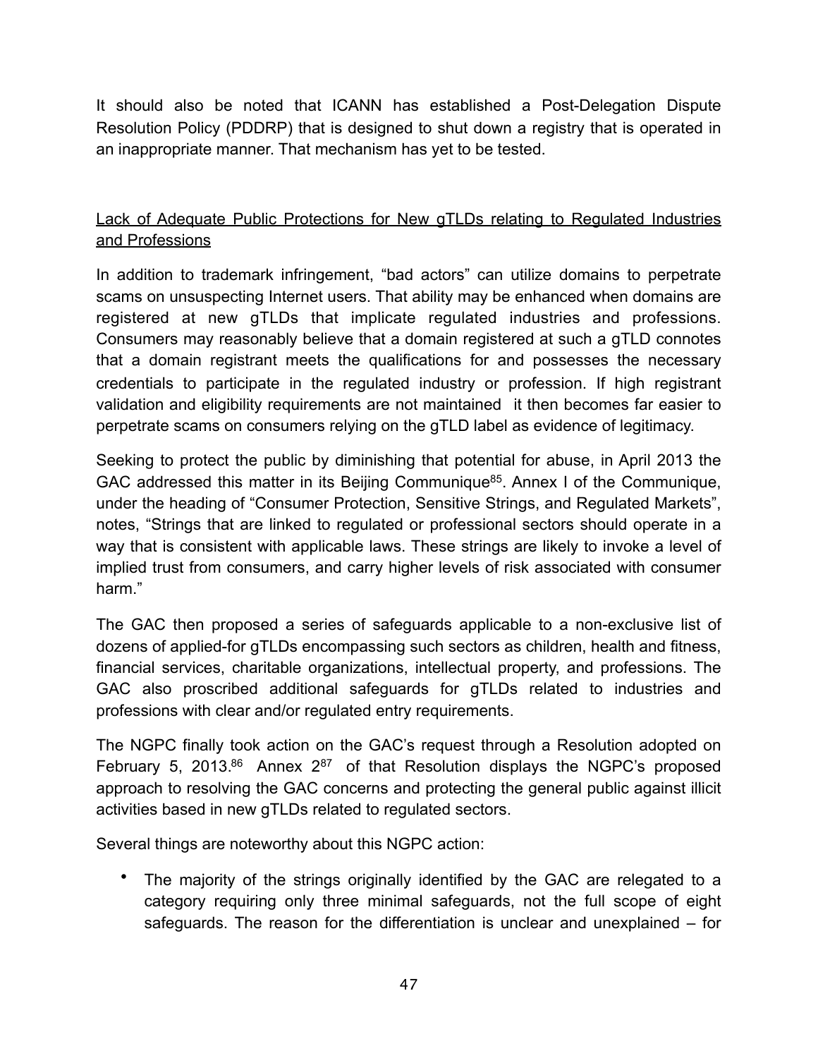It should also be noted that ICANN has established a Post-Delegation Dispute Resolution Policy (PDDRP) that is designed to shut down a registry that is operated in an inappropriate manner. That mechanism has yet to be tested.

<u>Lack of Adequate Public Protections for New gTLDs relating to Regulated Industries and Professions</u>

In addition to trademark infringement, "bad actors" can utilize domains to perpetrate scams on unsuspecting Internet users. That ability may be enhanced when domains are registered at new gTLDs that implicate regulated industries and professions. Consumers may reasonably believe that a domain registered at such a gTLD connotes that a domain registrant meets the qualifications for and possesses the necessary credentials to participate in the regulated industry or profession. If high registrant validation and eligibility requirements are not maintained it then becomes far easier to perpetrate scams on consumers relying on the gTLD label as evidence of legitimacy.

Seeking to protect the public by diminishing that potential for abuse, in April 2013 the GAC addressed this matter in its Beijing Communique[85]. Annex I of the Communique, under the heading of "Consumer Protection, Sensitive Strings, and Regulated Markets", notes, "Strings that are linked to regulated or professional sectors should operate in a way that is consistent with applicable laws. These strings are likely to invoke a level of implied trust from consumers, and carry higher levels of risk associated with consumer harm."

The GAC then proposed a series of safeguards applicable to a non-exclusive list of dozens of applied-for gTLDs encompassing such sectors as children, health and fitness, financial services, charitable organizations, intellectual property, and professions. The GAC also proscribed additional safeguards for gTLDs related to industries and professions with clear and/or regulated entry requirements.

The NGPC finally took action on the GAC's request through a Resolution adopted on February 5, 2013.[86] Annex 2[87] of that Resolution displays the NGPC's proposed approach to resolving the GAC concerns and protecting the general public against illicit activities based in new gTLDs related to regulated sectors.

Several things are noteworthy about this NGPC action:

- The majority of the strings originally identified by the GAC are relegated to a category requiring only three minimal safeguards, not the full scope of eight safeguards. The reason for the differentiation is unclear and unexplained – for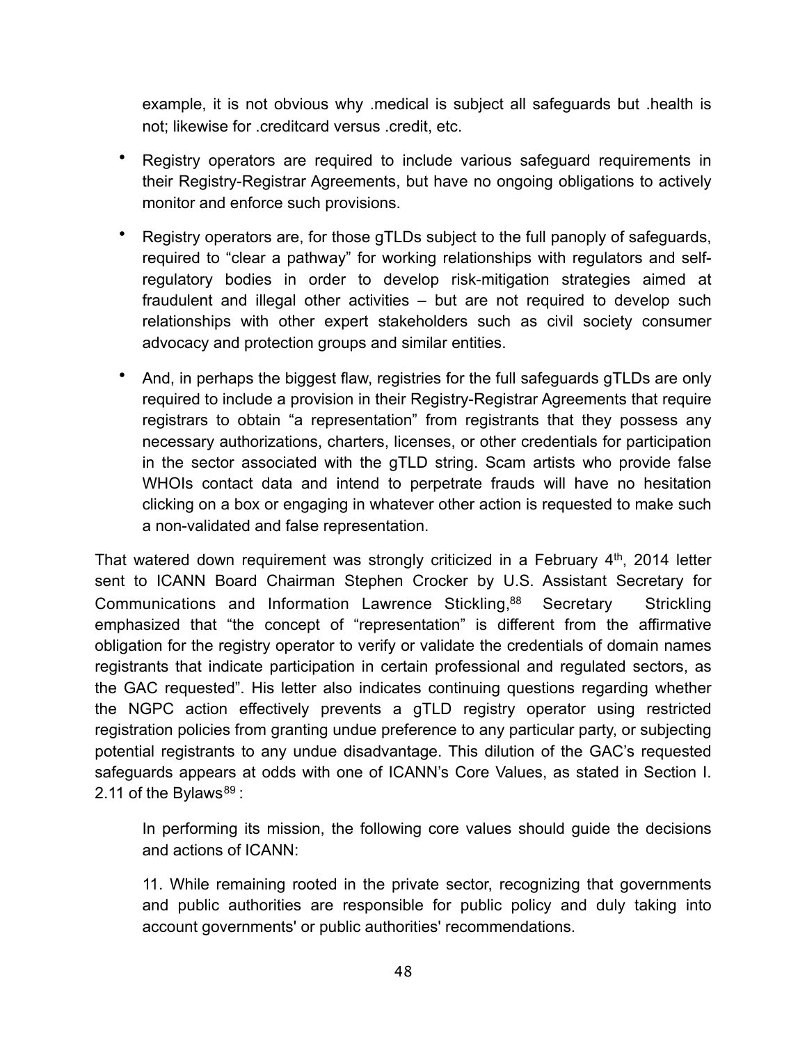example, it is not obvious why .medical is subject all safeguards but .health is not; likewise for .creditcard versus .credit, etc.

- Registry operators are required to include various safeguard requirements in their Registry-Registrar Agreements, but have no ongoing obligations to actively monitor and enforce such provisions.
- Registry operators are, for those gTLDs subject to the full panoply of safeguards, required to "clear a pathway" for working relationships with regulators and self-regulatory bodies in order to develop risk-mitigation strategies aimed at fraudulent and illegal other activities – but are not required to develop such relationships with other expert stakeholders such as civil society consumer advocacy and protection groups and similar entities.
- And, in perhaps the biggest flaw, registries for the full safeguards gTLDs are only required to include a provision in their Registry-Registrar Agreements that require registrars to obtain "a representation" from registrants that they possess any necessary authorizations, charters, licenses, or other credentials for participation in the sector associated with the gTLD string. Scam artists who provide false WHOIs contact data and intend to perpetrate frauds will have no hesitation clicking on a box or engaging in whatever other action is requested to make such a non-validated and false representation.

That watered down requirement was strongly criticized in a February 4th, 2014 letter sent to ICANN Board Chairman Stephen Crocker by U.S. Assistant Secretary for Communications and Information Lawrence Stickling,[88] Secretary Strickling emphasized that "the concept of "representation" is different from the affirmative obligation for the registry operator to verify or validate the credentials of domain names registrants that indicate participation in certain professional and regulated sectors, as the GAC requested". His letter also indicates continuing questions regarding whether the NGPC action effectively prevents a gTLD registry operator using restricted registration policies from granting undue preference to any particular party, or subjecting potential registrants to any undue disadvantage. This dilution of the GAC's requested safeguards appears at odds with one of ICANN's Core Values, as stated in Section I. 2.11 of the Bylaws[89] :

> In performing its mission, the following core values should guide the decisions and actions of ICANN:
>
> 11. While remaining rooted in the private sector, recognizing that governments and public authorities are responsible for public policy and duly taking into account governments' or public authorities' recommendations.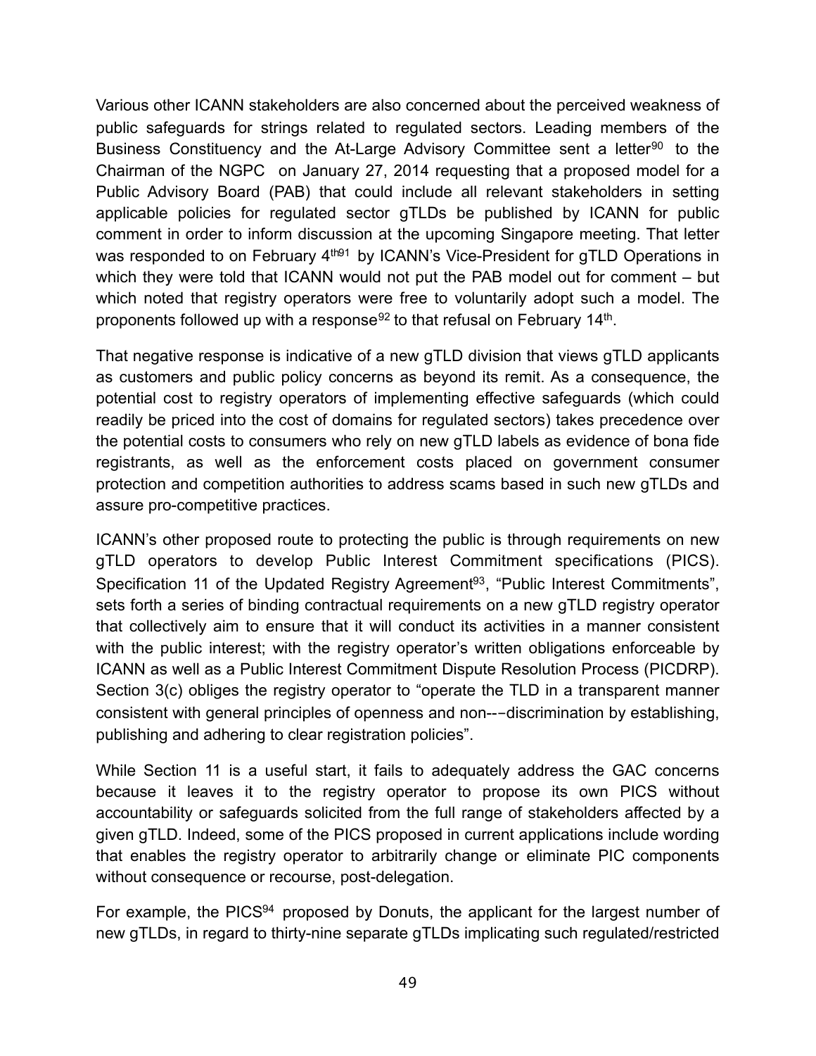Various other ICANN stakeholders are also concerned about the perceived weakness of public safeguards for strings related to regulated sectors. Leading members of the Business Constituency and the At-Large Advisory Committee sent a letter[90] to the Chairman of the NGPC on January 27, 2014 requesting that a proposed model for a Public Advisory Board (PAB) that could include all relevant stakeholders in setting applicable policies for regulated sector gTLDs be published by ICANN for public comment in order to inform discussion at the upcoming Singapore meeting. That letter was responded to on February 4th[91] by ICANN's Vice-President for gTLD Operations in which they were told that ICANN would not put the PAB model out for comment – but which noted that registry operators were free to voluntarily adopt such a model. The proponents followed up with a response[92] to that refusal on February 14th.

That negative response is indicative of a new gTLD division that views gTLD applicants as customers and public policy concerns as beyond its remit. As a consequence, the potential cost to registry operators of implementing effective safeguards (which could readily be priced into the cost of domains for regulated sectors) takes precedence over the potential costs to consumers who rely on new gTLD labels as evidence of bona fide registrants, as well as the enforcement costs placed on government consumer protection and competition authorities to address scams based in such new gTLDs and assure pro-competitive practices.

ICANN's other proposed route to protecting the public is through requirements on new gTLD operators to develop Public Interest Commitment specifications (PICS). Specification 11 of the Updated Registry Agreement[93], "Public Interest Commitments", sets forth a series of binding contractual requirements on a new gTLD registry operator that collectively aim to ensure that it will conduct its activities in a manner consistent with the public interest; with the registry operator's written obligations enforceable by ICANN as well as a Public Interest Commitment Dispute Resolution Process (PICDRP). Section 3(c) obliges the registry operator to "operate the TLD in a transparent manner consistent with general principles of openness and non-‐‑discrimination by establishing, publishing and adhering to clear registration policies".

While Section 11 is a useful start, it fails to adequately address the GAC concerns because it leaves it to the registry operator to propose its own PICS without accountability or safeguards solicited from the full range of stakeholders affected by a given gTLD. Indeed, some of the PICS proposed in current applications include wording that enables the registry operator to arbitrarily change or eliminate PIC components without consequence or recourse, post-delegation.

For example, the PICS[94] proposed by Donuts, the applicant for the largest number of new gTLDs, in regard to thirty-nine separate gTLDs implicating such regulated/restricted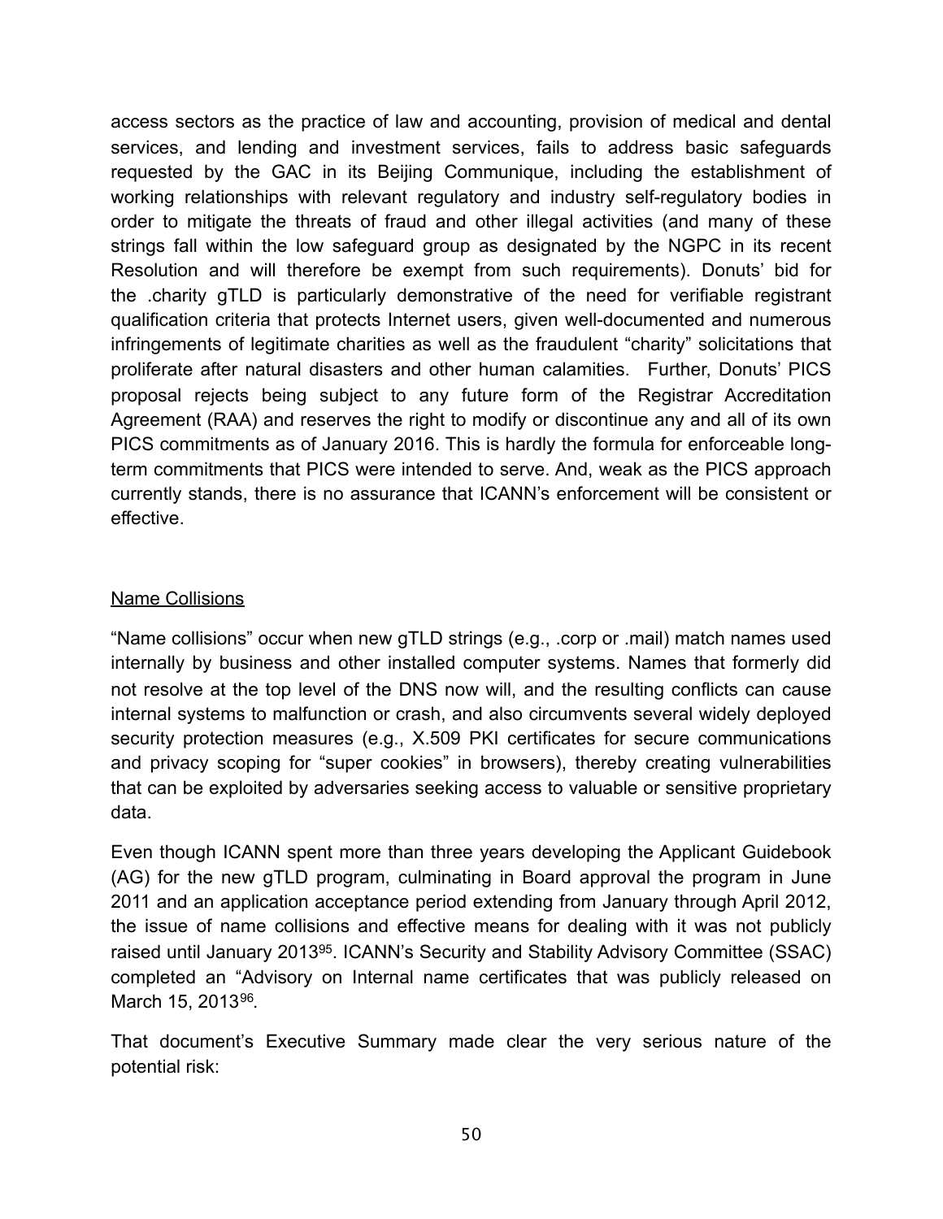access sectors as the practice of law and accounting, provision of medical and dental services, and lending and investment services, fails to address basic safeguards requested by the GAC in its Beijing Communique, including the establishment of working relationships with relevant regulatory and industry self-regulatory bodies in order to mitigate the threats of fraud and other illegal activities (and many of these strings fall within the low safeguard group as designated by the NGPC in its recent Resolution and will therefore be exempt from such requirements). Donuts' bid for the .charity gTLD is particularly demonstrative of the need for verifiable registrant qualification criteria that protects Internet users, given well-documented and numerous infringements of legitimate charities as well as the fraudulent "charity" solicitations that proliferate after natural disasters and other human calamities. Further, Donuts' PICS proposal rejects being subject to any future form of the Registrar Accreditation Agreement (RAA) and reserves the right to modify or discontinue any and all of its own PICS commitments as of January 2016. This is hardly the formula for enforceable long-term commitments that PICS were intended to serve. And, weak as the PICS approach currently stands, there is no assurance that ICANN's enforcement will be consistent or effective.

Name Collisions

"Name collisions" occur when new gTLD strings (e.g., .corp or .mail) match names used internally by business and other installed computer systems. Names that formerly did not resolve at the top level of the DNS now will, and the resulting conflicts can cause internal systems to malfunction or crash, and also circumvents several widely deployed security protection measures (e.g., X.509 PKI certificates for secure communications and privacy scoping for "super cookies" in browsers), thereby creating vulnerabilities that can be exploited by adversaries seeking access to valuable or sensitive proprietary data.

Even though ICANN spent more than three years developing the Applicant Guidebook (AG) for the new gTLD program, culminating in Board approval the program in June 2011 and an application acceptance period extending from January through April 2012, the issue of name collisions and effective means for dealing with it was not publicly raised until January 2013[95]. ICANN's Security and Stability Advisory Committee (SSAC) completed an "Advisory on Internal name certificates that was publicly released on March 15, 2013[96].

That document's Executive Summary made clear the very serious nature of the potential risk: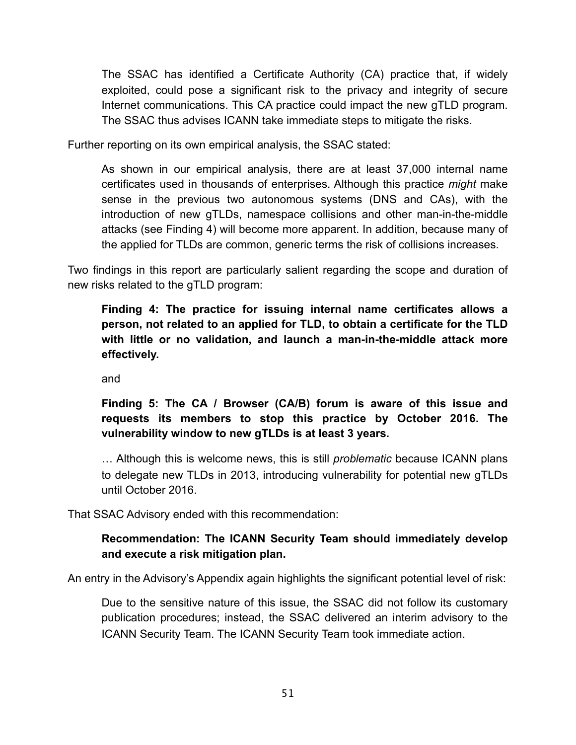> The SSAC has identified a Certificate Authority (CA) practice that, if widely exploited, could pose a significant risk to the privacy and integrity of secure Internet communications. This CA practice could impact the new gTLD program. The SSAC thus advises ICANN take immediate steps to mitigate the risks.

Further reporting on its own empirical analysis, the SSAC stated:

> As shown in our empirical analysis, there are at least 37,000 internal name certificates used in thousands of enterprises. Although this practice *might* make sense in the previous two autonomous systems (DNS and CAs), with the introduction of new gTLDs, namespace collisions and other man-in-the-middle attacks (see Finding 4) will become more apparent. In addition, because many of the applied for TLDs are common, generic terms the risk of collisions increases.

Two findings in this report are particularly salient regarding the scope and duration of new risks related to the gTLD program:

> **Finding 4: The practice for issuing internal name certificates allows a person, not related to an applied for TLD, to obtain a certificate for the TLD with little or no validation, and launch a man-in-the-middle attack more effectively.**
>
> and
>
> **Finding 5: The CA / Browser (CA/B) forum is aware of this issue and requests its members to stop this practice by October 2016. The vulnerability window to new gTLDs is at least 3 years.**
>
> … Although this is welcome news, this is still *problematic* because ICANN plans to delegate new TLDs in 2013, introducing vulnerability for potential new gTLDs until October 2016.

That SSAC Advisory ended with this recommendation:

> **Recommendation: The ICANN Security Team should immediately develop and execute a risk mitigation plan.**

An entry in the Advisory's Appendix again highlights the significant potential level of risk:

> Due to the sensitive nature of this issue, the SSAC did not follow its customary publication procedures; instead, the SSAC delivered an interim advisory to the ICANN Security Team. The ICANN Security Team took immediate action.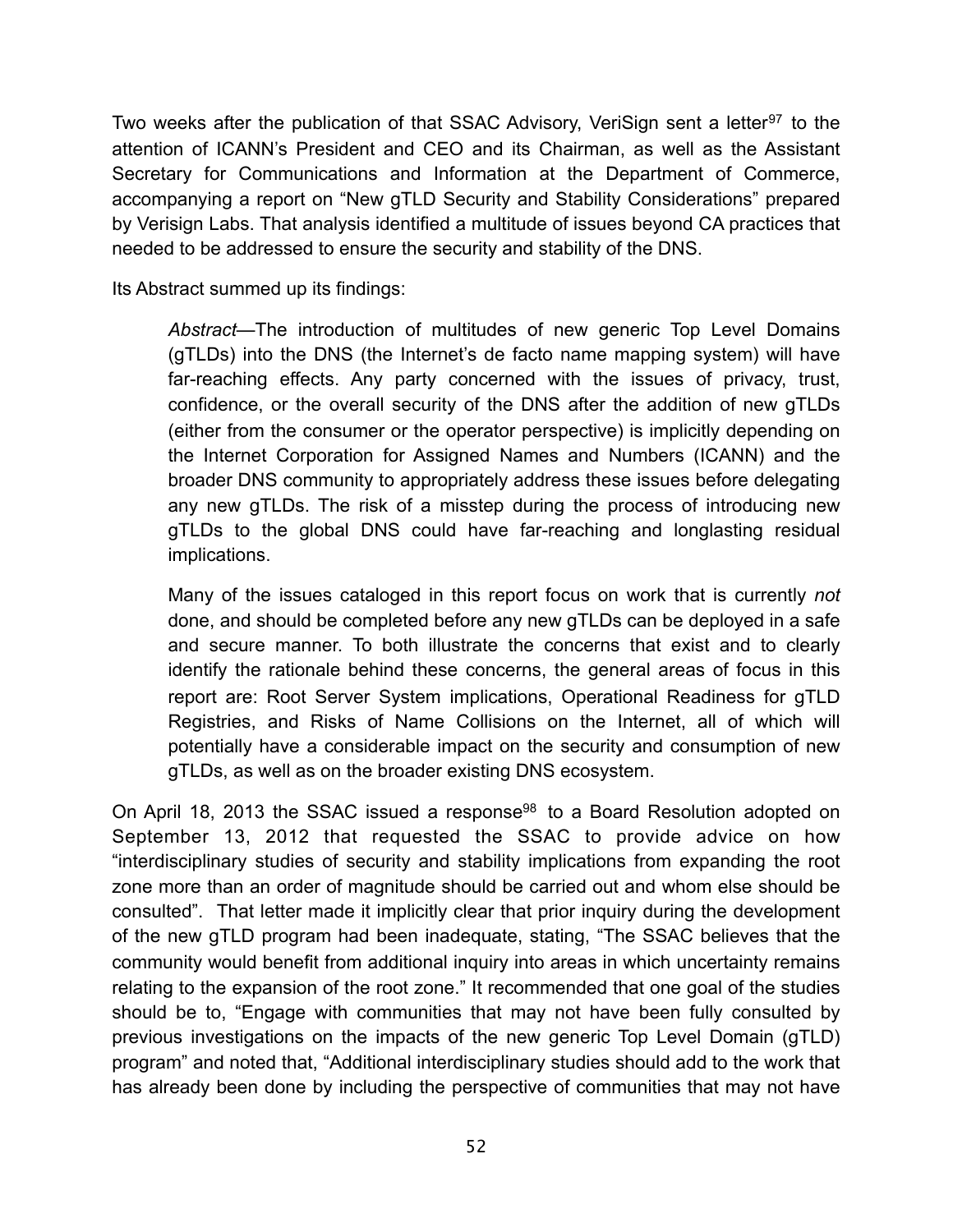Two weeks after the publication of that SSAC Advisory, VeriSign sent a letter[97] to the attention of ICANN's President and CEO and its Chairman, as well as the Assistant Secretary for Communications and Information at the Department of Commerce, accompanying a report on "New gTLD Security and Stability Considerations" prepared by Verisign Labs. That analysis identified a multitude of issues beyond CA practices that needed to be addressed to ensure the security and stability of the DNS.

Its Abstract summed up its findings:

> *Abstract*—The introduction of multitudes of new generic Top Level Domains (gTLDs) into the DNS (the Internet's de facto name mapping system) will have far-reaching effects. Any party concerned with the issues of privacy, trust, confidence, or the overall security of the DNS after the addition of new gTLDs (either from the consumer or the operator perspective) is implicitly depending on the Internet Corporation for Assigned Names and Numbers (ICANN) and the broader DNS community to appropriately address these issues before delegating any new gTLDs. The risk of a misstep during the process of introducing new gTLDs to the global DNS could have far-reaching and longlasting residual implications.
>
> Many of the issues cataloged in this report focus on work that is currently *not* done, and should be completed before any new gTLDs can be deployed in a safe and secure manner. To both illustrate the concerns that exist and to clearly identify the rationale behind these concerns, the general areas of focus in this report are: Root Server System implications, Operational Readiness for gTLD Registries, and Risks of Name Collisions on the Internet, all of which will potentially have a considerable impact on the security and consumption of new gTLDs, as well as on the broader existing DNS ecosystem.

On April 18, 2013 the SSAC issued a response[98] to a Board Resolution adopted on September 13, 2012 that requested the SSAC to provide advice on how "interdisciplinary studies of security and stability implications from expanding the root zone more than an order of magnitude should be carried out and whom else should be consulted". That letter made it implicitly clear that prior inquiry during the development of the new gTLD program had been inadequate, stating, "The SSAC believes that the community would benefit from additional inquiry into areas in which uncertainty remains relating to the expansion of the root zone." It recommended that one goal of the studies should be to, "Engage with communities that may not have been fully consulted by previous investigations on the impacts of the new generic Top Level Domain (gTLD) program" and noted that, "Additional interdisciplinary studies should add to the work that has already been done by including the perspective of communities that may not have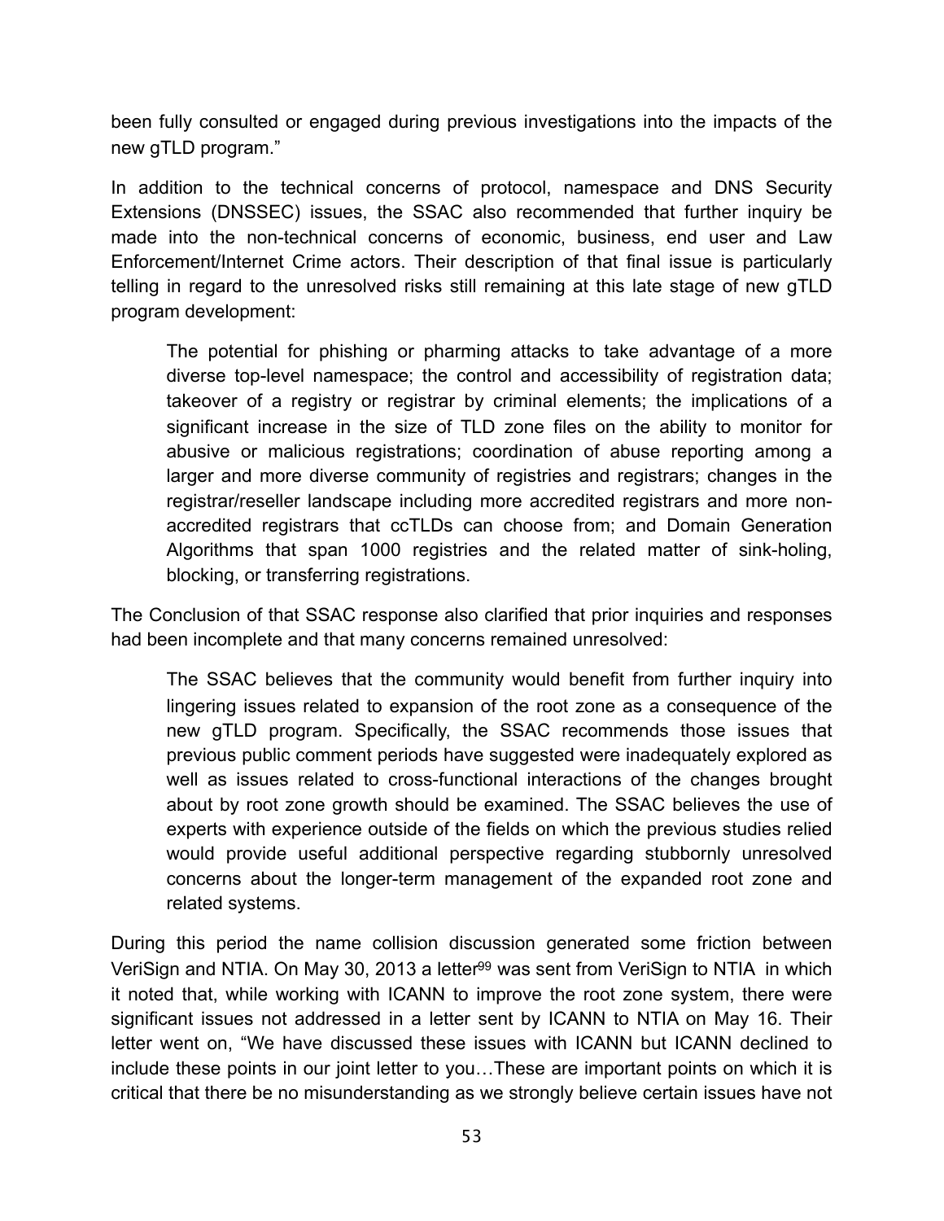been fully consulted or engaged during previous investigations into the impacts of the new gTLD program."

In addition to the technical concerns of protocol, namespace and DNS Security Extensions (DNSSEC) issues, the SSAC also recommended that further inquiry be made into the non-technical concerns of economic, business, end user and Law Enforcement/Internet Crime actors. Their description of that final issue is particularly telling in regard to the unresolved risks still remaining at this late stage of new gTLD program development:

> The potential for phishing or pharming attacks to take advantage of a more diverse top-level namespace; the control and accessibility of registration data; takeover of a registry or registrar by criminal elements; the implications of a significant increase in the size of TLD zone files on the ability to monitor for abusive or malicious registrations; coordination of abuse reporting among a larger and more diverse community of registries and registrars; changes in the registrar/reseller landscape including more accredited registrars and more non-accredited registrars that ccTLDs can choose from; and Domain Generation Algorithms that span 1000 registries and the related matter of sink-holing, blocking, or transferring registrations.

The Conclusion of that SSAC response also clarified that prior inquiries and responses had been incomplete and that many concerns remained unresolved:

> The SSAC believes that the community would benefit from further inquiry into lingering issues related to expansion of the root zone as a consequence of the new gTLD program. Specifically, the SSAC recommends those issues that previous public comment periods have suggested were inadequately explored as well as issues related to cross-functional interactions of the changes brought about by root zone growth should be examined. The SSAC believes the use of experts with experience outside of the fields on which the previous studies relied would provide useful additional perspective regarding stubbornly unresolved concerns about the longer-term management of the expanded root zone and related systems.

During this period the name collision discussion generated some friction between VeriSign and NTIA. On May 30, 2013 a letter[99] was sent from VeriSign to NTIA in which it noted that, while working with ICANN to improve the root zone system, there were significant issues not addressed in a letter sent by ICANN to NTIA on May 16. Their letter went on, "We have discussed these issues with ICANN but ICANN declined to include these points in our joint letter to you…These are important points on which it is critical that there be no misunderstanding as we strongly believe certain issues have not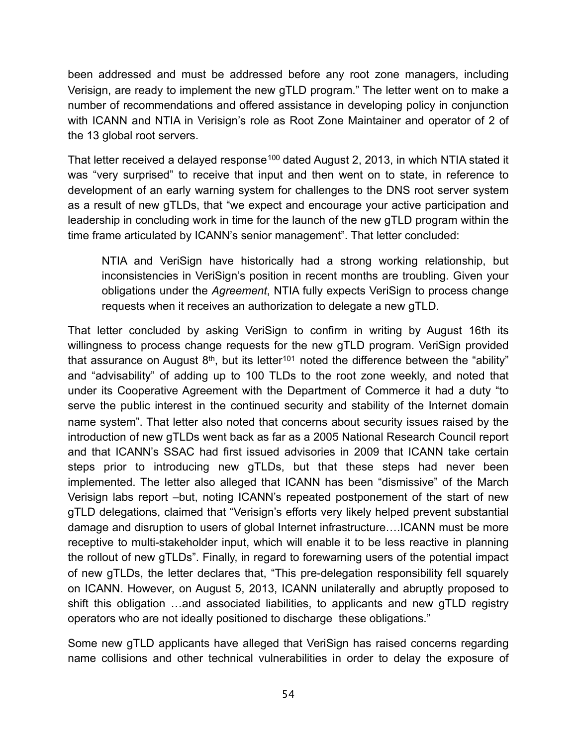been addressed and must be addressed before any root zone managers, including Verisign, are ready to implement the new gTLD program." The letter went on to make a number of recommendations and offered assistance in developing policy in conjunction with ICANN and NTIA in Verisign's role as Root Zone Maintainer and operator of 2 of the 13 global root servers.

That letter received a delayed response[100] dated August 2, 2013, in which NTIA stated it was "very surprised" to receive that input and then went on to state, in reference to development of an early warning system for challenges to the DNS root server system as a result of new gTLDs, that "we expect and encourage your active participation and leadership in concluding work in time for the launch of the new gTLD program within the time frame articulated by ICANN's senior management". That letter concluded:

> NTIA and VeriSign have historically had a strong working relationship, but inconsistencies in VeriSign's position in recent months are troubling. Given your obligations under the *Agreement*, NTIA fully expects VeriSign to process change requests when it receives an authorization to delegate a new gTLD.

That letter concluded by asking VeriSign to confirm in writing by August 16th its willingness to process change requests for the new gTLD program. VeriSign provided that assurance on August 8th, but its letter[101] noted the difference between the "ability" and "advisability" of adding up to 100 TLDs to the root zone weekly, and noted that under its Cooperative Agreement with the Department of Commerce it had a duty "to serve the public interest in the continued security and stability of the Internet domain name system". That letter also noted that concerns about security issues raised by the introduction of new gTLDs went back as far as a 2005 National Research Council report and that ICANN's SSAC had first issued advisories in 2009 that ICANN take certain steps prior to introducing new gTLDs, but that these steps had never been implemented. The letter also alleged that ICANN has been "dismissive" of the March Verisign labs report –but, noting ICANN's repeated postponement of the start of new gTLD delegations, claimed that "Verisign's efforts very likely helped prevent substantial damage and disruption to users of global Internet infrastructure….ICANN must be more receptive to multi-stakeholder input, which will enable it to be less reactive in planning the rollout of new gTLDs". Finally, in regard to forewarning users of the potential impact of new gTLDs, the letter declares that, "This pre-delegation responsibility fell squarely on ICANN. However, on August 5, 2013, ICANN unilaterally and abruptly proposed to shift this obligation …and associated liabilities, to applicants and new gTLD registry operators who are not ideally positioned to discharge these obligations."

Some new gTLD applicants have alleged that VeriSign has raised concerns regarding name collisions and other technical vulnerabilities in order to delay the exposure of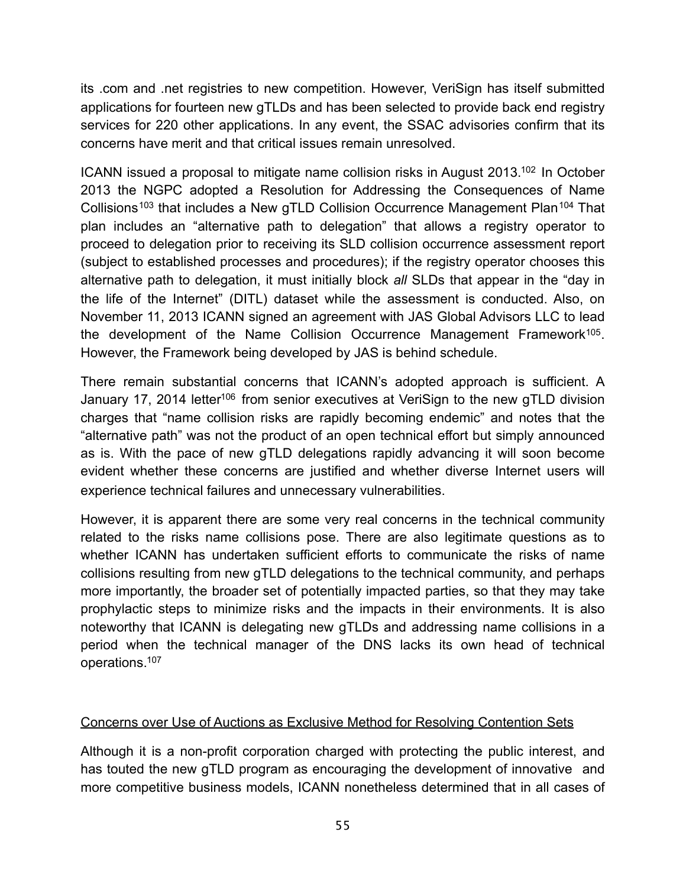its .com and .net registries to new competition. However, VeriSign has itself submitted applications for fourteen new gTLDs and has been selected to provide back end registry services for 220 other applications. In any event, the SSAC advisories confirm that its concerns have merit and that critical issues remain unresolved.

ICANN issued a proposal to mitigate name collision risks in August 2013.[102] In October 2013 the NGPC adopted a Resolution for Addressing the Consequences of Name Collisions[103] that includes a New gTLD Collision Occurrence Management Plan[104] That plan includes an "alternative path to delegation" that allows a registry operator to proceed to delegation prior to receiving its SLD collision occurrence assessment report (subject to established processes and procedures); if the registry operator chooses this alternative path to delegation, it must initially block *all* SLDs that appear in the "day in the life of the Internet" (DITL) dataset while the assessment is conducted. Also, on November 11, 2013 ICANN signed an agreement with JAS Global Advisors LLC to lead the development of the Name Collision Occurrence Management Framework[105]. However, the Framework being developed by JAS is behind schedule.

There remain substantial concerns that ICANN's adopted approach is sufficient. A January 17, 2014 letter[106] from senior executives at VeriSign to the new gTLD division charges that "name collision risks are rapidly becoming endemic" and notes that the "alternative path" was not the product of an open technical effort but simply announced as is. With the pace of new gTLD delegations rapidly advancing it will soon become evident whether these concerns are justified and whether diverse Internet users will experience technical failures and unnecessary vulnerabilities.

However, it is apparent there are some very real concerns in the technical community related to the risks name collisions pose. There are also legitimate questions as to whether ICANN has undertaken sufficient efforts to communicate the risks of name collisions resulting from new gTLD delegations to the technical community, and perhaps more importantly, the broader set of potentially impacted parties, so that they may take prophylactic steps to minimize risks and the impacts in their environments. It is also noteworthy that ICANN is delegating new gTLDs and addressing name collisions in a period when the technical manager of the DNS lacks its own head of technical operations.[107]

<u>Concerns over Use of Auctions as Exclusive Method for Resolving Contention Sets</u>

Although it is a non-profit corporation charged with protecting the public interest, and has touted the new gTLD program as encouraging the development of innovative and more competitive business models, ICANN nonetheless determined that in all cases of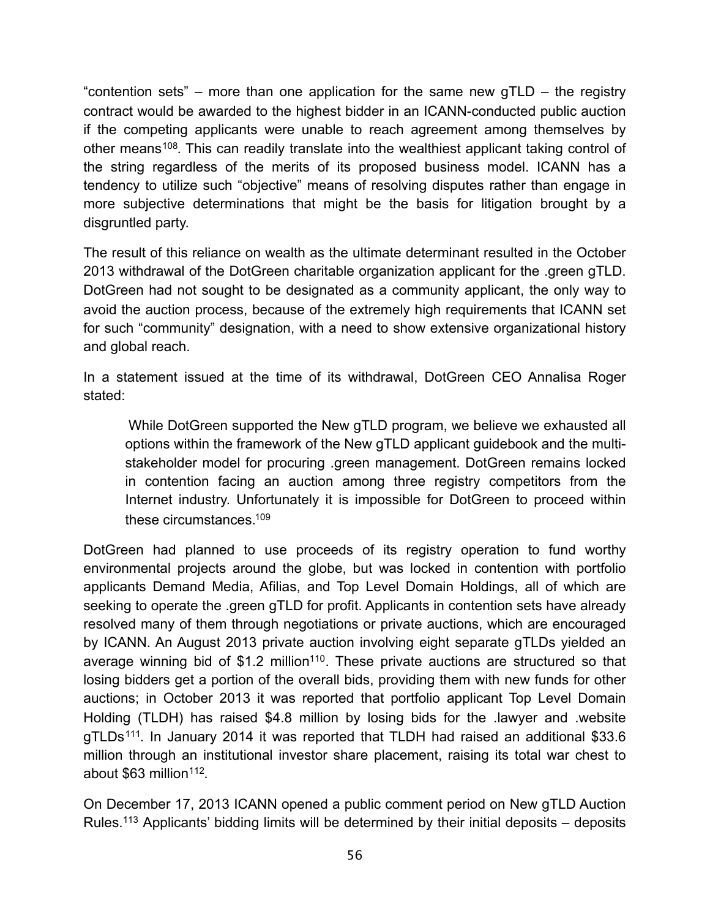"contention sets" – more than one application for the same new gTLD – the registry contract would be awarded to the highest bidder in an ICANN-conducted public auction if the competing applicants were unable to reach agreement among themselves by other means[108]. This can readily translate into the wealthiest applicant taking control of the string regardless of the merits of its proposed business model. ICANN has a tendency to utilize such "objective" means of resolving disputes rather than engage in more subjective determinations that might be the basis for litigation brought by a disgruntled party.

The result of this reliance on wealth as the ultimate determinant resulted in the October 2013 withdrawal of the DotGreen charitable organization applicant for the .green gTLD. DotGreen had not sought to be designated as a community applicant, the only way to avoid the auction process, because of the extremely high requirements that ICANN set for such "community" designation, with a need to show extensive organizational history and global reach.

In a statement issued at the time of its withdrawal, DotGreen CEO Annalisa Roger stated:

> While DotGreen supported the New gTLD program, we believe we exhausted all options within the framework of the New gTLD applicant guidebook and the multi-stakeholder model for procuring .green management. DotGreen remains locked in contention facing an auction among three registry competitors from the Internet industry. Unfortunately it is impossible for DotGreen to proceed within these circumstances.[109]

DotGreen had planned to use proceeds of its registry operation to fund worthy environmental projects around the globe, but was locked in contention with portfolio applicants Demand Media, Afilias, and Top Level Domain Holdings, all of which are seeking to operate the .green gTLD for profit. Applicants in contention sets have already resolved many of them through negotiations or private auctions, which are encouraged by ICANN. An August 2013 private auction involving eight separate gTLDs yielded an average winning bid of $1.2 million[110]. These private auctions are structured so that losing bidders get a portion of the overall bids, providing them with new funds for other auctions; in October 2013 it was reported that portfolio applicant Top Level Domain Holding (TLDH) has raised $4.8 million by losing bids for the .lawyer and .website gTLDs[111]. In January 2014 it was reported that TLDH had raised an additional $33.6 million through an institutional investor share placement, raising its total war chest to about $63 million[112].

On December 17, 2013 ICANN opened a public comment period on New gTLD Auction Rules.[113] Applicants' bidding limits will be determined by their initial deposits – deposits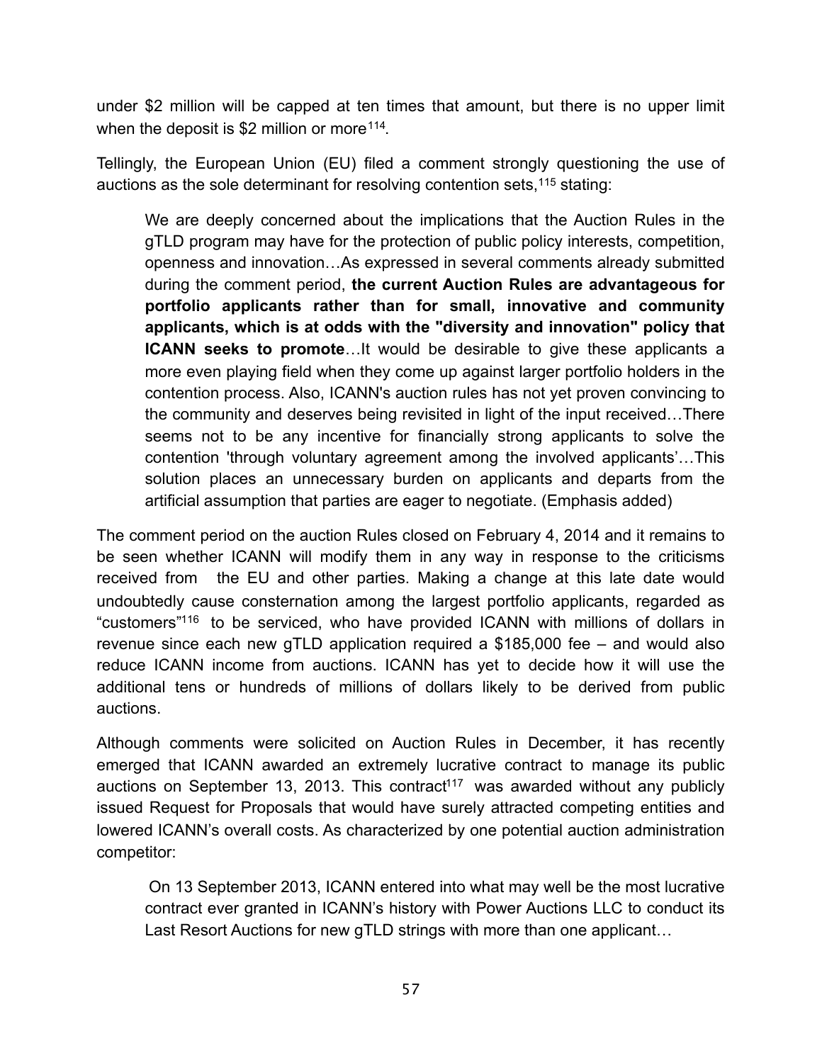under $2 million will be capped at ten times that amount, but there is no upper limit when the deposit is $2 million or more[114].

Tellingly, the European Union (EU) filed a comment strongly questioning the use of auctions as the sole determinant for resolving contention sets,[115] stating:

> We are deeply concerned about the implications that the Auction Rules in the gTLD program may have for the protection of public policy interests, competition, openness and innovation…As expressed in several comments already submitted during the comment period, **the current Auction Rules are advantageous for portfolio applicants rather than for small, innovative and community applicants, which is at odds with the "diversity and innovation" policy that ICANN seeks to promote**…It would be desirable to give these applicants a more even playing field when they come up against larger portfolio holders in the contention process. Also, ICANN's auction rules has not yet proven convincing to the community and deserves being revisited in light of the input received…There seems not to be any incentive for financially strong applicants to solve the contention 'through voluntary agreement among the involved applicants'…This solution places an unnecessary burden on applicants and departs from the artificial assumption that parties are eager to negotiate. (Emphasis added)

The comment period on the auction Rules closed on February 4, 2014 and it remains to be seen whether ICANN will modify them in any way in response to the criticisms received from the EU and other parties. Making a change at this late date would undoubtedly cause consternation among the largest portfolio applicants, regarded as "customers"[116] to be serviced, who have provided ICANN with millions of dollars in revenue since each new gTLD application required a $185,000 fee – and would also reduce ICANN income from auctions. ICANN has yet to decide how it will use the additional tens or hundreds of millions of dollars likely to be derived from public auctions.

Although comments were solicited on Auction Rules in December, it has recently emerged that ICANN awarded an extremely lucrative contract to manage its public auctions on September 13, 2013. This contract[117] was awarded without any publicly issued Request for Proposals that would have surely attracted competing entities and lowered ICANN's overall costs. As characterized by one potential auction administration competitor:

> On 13 September 2013, ICANN entered into what may well be the most lucrative contract ever granted in ICANN's history with Power Auctions LLC to conduct its Last Resort Auctions for new gTLD strings with more than one applicant…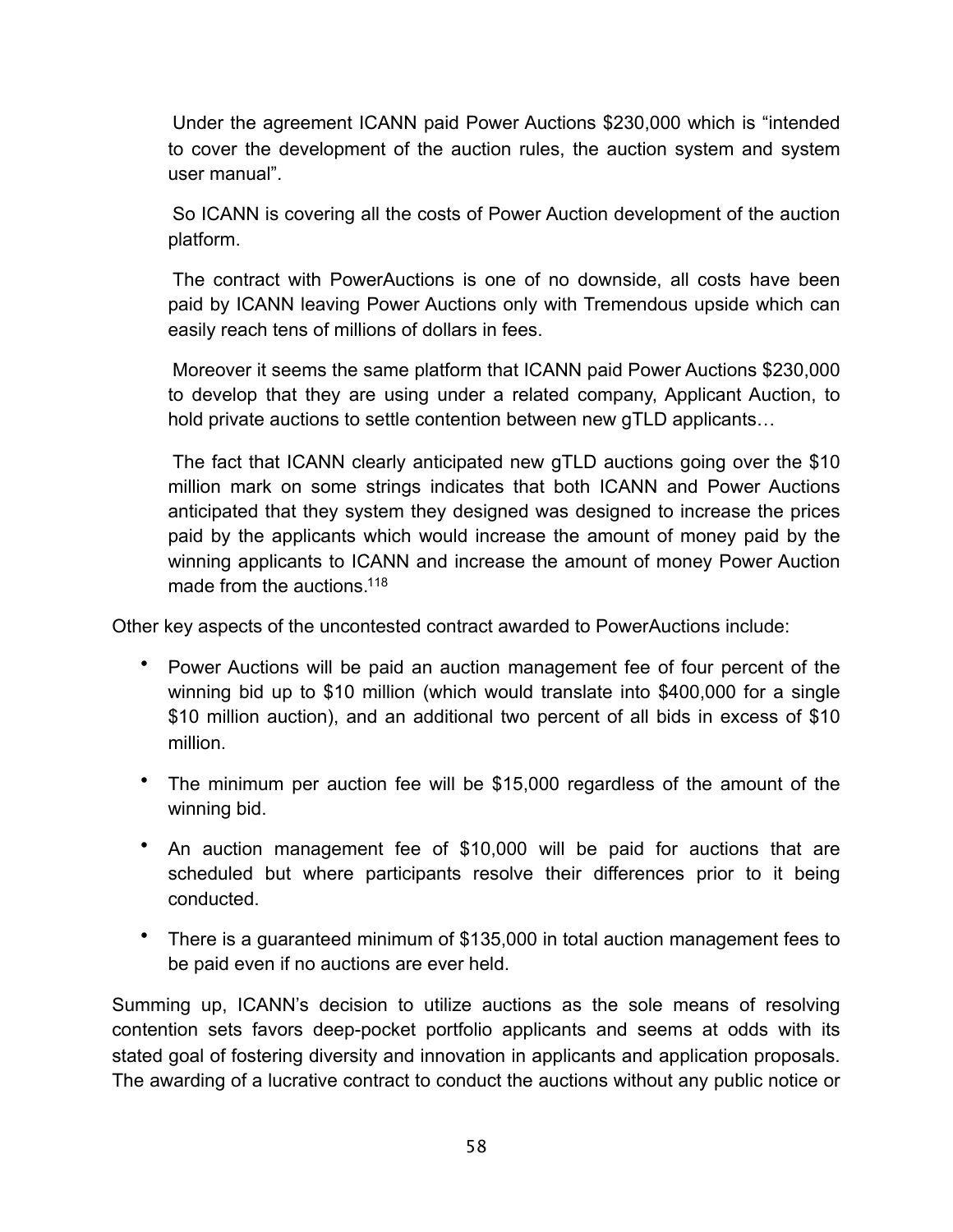> Under the agreement ICANN paid Power Auctions $230,000 which is "intended to cover the development of the auction rules, the auction system and system user manual".
>
> So ICANN is covering all the costs of Power Auction development of the auction platform.
>
> The contract with PowerAuctions is one of no downside, all costs have been paid by ICANN leaving Power Auctions only with Tremendous upside which can easily reach tens of millions of dollars in fees.
>
> Moreover it seems the same platform that ICANN paid Power Auctions $230,000 to develop that they are using under a related company, Applicant Auction, to hold private auctions to settle contention between new gTLD applicants…
>
> The fact that ICANN clearly anticipated new gTLD auctions going over the $10 million mark on some strings indicates that both ICANN and Power Auctions anticipated that they system they designed was designed to increase the prices paid by the applicants which would increase the amount of money paid by the winning applicants to ICANN and increase the amount of money Power Auction made from the auctions.[118]

Other key aspects of the uncontested contract awarded to PowerAuctions include:

- Power Auctions will be paid an auction management fee of four percent of the winning bid up to $10 million (which would translate into $400,000 for a single $10 million auction), and an additional two percent of all bids in excess of $10 million.
- The minimum per auction fee will be $15,000 regardless of the amount of the winning bid.
- An auction management fee of $10,000 will be paid for auctions that are scheduled but where participants resolve their differences prior to it being conducted.
- There is a guaranteed minimum of $135,000 in total auction management fees to be paid even if no auctions are ever held.

Summing up, ICANN's decision to utilize auctions as the sole means of resolving contention sets favors deep-pocket portfolio applicants and seems at odds with its stated goal of fostering diversity and innovation in applicants and application proposals. The awarding of a lucrative contract to conduct the auctions without any public notice or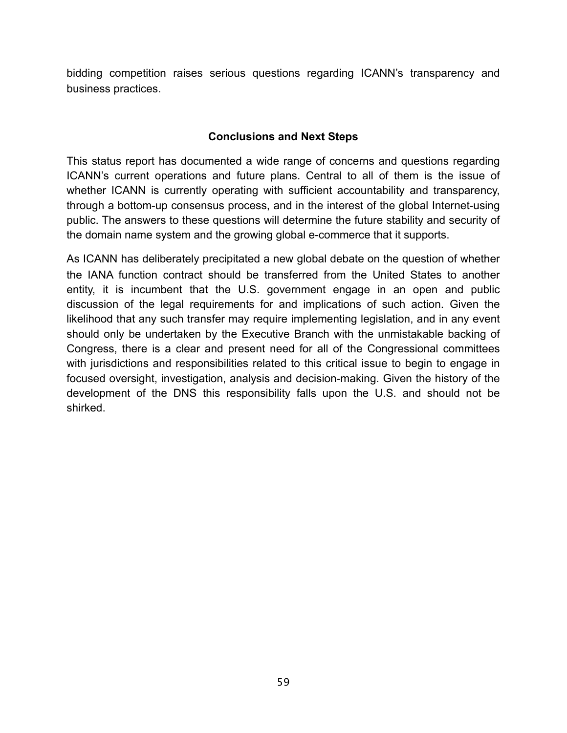bidding competition raises serious questions regarding ICANN's transparency and business practices.

## Conclusions and Next Steps

This status report has documented a wide range of concerns and questions regarding ICANN's current operations and future plans. Central to all of them is the issue of whether ICANN is currently operating with sufficient accountability and transparency, through a bottom-up consensus process, and in the interest of the global Internet-using public. The answers to these questions will determine the future stability and security of the domain name system and the growing global e-commerce that it supports.

As ICANN has deliberately precipitated a new global debate on the question of whether the IANA function contract should be transferred from the United States to another entity, it is incumbent that the U.S. government engage in an open and public discussion of the legal requirements for and implications of such action. Given the likelihood that any such transfer may require implementing legislation, and in any event should only be undertaken by the Executive Branch with the unmistakable backing of Congress, there is a clear and present need for all of the Congressional committees with jurisdictions and responsibilities related to this critical issue to begin to engage in focused oversight, investigation, analysis and decision-making. Given the history of the development of the DNS this responsibility falls upon the U.S. and should not be shirked.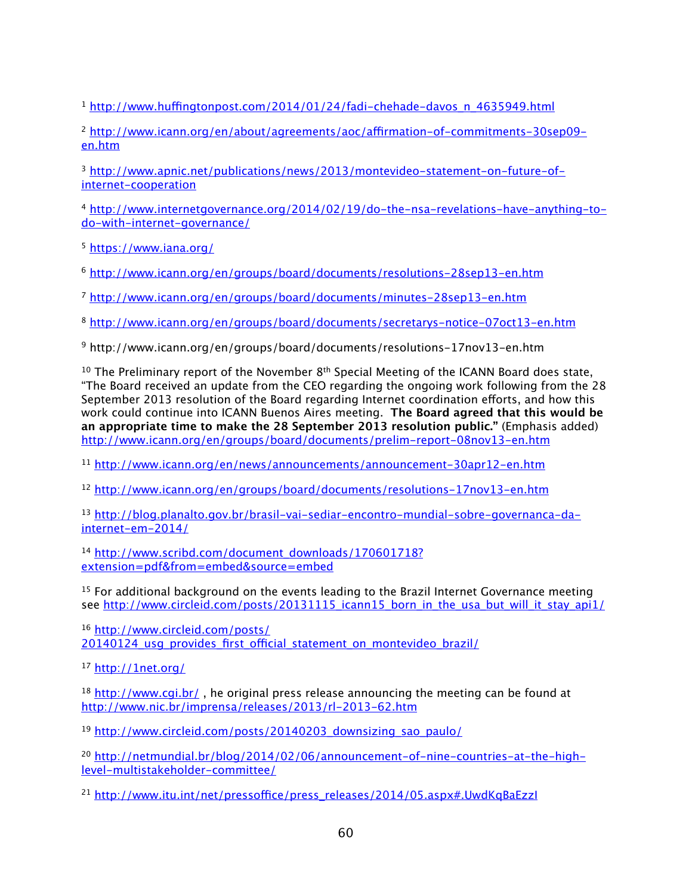[1] http://www.huffingtonpost.com/2014/01/24/fadi-chehade-davos_n_4635949.html

[2] http://www.icann.org/en/about/agreements/aoc/affirmation-of-commitments-30sep09-en.htm

[3] http://www.apnic.net/publications/news/2013/montevideo-statement-on-future-of-internet-cooperation

[4] http://www.internetgovernance.org/2014/02/19/do-the-nsa-revelations-have-anything-to-do-with-internet-governance/

[5] https://www.iana.org/

[6] http://www.icann.org/en/groups/board/documents/resolutions-28sep13-en.htm

[7] http://www.icann.org/en/groups/board/documents/minutes-28sep13-en.htm

[8] http://www.icann.org/en/groups/board/documents/secretarys-notice-07oct13-en.htm

[9] http://www.icann.org/en/groups/board/documents/resolutions-17nov13-en.htm

[10] The Preliminary report of the November 8th Special Meeting of the ICANN Board does state, "The Board received an update from the CEO regarding the ongoing work following from the 28 September 2013 resolution of the Board regarding Internet coordination efforts, and how this work could continue into ICANN Buenos Aires meeting. **The Board agreed that this would be an appropriate time to make the 28 September 2013 resolution public."** (Emphasis added) http://www.icann.org/en/groups/board/documents/prelim-report-08nov13-en.htm

[11] http://www.icann.org/en/news/announcements/announcement-30apr12-en.htm

[12] http://www.icann.org/en/groups/board/documents/resolutions-17nov13-en.htm

[13] http://blog.planalto.gov.br/brasil-vai-sediar-encontro-mundial-sobre-governanca-da-internet-em-2014/

[14] http://www.scribd.com/document_downloads/170601718?extension=pdf&from=embed&source=embed

[15] For additional background on the events leading to the Brazil Internet Governance meeting see http://www.circleid.com/posts/20131115_icann15_born_in_the_usa_but_will_it_stay_api1/

[16] http://www.circleid.com/posts/20140124_usg_provides_first_official_statement_on_montevideo_brazil/

[17] http://1net.org/

[18] http://www.cgi.br/ , he original press release announcing the meeting can be found at http://www.nic.br/imprensa/releases/2013/rl-2013-62.htm

[19] http://www.circleid.com/posts/20140203_downsizing_sao_paulo/

[20] http://netmundial.br/blog/2014/02/06/announcement-of-nine-countries-at-the-high-level-multistakeholder-committee/

[21] http://www.itu.int/net/pressoffice/press_releases/2014/05.aspx#.UwdKqBaEzzI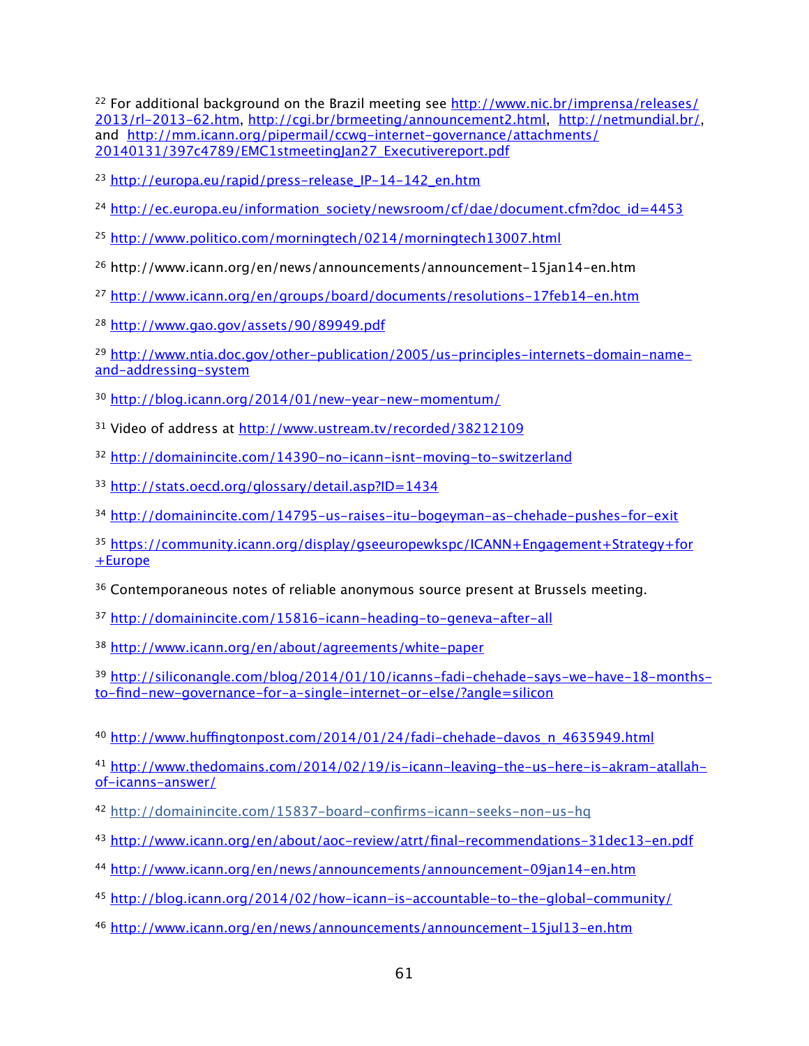[22] For additional background on the Brazil meeting see http://www.nic.br/imprensa/releases/2013/rl-2013-62.htm, http://cgi.br/brmeeting/announcement2.html, http://netmundial.br/, and http://mm.icann.org/pipermail/ccwg-internet-governance/attachments/20140131/397c4789/EMC1stmeetingJan27_Executivereport.pdf

[23] http://europa.eu/rapid/press-release_IP-14-142_en.htm

[24] http://ec.europa.eu/information_society/newsroom/cf/dae/document.cfm?doc_id=4453

[25] http://www.politico.com/morningtech/0214/morningtech13007.html

[26] http://www.icann.org/en/news/announcements/announcement-15jan14-en.htm

[27] http://www.icann.org/en/groups/board/documents/resolutions-17feb14-en.htm

[28] http://www.gao.gov/assets/90/89949.pdf

[29] http://www.ntia.doc.gov/other-publication/2005/us-principles-internets-domain-name-and-addressing-system

[30] http://blog.icann.org/2014/01/new-year-new-momentum/

[31] Video of address at http://www.ustream.tv/recorded/38212109

[32] http://domainincite.com/14390-no-icann-isnt-moving-to-switzerland

[33] http://stats.oecd.org/glossary/detail.asp?ID=1434

[34] http://domainincite.com/14795-us-raises-itu-bogeyman-as-chehade-pushes-for-exit

[35] https://community.icann.org/display/gseeuropewkspc/ICANN+Engagement+Strategy+for+Europe

[36] Contemporaneous notes of reliable anonymous source present at Brussels meeting.

[37] http://domainincite.com/15816-icann-heading-to-geneva-after-all

[38] http://www.icann.org/en/about/agreements/white-paper

[39] http://siliconangle.com/blog/2014/01/10/icanns-fadi-chehade-says-we-have-18-months-to-find-new-governance-for-a-single-internet-or-else/?angle=silicon

[40] http://www.huffingtonpost.com/2014/01/24/fadi-chehade-davos_n_4635949.html

[41] http://www.thedomains.com/2014/02/19/is-icann-leaving-the-us-here-is-akram-atallah-of-icanns-answer/

[42] http://domainincite.com/15837-board-confirms-icann-seeks-non-us-hq

[43] http://www.icann.org/en/about/aoc-review/atrt/final-recommendations-31dec13-en.pdf

[44] http://www.icann.org/en/news/announcements/announcement-09jan14-en.htm

[45] http://blog.icann.org/2014/02/how-icann-is-accountable-to-the-global-community/

[46] http://www.icann.org/en/news/announcements/announcement-15jul13-en.htm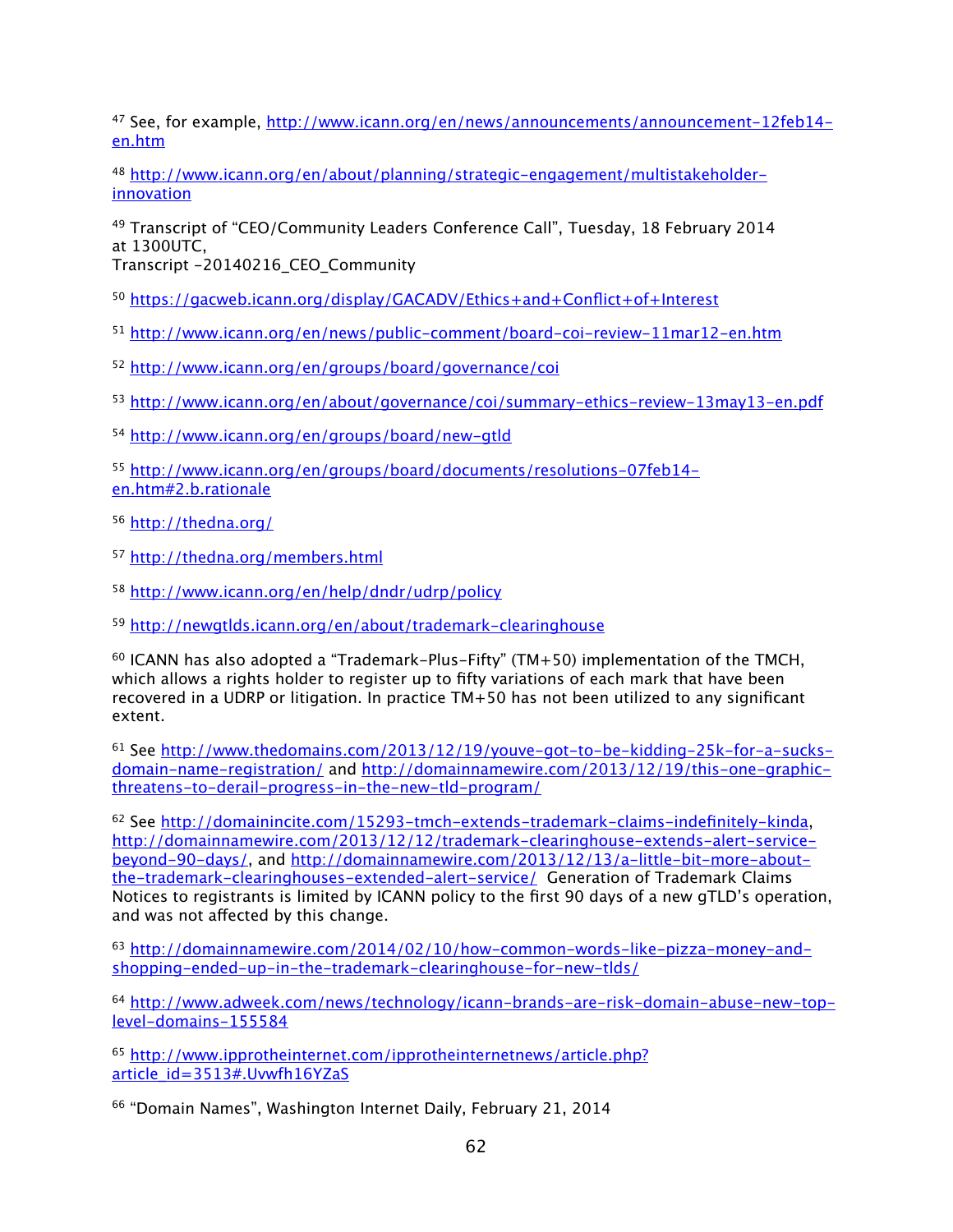[47] See, for example, http://www.icann.org/en/news/announcements/announcement-12feb14-en.htm

[48] http://www.icann.org/en/about/planning/strategic-engagement/multistakeholder-innovation

[49] Transcript of "CEO/Community Leaders Conference Call", Tuesday, 18 February 2014 at 1300UTC,
Transcript -20140216_CEO_Community

[50] https://gacweb.icann.org/display/GACADV/Ethics+and+Conflict+of+Interest

[51] http://www.icann.org/en/news/public-comment/board-coi-review-11mar12-en.htm

[52] http://www.icann.org/en/groups/board/governance/coi

[53] http://www.icann.org/en/about/governance/coi/summary-ethics-review-13may13-en.pdf

[54] http://www.icann.org/en/groups/board/new-gtld

[55] http://www.icann.org/en/groups/board/documents/resolutions-07feb14-en.htm#2.b.rationale

[56] http://thedna.org/

[57] http://thedna.org/members.html

[58] http://www.icann.org/en/help/dndr/udrp/policy

[59] http://newgtlds.icann.org/en/about/trademark-clearinghouse

[60] ICANN has also adopted a "Trademark-Plus-Fifty" (TM+50) implementation of the TMCH, which allows a rights holder to register up to fifty variations of each mark that have been recovered in a UDRP or litigation. In practice TM+50 has not been utilized to any significant extent.

[61] See http://www.thedomains.com/2013/12/19/youve-got-to-be-kidding-25k-for-a-sucks-domain-name-registration/ and http://domainnamewire.com/2013/12/19/this-one-graphic-threatens-to-derail-progress-in-the-new-tld-program/

[62] See http://domainincite.com/15293-tmch-extends-trademark-claims-indefinitely-kinda, http://domainnamewire.com/2013/12/12/trademark-clearinghouse-extends-alert-service-beyond-90-days/, and http://domainnamewire.com/2013/12/13/a-little-bit-more-about-the-trademark-clearinghouses-extended-alert-service/ Generation of Trademark Claims Notices to registrants is limited by ICANN policy to the first 90 days of a new gTLD's operation, and was not affected by this change.

[63] http://domainnamewire.com/2014/02/10/how-common-words-like-pizza-money-and-shopping-ended-up-in-the-trademark-clearinghouse-for-new-tlds/

[64] http://www.adweek.com/news/technology/icann-brands-are-risk-domain-abuse-new-top-level-domains-155584

[65] http://www.ipprotheinternet.com/ipprotheinternetnews/article.php?article_id=3513#.Uvwfh16YZaS

[66] "Domain Names", Washington Internet Daily, February 21, 2014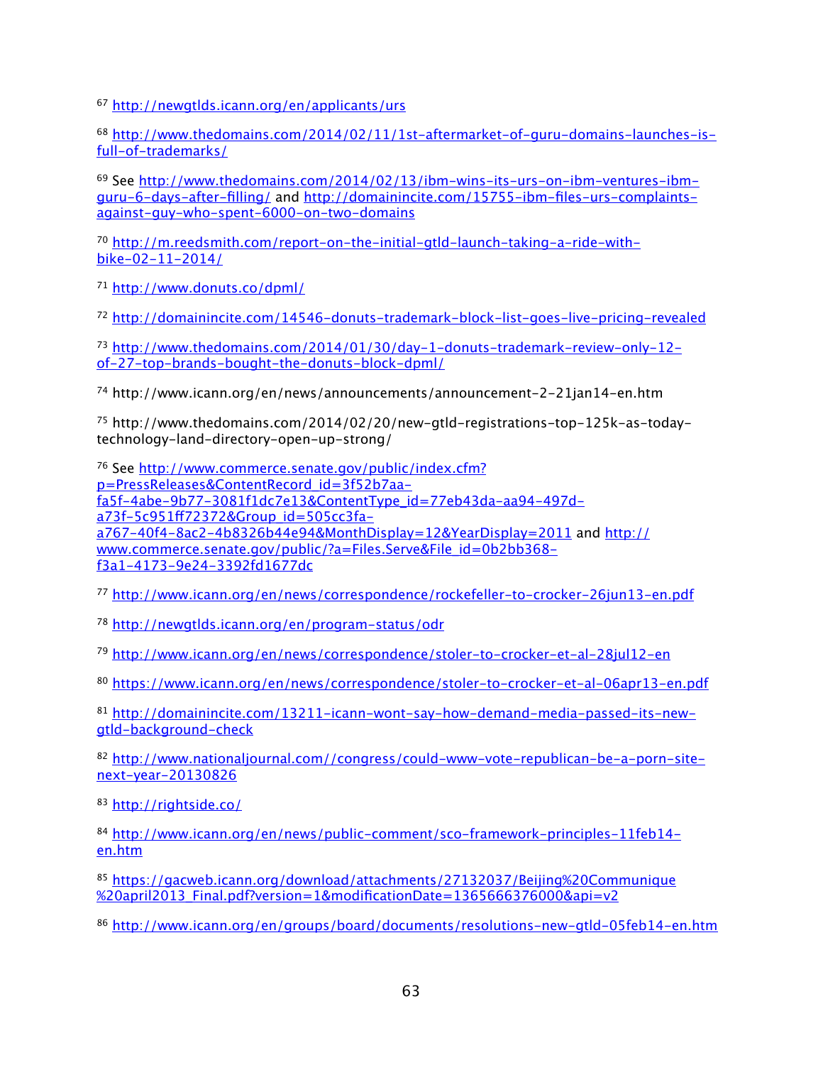[67] http://newgtlds.icann.org/en/applicants/urs

[68] http://www.thedomains.com/2014/02/11/1st-aftermarket-of-guru-domains-launches-is-full-of-trademarks/

[69] See http://www.thedomains.com/2014/02/13/ibm-wins-its-urs-on-ibm-ventures-ibm-guru-6-days-after-filling/ and http://domainincite.com/15755-ibm-files-urs-complaints-against-guy-who-spent-6000-on-two-domains

[70] http://m.reedsmith.com/report-on-the-initial-gtld-launch-taking-a-ride-with-bike-02-11-2014/

[71] http://www.donuts.co/dpml/

[72] http://domainincite.com/14546-donuts-trademark-block-list-goes-live-pricing-revealed

[73] http://www.thedomains.com/2014/01/30/day-1-donuts-trademark-review-only-12-of-27-top-brands-bought-the-donuts-block-dpml/

[74] http://www.icann.org/en/news/announcements/announcement-2-21jan14-en.htm

[75] http://www.thedomains.com/2014/02/20/new-gtld-registrations-top-125k-as-today-technology-land-directory-open-up-strong/

[76] See http://www.commerce.senate.gov/public/index.cfm?p=PressReleases&ContentRecord_id=3f52b7aa-fa5f-4abe-9b77-3081f1dc7e13&ContentType_id=77eb43da-aa94-497d-a73f-5c951ff72372&Group_id=505cc3fa-a767-40f4-8ac2-4b8326b44e94&MonthDisplay=12&YearDisplay=2011 and http://www.commerce.senate.gov/public/?a=Files.Serve&File_id=0b2bb368-f3a1-4173-9e24-3392fd1677dc

[77] http://www.icann.org/en/news/correspondence/rockefeller-to-crocker-26jun13-en.pdf

[78] http://newgtlds.icann.org/en/program-status/odr

[79] http://www.icann.org/en/news/correspondence/stoler-to-crocker-et-al-28jul12-en

[80] https://www.icann.org/en/news/correspondence/stoler-to-crocker-et-al-06apr13-en.pdf

[81] http://domainincite.com/13211-icann-wont-say-how-demand-media-passed-its-new-gtld-background-check

[82] http://www.nationaljournal.com//congress/could-www-vote-republican-be-a-porn-site-next-year-20130826

[83] http://rightside.co/

[84] http://www.icann.org/en/news/public-comment/sco-framework-principles-11feb14-en.htm

[85] https://gacweb.icann.org/download/attachments/27132037/Beijing%20Communique%20april2013_Final.pdf?version=1&modificationDate=1365666376000&api=v2

[86] http://www.icann.org/en/groups/board/documents/resolutions-new-gtld-05feb14-en.htm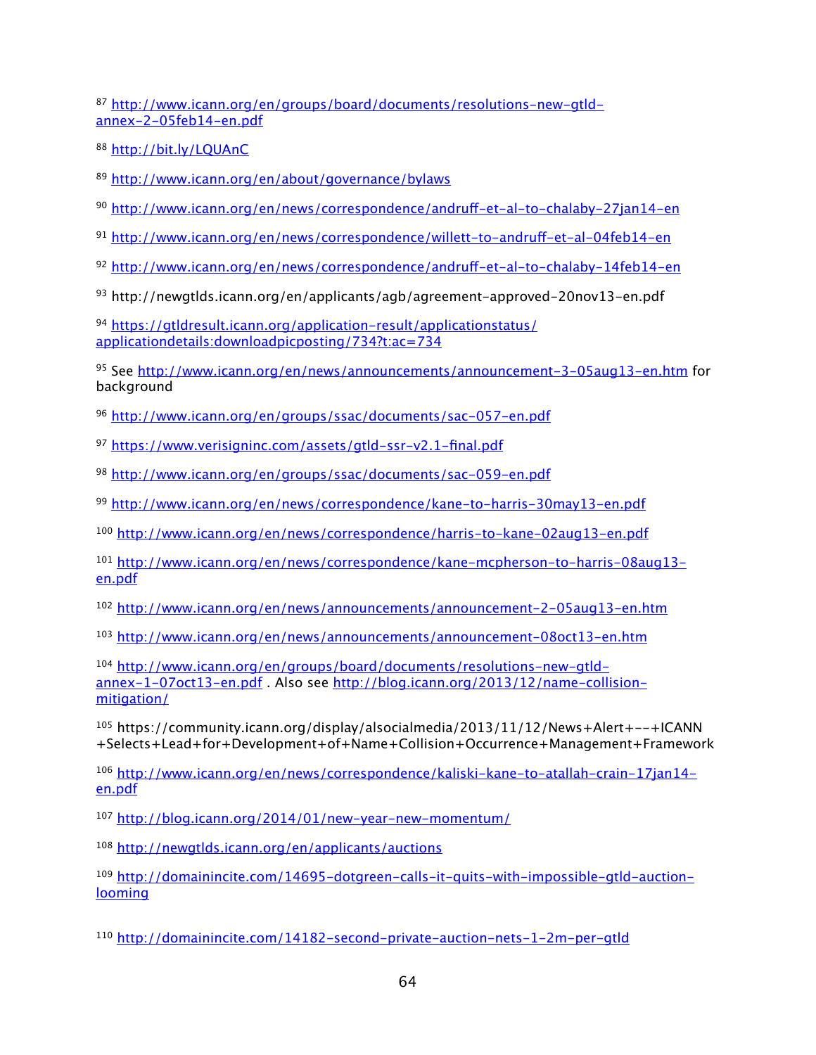[87] http://www.icann.org/en/groups/board/documents/resolutions-new-gtld-annex-2-05feb14-en.pdf

[88] http://bit.ly/LQUAnC

[89] http://www.icann.org/en/about/governance/bylaws

[90] http://www.icann.org/en/news/correspondence/andruff-et-al-to-chalaby-27jan14-en

[91] http://www.icann.org/en/news/correspondence/willett-to-andruff-et-al-04feb14-en

[92] http://www.icann.org/en/news/correspondence/andruff-et-al-to-chalaby-14feb14-en

[93] http://newgtlds.icann.org/en/applicants/agb/agreement-approved-20nov13-en.pdf

[94] https://gtldresult.icann.org/application-result/applicationstatus/applicationdetails:downloadpicposting/734?t:ac=734

[95] See http://www.icann.org/en/news/announcements/announcement-3-05aug13-en.htm for background

[96] http://www.icann.org/en/groups/ssac/documents/sac-057-en.pdf

[97] https://www.verisigninc.com/assets/gtld-ssr-v2.1-final.pdf

[98] http://www.icann.org/en/groups/ssac/documents/sac-059-en.pdf

[99] http://www.icann.org/en/news/correspondence/kane-to-harris-30may13-en.pdf

[100] http://www.icann.org/en/news/correspondence/harris-to-kane-02aug13-en.pdf

[101] http://www.icann.org/en/news/correspondence/kane-mcpherson-to-harris-08aug13-en.pdf

[102] http://www.icann.org/en/news/announcements/announcement-2-05aug13-en.htm

[103] http://www.icann.org/en/news/announcements/announcement-08oct13-en.htm

[104] http://www.icann.org/en/groups/board/documents/resolutions-new-gtld-annex-1-07oct13-en.pdf . Also see http://blog.icann.org/2013/12/name-collision-mitigation/

[105] https://community.icann.org/display/alsocialmedia/2013/11/12/News+Alert+--+ICANN+Selects+Lead+for+Development+of+Name+Collision+Occurrence+Management+Framework

[106] http://www.icann.org/en/news/correspondence/kaliski-kane-to-atallah-crain-17jan14-en.pdf

[107] http://blog.icann.org/2014/01/new-year-new-momentum/

[108] http://newgtlds.icann.org/en/applicants/auctions

[109] http://domainincite.com/14695-dotgreen-calls-it-quits-with-impossible-gtld-auction-looming

[110] http://domainincite.com/14182-second-private-auction-nets-1-2m-per-gtld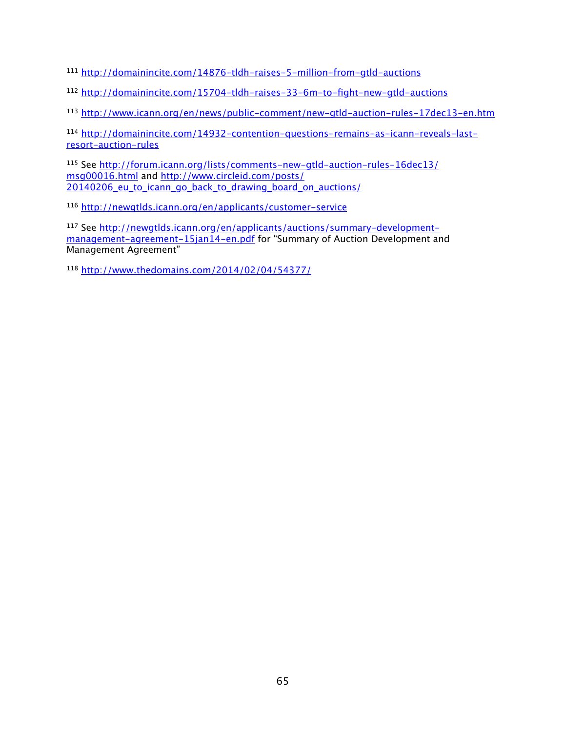[111] http://domainincite.com/14876-tldh-raises-5-million-from-gtld-auctions

[112] http://domainincite.com/15704-tldh-raises-33-6m-to-fight-new-gtld-auctions

[113] http://www.icann.org/en/news/public-comment/new-gtld-auction-rules-17dec13-en.htm

[114] http://domainincite.com/14932-contention-questions-remains-as-icann-reveals-last-resort-auction-rules

[115] See http://forum.icann.org/lists/comments-new-gtld-auction-rules-16dec13/msg00016.html and http://www.circleid.com/posts/20140206_eu_to_icann_go_back_to_drawing_board_on_auctions/

[116] http://newgtlds.icann.org/en/applicants/customer-service

[117] See http://newgtlds.icann.org/en/applicants/auctions/summary-development-management-agreement-15jan14-en.pdf for "Summary of Auction Development and Management Agreement"

[118] http://www.thedomains.com/2014/02/04/54377/